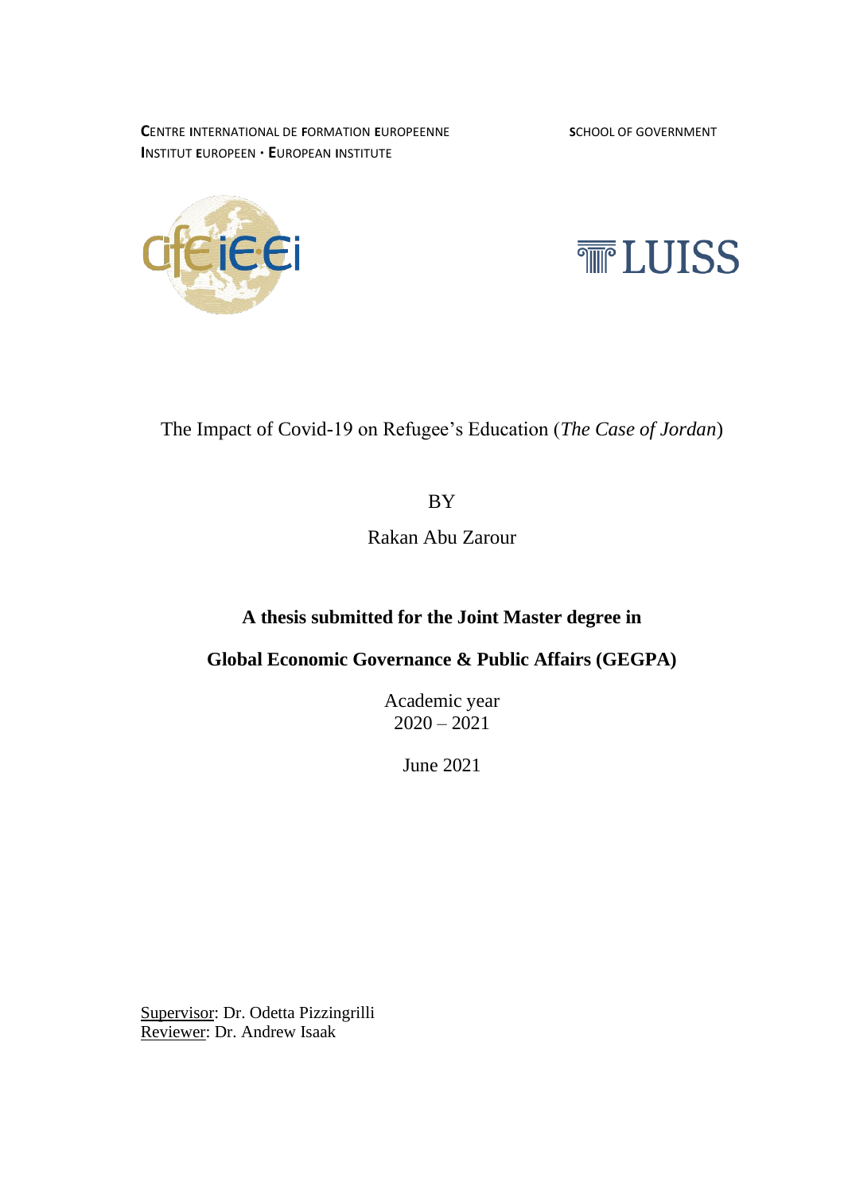**C**ENTRE **I**NTERNATIONAL DE **F**ORMATION **E**UROPEENNE
**I**NSTITUT **E**UROPEEN · **E**UROPEAN **I**NSTITUTE

**S**CHOOL OF GOVERNMENT

The Impact of Covid-19 on Refugee's Education (*The Case of Jordan*)

BY

Rakan Abu Zarour

**A thesis submitted for the Joint Master degree in**

**Global Economic Governance & Public Affairs (GEGPA)**

Academic year
2020 – 2021

June 2021

Supervisor: Dr. Odetta Pizzingrilli
Reviewer: Dr. Andrew Isaak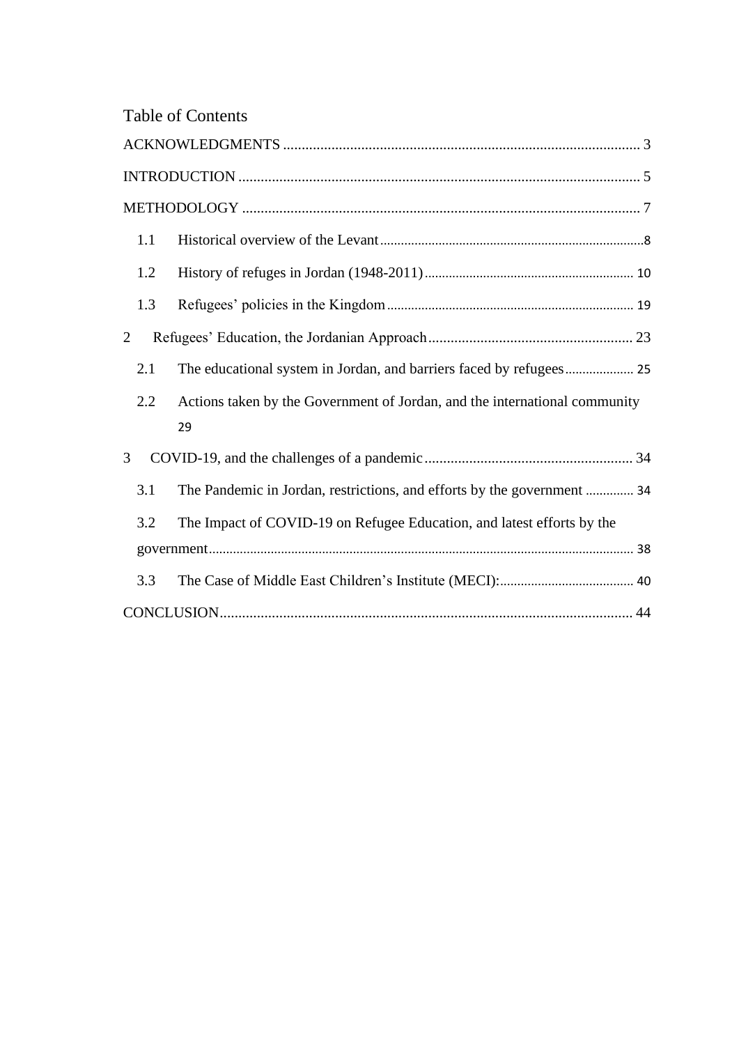# Table of Contents

ACKNOWLEDGMENTS ............................................................................................... 3

INTRODUCTION ........................................................................................................... 5

METHODOLOGY .......................................................................................................... 7

1.1 Historical overview of the Levant ............................................................................ 8

1.2 History of refuges in Jordan (1948-2011) ............................................................ 10

1.3 Refugees' policies in the Kingdom ....................................................................... 19

2 Refugees' Education, the Jordanian Approach ....................................................... 23

2.1 The educational system in Jordan, and barriers faced by refugees .................... 25

2.2 Actions taken by the Government of Jordan, and the international community 29

3 COVID-19, and the challenges of a pandemic ........................................................ 34

3.1 The Pandemic in Jordan, restrictions, and efforts by the government .............. 34

3.2 The Impact of COVID-19 on Refugee Education, and latest efforts by the government ........................................................................................................... 38

3.3 The Case of Middle East Children's Institute (MECI): ...................................... 40

CONCLUSION .............................................................................................................. 44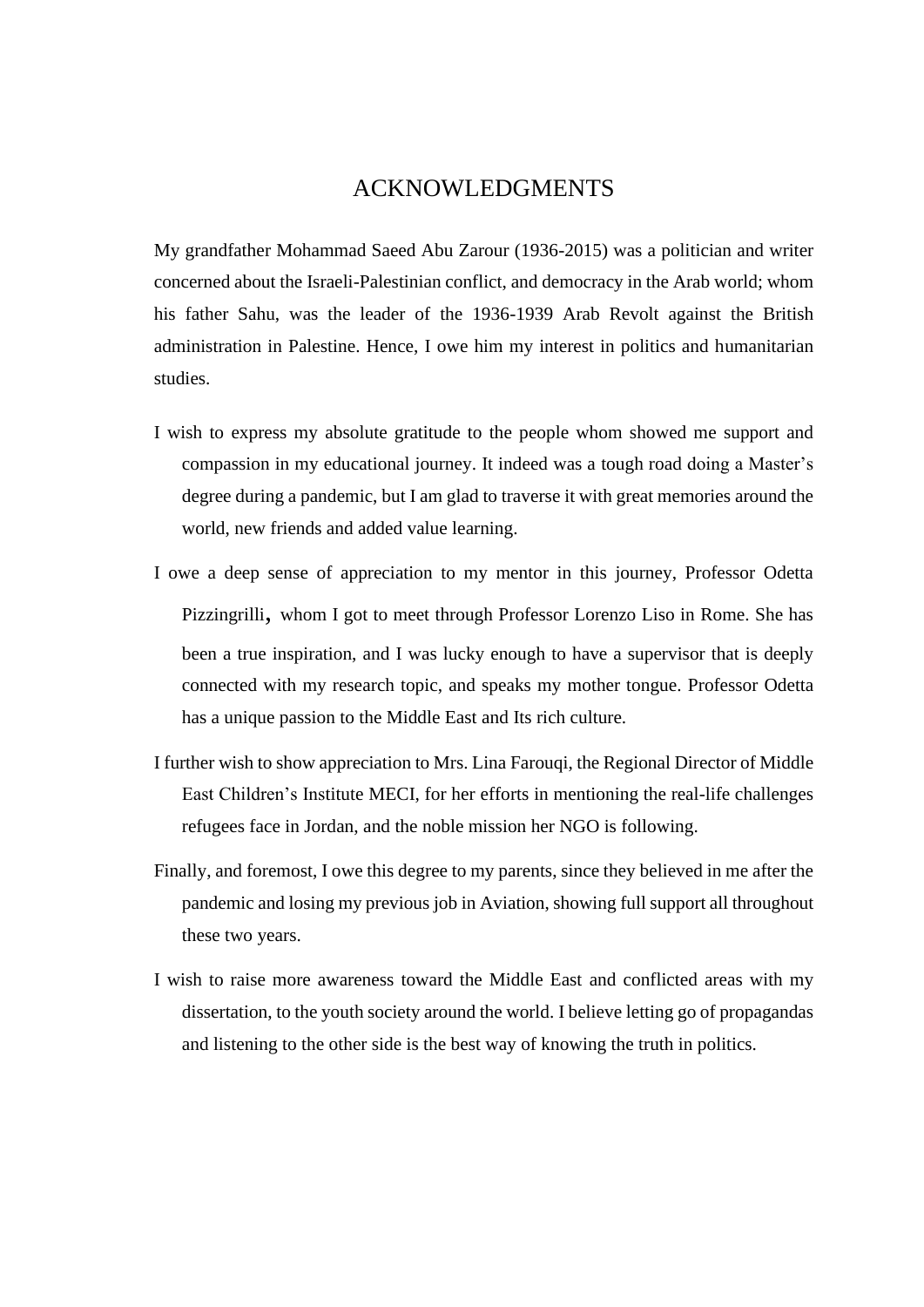# ACKNOWLEDGMENTS

My grandfather Mohammad Saeed Abu Zarour (1936-2015) was a politician and writer concerned about the Israeli-Palestinian conflict, and democracy in the Arab world; whom his father Sahu, was the leader of the 1936-1939 Arab Revolt against the British administration in Palestine. Hence, I owe him my interest in politics and humanitarian studies.

I wish to express my absolute gratitude to the people whom showed me support and compassion in my educational journey. It indeed was a tough road doing a Master's degree during a pandemic, but I am glad to traverse it with great memories around the world, new friends and added value learning.

I owe a deep sense of appreciation to my mentor in this journey, Professor Odetta Pizzingrilli, whom I got to meet through Professor Lorenzo Liso in Rome. She has been a true inspiration, and I was lucky enough to have a supervisor that is deeply connected with my research topic, and speaks my mother tongue. Professor Odetta has a unique passion to the Middle East and Its rich culture.

I further wish to show appreciation to Mrs. Lina Farouqi, the Regional Director of Middle East Children's Institute MECI, for her efforts in mentioning the real-life challenges refugees face in Jordan, and the noble mission her NGO is following.

Finally, and foremost, I owe this degree to my parents, since they believed in me after the pandemic and losing my previous job in Aviation, showing full support all throughout these two years.

I wish to raise more awareness toward the Middle East and conflicted areas with my dissertation, to the youth society around the world. I believe letting go of propagandas and listening to the other side is the best way of knowing the truth in politics.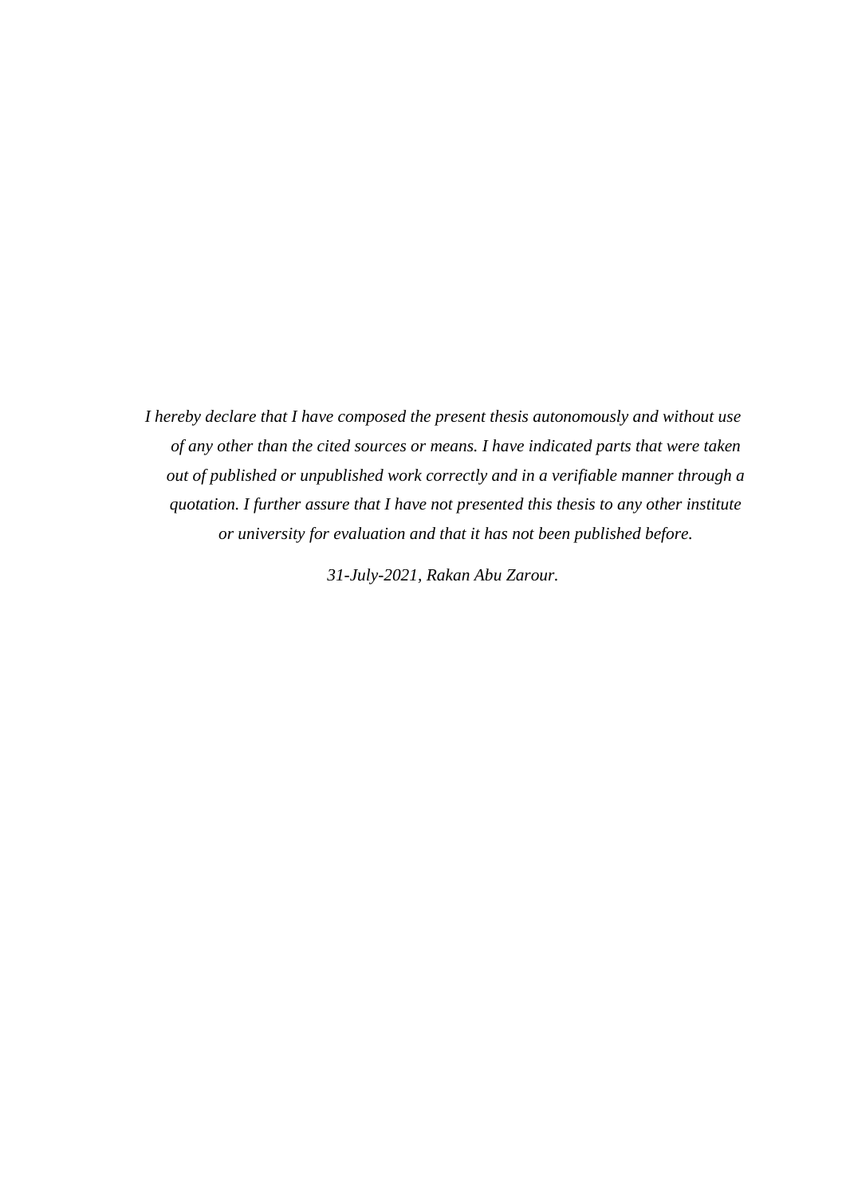*I hereby declare that I have composed the present thesis autonomously and without use of any other than the cited sources or means. I have indicated parts that were taken out of published or unpublished work correctly and in a verifiable manner through a quotation. I further assure that I have not presented this thesis to any other institute or university for evaluation and that it has not been published before.*

*31-July-2021, Rakan Abu Zarour.*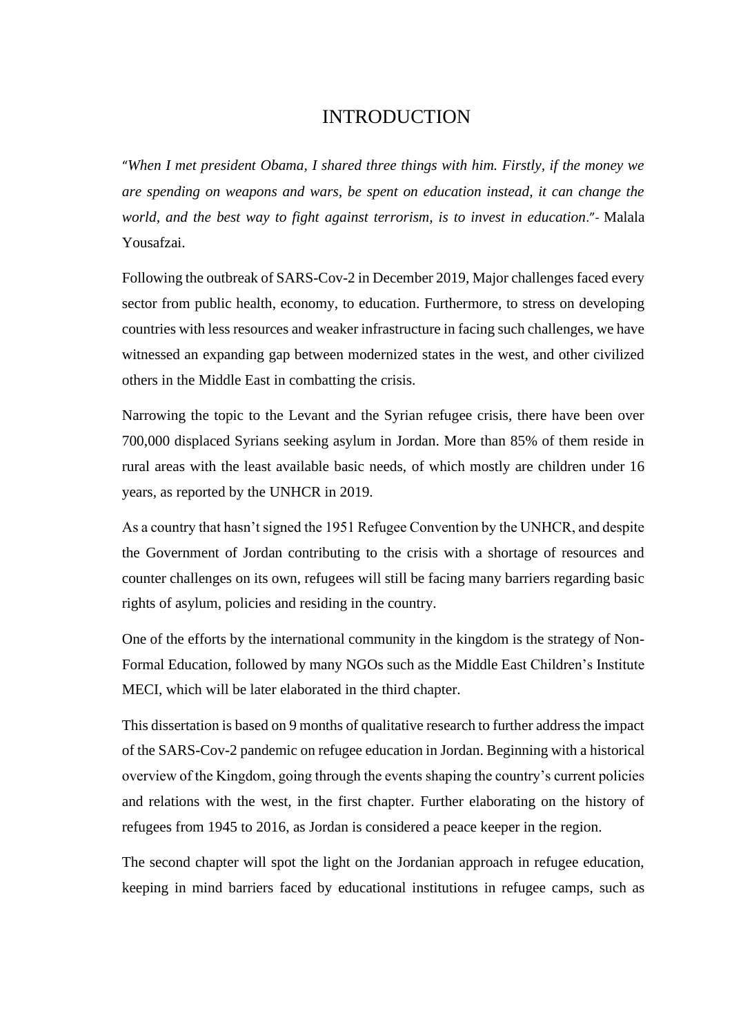# INTRODUCTION

"*When I met president Obama, I shared three things with him. Firstly, if the money we are spending on weapons and wars, be spent on education instead, it can change the world, and the best way to fight against terrorism, is to invest in education*."- Malala Yousafzai.

Following the outbreak of SARS-Cov-2 in December 2019, Major challenges faced every sector from public health, economy, to education. Furthermore, to stress on developing countries with less resources and weaker infrastructure in facing such challenges, we have witnessed an expanding gap between modernized states in the west, and other civilized others in the Middle East in combatting the crisis.

Narrowing the topic to the Levant and the Syrian refugee crisis, there have been over 700,000 displaced Syrians seeking asylum in Jordan. More than 85% of them reside in rural areas with the least available basic needs, of which mostly are children under 16 years, as reported by the UNHCR in 2019.

As a country that hasn't signed the 1951 Refugee Convention by the UNHCR, and despite the Government of Jordan contributing to the crisis with a shortage of resources and counter challenges on its own, refugees will still be facing many barriers regarding basic rights of asylum, policies and residing in the country.

One of the efforts by the international community in the kingdom is the strategy of Non-Formal Education, followed by many NGOs such as the Middle East Children's Institute MECI, which will be later elaborated in the third chapter.

This dissertation is based on 9 months of qualitative research to further address the impact of the SARS-Cov-2 pandemic on refugee education in Jordan. Beginning with a historical overview of the Kingdom, going through the events shaping the country's current policies and relations with the west, in the first chapter. Further elaborating on the history of refugees from 1945 to 2016, as Jordan is considered a peace keeper in the region.

The second chapter will spot the light on the Jordanian approach in refugee education, keeping in mind barriers faced by educational institutions in refugee camps, such as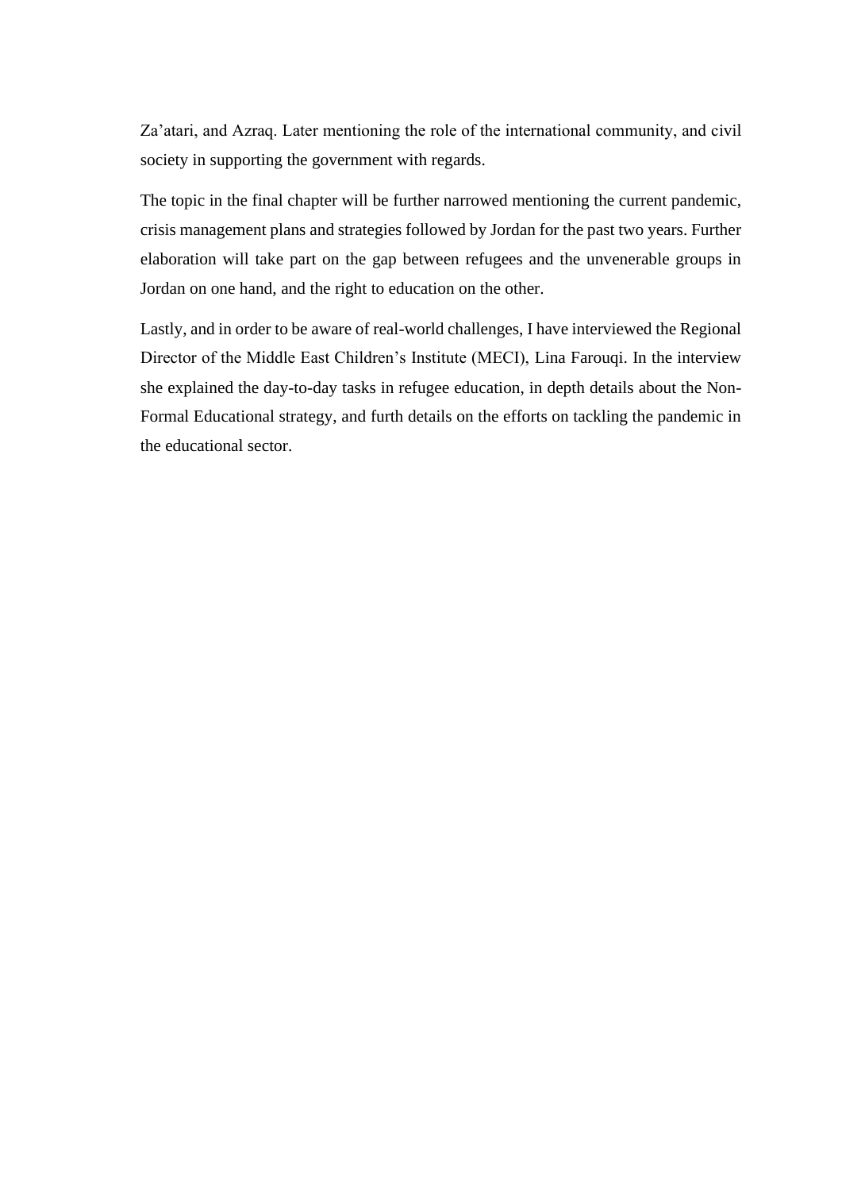Za'atari, and Azraq. Later mentioning the role of the international community, and civil society in supporting the government with regards.

The topic in the final chapter will be further narrowed mentioning the current pandemic, crisis management plans and strategies followed by Jordan for the past two years. Further elaboration will take part on the gap between refugees and the unvenerable groups in Jordan on one hand, and the right to education on the other.

Lastly, and in order to be aware of real-world challenges, I have interviewed the Regional Director of the Middle East Children's Institute (MECI), Lina Farouqi. In the interview she explained the day-to-day tasks in refugee education, in depth details about the Non-Formal Educational strategy, and furth details on the efforts on tackling the pandemic in the educational sector.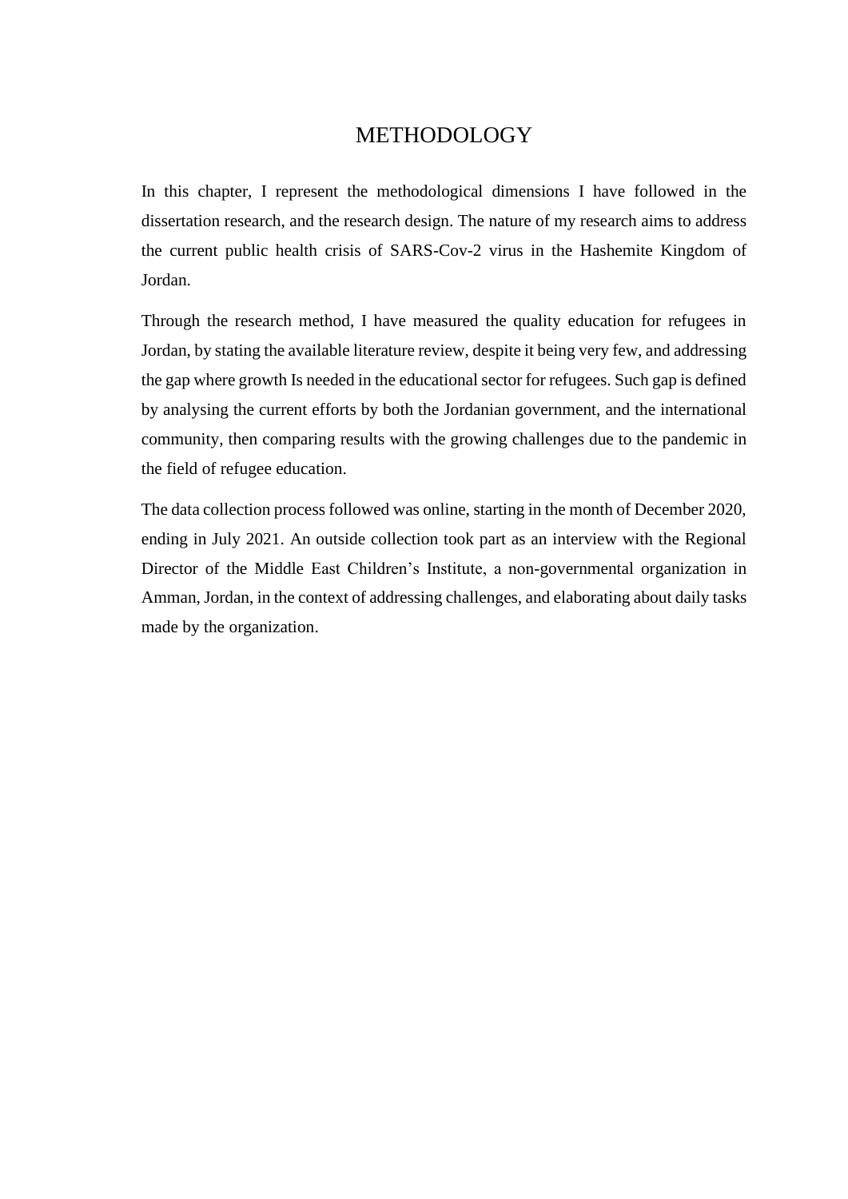# METHODOLOGY

In this chapter, I represent the methodological dimensions I have followed in the dissertation research, and the research design. The nature of my research aims to address the current public health crisis of SARS-Cov-2 virus in the Hashemite Kingdom of Jordan.

Through the research method, I have measured the quality education for refugees in Jordan, by stating the available literature review, despite it being very few, and addressing the gap where growth Is needed in the educational sector for refugees. Such gap is defined by analysing the current efforts by both the Jordanian government, and the international community, then comparing results with the growing challenges due to the pandemic in the field of refugee education.

The data collection process followed was online, starting in the month of December 2020, ending in July 2021. An outside collection took part as an interview with the Regional Director of the Middle East Children's Institute, a non-governmental organization in Amman, Jordan, in the context of addressing challenges, and elaborating about daily tasks made by the organization.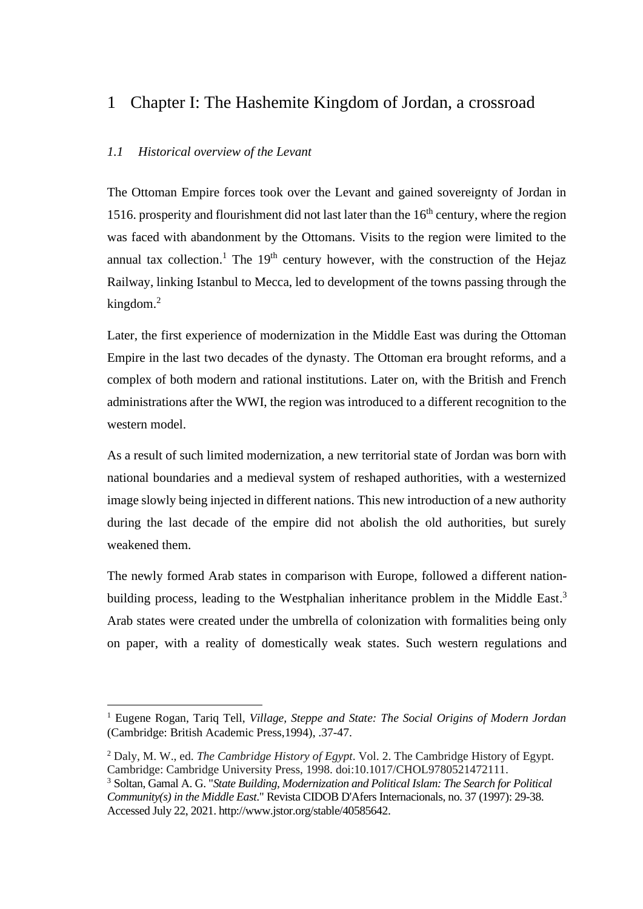# 1 Chapter I: The Hashemite Kingdom of Jordan, a crossroad

## *1.1 Historical overview of the Levant*

The Ottoman Empire forces took over the Levant and gained sovereignty of Jordan in 1516. prosperity and flourishment did not last later than the 16th century, where the region was faced with abandonment by the Ottomans. Visits to the region were limited to the annual tax collection.[1] The 19th century however, with the construction of the Hejaz Railway, linking Istanbul to Mecca, led to development of the towns passing through the kingdom.[2]

Later, the first experience of modernization in the Middle East was during the Ottoman Empire in the last two decades of the dynasty. The Ottoman era brought reforms, and a complex of both modern and rational institutions. Later on, with the British and French administrations after the WWI, the region was introduced to a different recognition to the western model.

As a result of such limited modernization, a new territorial state of Jordan was born with national boundaries and a medieval system of reshaped authorities, with a westernized image slowly being injected in different nations. This new introduction of a new authority during the last decade of the empire did not abolish the old authorities, but surely weakened them.

The newly formed Arab states in comparison with Europe, followed a different nation-building process, leading to the Westphalian inheritance problem in the Middle East.[3] Arab states were created under the umbrella of colonization with formalities being only on paper, with a reality of domestically weak states. Such western regulations and

---

[1] Eugene Rogan, Tariq Tell, *Village, Steppe and State: The Social Origins of Modern Jordan* (Cambridge: British Academic Press,1994), .37-47.

[2] Daly, M. W., ed. *The Cambridge History of Egypt*. Vol. 2. The Cambridge History of Egypt. Cambridge: Cambridge University Press, 1998. doi:10.1017/CHOL9780521472111.

[3] Soltan, Gamal A. G. "*State Building, Modernization and Political Islam: The Search for Political Community(s) in the Middle East*." Revista CIDOB D'Afers Internacionals, no. 37 (1997): 29-38. Accessed July 22, 2021. http://www.jstor.org/stable/40585642.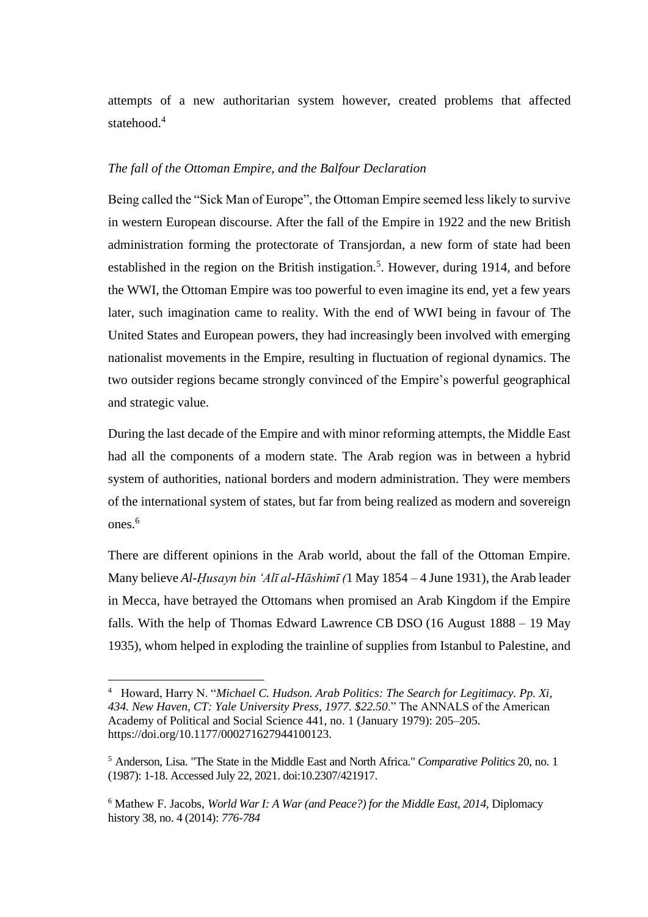attempts of a new authoritarian system however, created problems that affected statehood.[4]

*The fall of the Ottoman Empire, and the Balfour Declaration*

Being called the “Sick Man of Europe”, the Ottoman Empire seemed less likely to survive in western European discourse. After the fall of the Empire in 1922 and the new British administration forming the protectorate of Transjordan, a new form of state had been established in the region on the British instigation.[5]. However, during 1914, and before the WWI, the Ottoman Empire was too powerful to even imagine its end, yet a few years later, such imagination came to reality. With the end of WWI being in favour of The United States and European powers, they had increasingly been involved with emerging nationalist movements in the Empire, resulting in fluctuation of regional dynamics. The two outsider regions became strongly convinced of the Empire’s powerful geographical and strategic value.

During the last decade of the Empire and with minor reforming attempts, the Middle East had all the components of a modern state. The Arab region was in between a hybrid system of authorities, national borders and modern administration. They were members of the international system of states, but far from being realized as modern and sovereign ones.[6]

There are different opinions in the Arab world, about the fall of the Ottoman Empire. Many believe *Al-Ḥusayn bin ʻAlī al-Hāshimī (*1 May 1854 – 4 June 1931), the Arab leader in Mecca, have betrayed the Ottomans when promised an Arab Kingdom if the Empire falls. With the help of Thomas Edward Lawrence CB DSO (16 August 1888 – 19 May 1935), whom helped in exploding the trainline of supplies from Istanbul to Palestine, and

---

[4] Howard, Harry N. “*Michael C. Hudson. Arab Politics: The Search for Legitimacy. Pp. Xi, 434. New Haven, CT: Yale University Press, 1977. $22.50*.” The ANNALS of the American Academy of Political and Social Science 441, no. 1 (January 1979): 205–205. https://doi.org/10.1177/000271627944100123.

[5] Anderson, Lisa. "The State in the Middle East and North Africa." *Comparative Politics* 20, no. 1 (1987): 1-18. Accessed July 22, 2021. doi:10.2307/421917.

[6] Mathew F. Jacobs, *World War I: A War (and Peace?) for the Middle East, 2014,* Diplomacy history 38, no. 4 (2014): *776-784*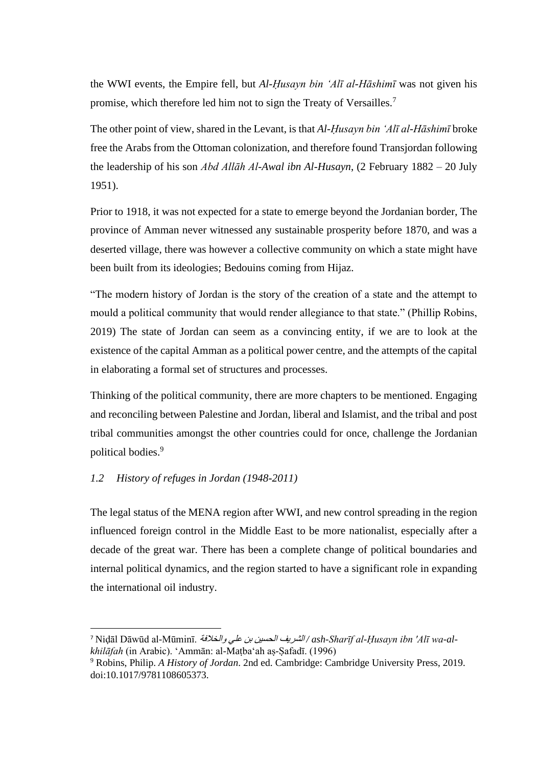the WWI events, the Empire fell, but *Al-Ḥusayn bin ʻAlī al-Hāshimī* was not given his promise, which therefore led him not to sign the Treaty of Versailles.[7]

The other point of view, shared in the Levant, is that *Al-Ḥusayn bin ʻAlī al-Hāshimī* broke free the Arabs from the Ottoman colonization, and therefore found Transjordan following the leadership of his son *Abd Allāh Al-Awal ibn Al-Husayn*, (2 February 1882 – 20 July 1951).

Prior to 1918, it was not expected for a state to emerge beyond the Jordanian border, The province of Amman never witnessed any sustainable prosperity before 1870, and was a deserted village, there was however a collective community on which a state might have been built from its ideologies; Bedouins coming from Hijaz.

"The modern history of Jordan is the story of the creation of a state and the attempt to mould a political community that would render allegiance to that state." (Phillip Robins, 2019) The state of Jordan can seem as a convincing entity, if we are to look at the existence of the capital Amman as a political power centre, and the attempts of the capital in elaborating a formal set of structures and processes.

Thinking of the political community, there are more chapters to be mentioned. Engaging and reconciling between Palestine and Jordan, liberal and Islamist, and the tribal and post tribal communities amongst the other countries could for once, challenge the Jordanian political bodies.[9]

### *1.2 History of refuges in Jordan (1948-2011)*

The legal status of the MENA region after WWI, and new control spreading in the region influenced foreign control in the Middle East to be more nationalist, especially after a decade of the great war. There has been a complete change of political boundaries and internal political dynamics, and the region started to have a significant role in expanding the international oil industry.

---

[7] Niḍāl Dāwūd al-Mūminī. *الشريف الحسين بن علي والخلافة / ash-Sharīf al-Ḥusayn ibn 'Alī wa-al-khilāfah* (in Arabic). ʻAmmān: al-Maṭbaʻah aṣ-Ṣafadī. (1996)

[9] Robins, Philip. *A History of Jordan*. 2nd ed. Cambridge: Cambridge University Press, 2019. doi:10.1017/9781108605373.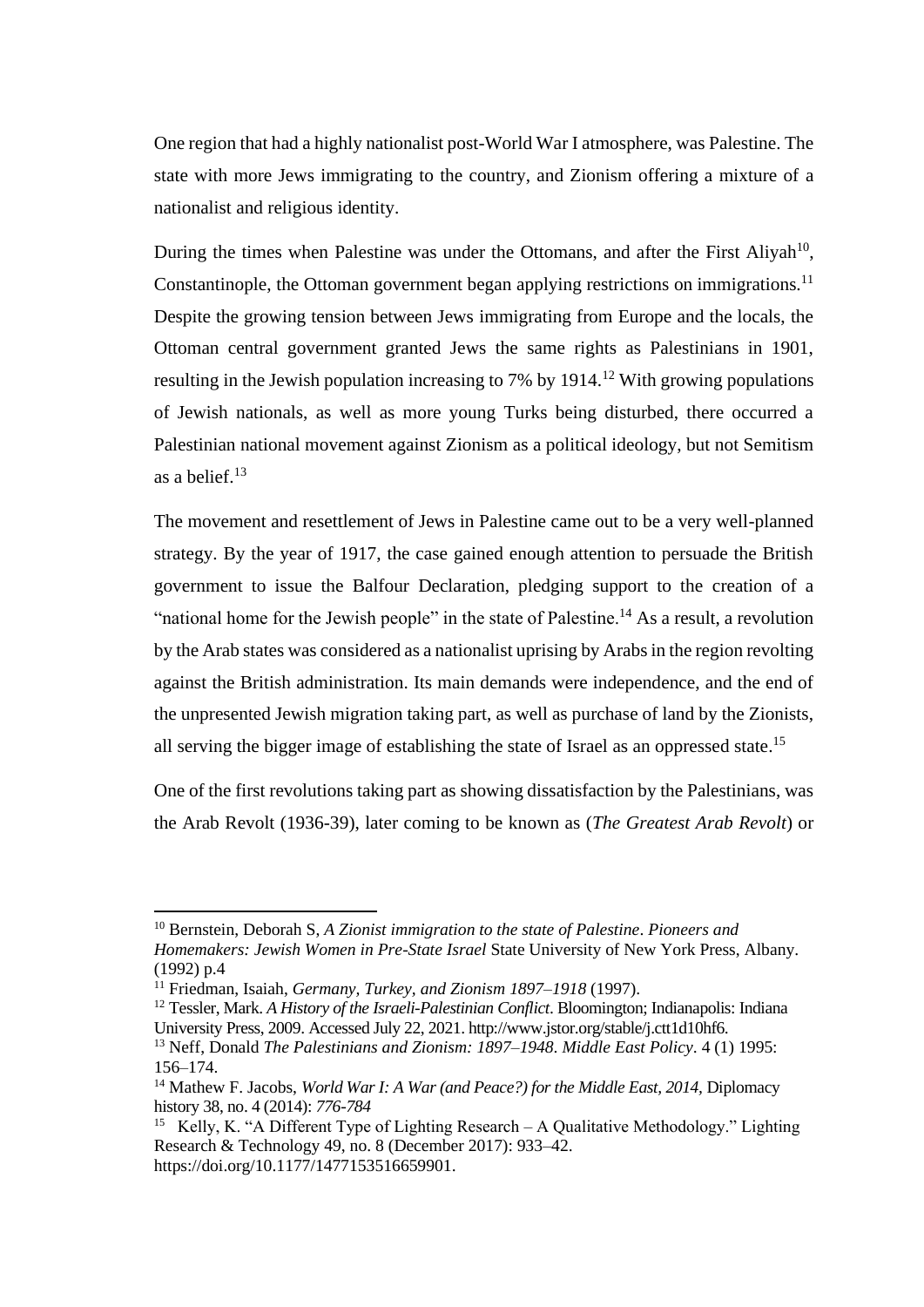One region that had a highly nationalist post-World War I atmosphere, was Palestine. The state with more Jews immigrating to the country, and Zionism offering a mixture of a nationalist and religious identity.

During the times when Palestine was under the Ottomans, and after the First Aliyah[10], Constantinople, the Ottoman government began applying restrictions on immigrations.[11] Despite the growing tension between Jews immigrating from Europe and the locals, the Ottoman central government granted Jews the same rights as Palestinians in 1901, resulting in the Jewish population increasing to 7% by 1914.[12] With growing populations of Jewish nationals, as well as more young Turks being disturbed, there occurred a Palestinian national movement against Zionism as a political ideology, but not Semitism as a belief.[13]

The movement and resettlement of Jews in Palestine came out to be a very well-planned strategy. By the year of 1917, the case gained enough attention to persuade the British government to issue the Balfour Declaration, pledging support to the creation of a "national home for the Jewish people" in the state of Palestine.[14] As a result, a revolution by the Arab states was considered as a nationalist uprising by Arabs in the region revolting against the British administration. Its main demands were independence, and the end of the unpresented Jewish migration taking part, as well as purchase of land by the Zionists, all serving the bigger image of establishing the state of Israel as an oppressed state.[15]

One of the first revolutions taking part as showing dissatisfaction by the Palestinians, was the Arab Revolt (1936-39), later coming to be known as (*The Greatest Arab Revolt*) or

---

[10] Bernstein, Deborah S, *A Zionist immigration to the state of Palestine*. *Pioneers and Homemakers: Jewish Women in Pre-State Israel* State University of New York Press, Albany. (1992) p.4

[11] Friedman, Isaiah, *Germany, Turkey, and Zionism 1897–1918* (1997).

[12] Tessler, Mark. *A History of the Israeli-Palestinian Conflict*. Bloomington; Indianapolis: Indiana University Press, 2009. Accessed July 22, 2021. http://www.jstor.org/stable/j.ctt1d10hf6.

[13] Neff, Donald *The Palestinians and Zionism: 1897–1948*. *Middle East Policy*. 4 (1) 1995: 156–174.

[14] Mathew F. Jacobs, *World War I: A War (and Peace?) for the Middle East, 2014,* Diplomacy history 38, no. 4 (2014): *776-784*

[15] Kelly, K. "A Different Type of Lighting Research – A Qualitative Methodology." Lighting Research & Technology 49, no. 8 (December 2017): 933–42. https://doi.org/10.1177/1477153516659901.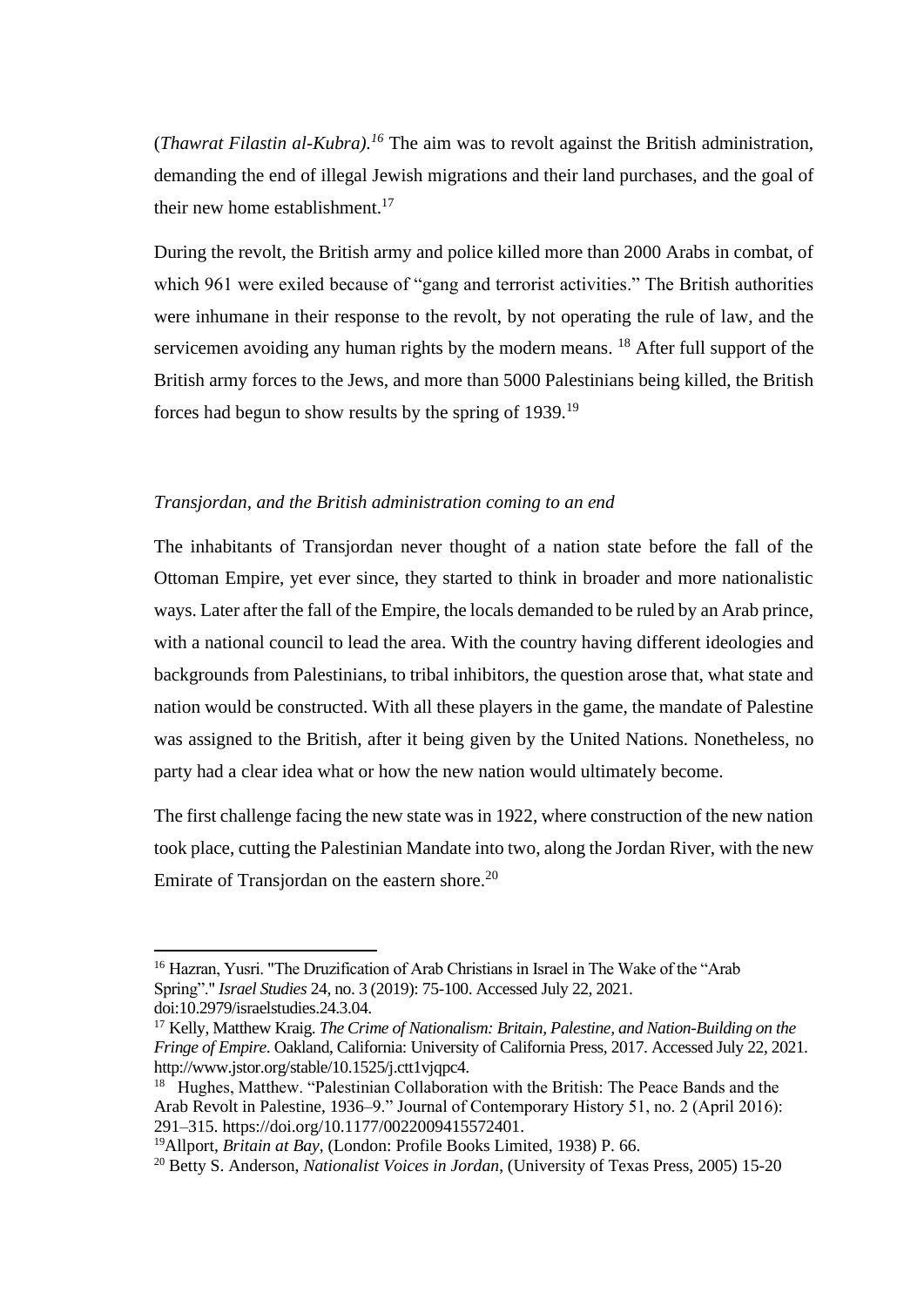(*Thawrat Filastin al-Kubra)*.[16] The aim was to revolt against the British administration, demanding the end of illegal Jewish migrations and their land purchases, and the goal of their new home establishment.[17]

During the revolt, the British army and police killed more than 2000 Arabs in combat, of which 961 were exiled because of "gang and terrorist activities." The British authorities were inhumane in their response to the revolt, by not operating the rule of law, and the servicemen avoiding any human rights by the modern means. [18] After full support of the British army forces to the Jews, and more than 5000 Palestinians being killed, the British forces had begun to show results by the spring of 1939.[19]

*Transjordan, and the British administration coming to an end*

The inhabitants of Transjordan never thought of a nation state before the fall of the Ottoman Empire, yet ever since, they started to think in broader and more nationalistic ways. Later after the fall of the Empire, the locals demanded to be ruled by an Arab prince, with a national council to lead the area. With the country having different ideologies and backgrounds from Palestinians, to tribal inhibitors, the question arose that, what state and nation would be constructed. With all these players in the game, the mandate of Palestine was assigned to the British, after it being given by the United Nations. Nonetheless, no party had a clear idea what or how the new nation would ultimately become.

The first challenge facing the new state was in 1922, where construction of the new nation took place, cutting the Palestinian Mandate into two, along the Jordan River, with the new Emirate of Transjordan on the eastern shore.[20]

---

[16] Hazran, Yusri. "The Druzification of Arab Christians in Israel in The Wake of the "Arab Spring"." *Israel Studies* 24, no. 3 (2019): 75-100. Accessed July 22, 2021. doi:10.2979/israelstudies.24.3.04.

[17] Kelly, Matthew Kraig. *The Crime of Nationalism: Britain, Palestine, and Nation-Building on the Fringe of Empire*. Oakland, California: University of California Press, 2017. Accessed July 22, 2021. http://www.jstor.org/stable/10.1525/j.ctt1vjqpc4.

[18] Hughes, Matthew. "Palestinian Collaboration with the British: The Peace Bands and the Arab Revolt in Palestine, 1936–9." Journal of Contemporary History 51, no. 2 (April 2016): 291–315. https://doi.org/10.1177/0022009415572401.

[19] Allport, *Britain at Bay*, (London: Profile Books Limited, 1938) P. 66.

[20] Betty S. Anderson, *Nationalist Voices in Jordan*, (University of Texas Press, 2005) 15-20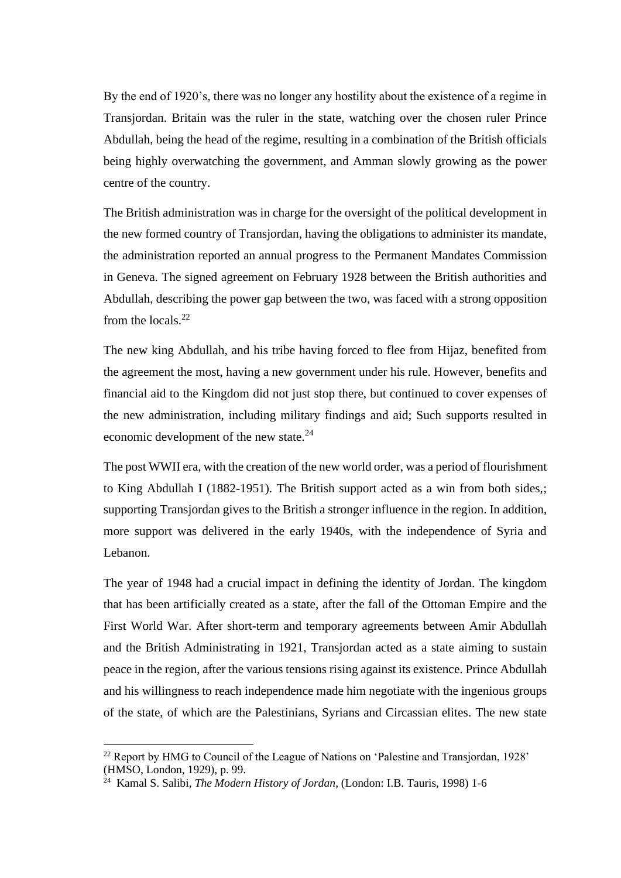By the end of 1920's, there was no longer any hostility about the existence of a regime in Transjordan. Britain was the ruler in the state, watching over the chosen ruler Prince Abdullah, being the head of the regime, resulting in a combination of the British officials being highly overwatching the government, and Amman slowly growing as the power centre of the country.

The British administration was in charge for the oversight of the political development in the new formed country of Transjordan, having the obligations to administer its mandate, the administration reported an annual progress to the Permanent Mandates Commission in Geneva. The signed agreement on February 1928 between the British authorities and Abdullah, describing the power gap between the two, was faced with a strong opposition from the locals.[22]

The new king Abdullah, and his tribe having forced to flee from Hijaz, benefited from the agreement the most, having a new government under his rule. However, benefits and financial aid to the Kingdom did not just stop there, but continued to cover expenses of the new administration, including military findings and aid; Such supports resulted in economic development of the new state.[24]

The post WWII era, with the creation of the new world order, was a period of flourishment to King Abdullah I (1882-1951). The British support acted as a win from both sides,; supporting Transjordan gives to the British a stronger influence in the region. In addition, more support was delivered in the early 1940s, with the independence of Syria and Lebanon.

The year of 1948 had a crucial impact in defining the identity of Jordan. The kingdom that has been artificially created as a state, after the fall of the Ottoman Empire and the First World War. After short-term and temporary agreements between Amir Abdullah and the British Administrating in 1921, Transjordan acted as a state aiming to sustain peace in the region, after the various tensions rising against its existence. Prince Abdullah and his willingness to reach independence made him negotiate with the ingenious groups of the state, of which are the Palestinians, Syrians and Circassian elites. The new state

---

[22] Report by HMG to Council of the League of Nations on 'Palestine and Transjordan, 1928' (HMSO, London, 1929), p. 99.

[24] Kamal S. Salibi, *The Modern History of Jordan*, (London: I.B. Tauris, 1998) 1-6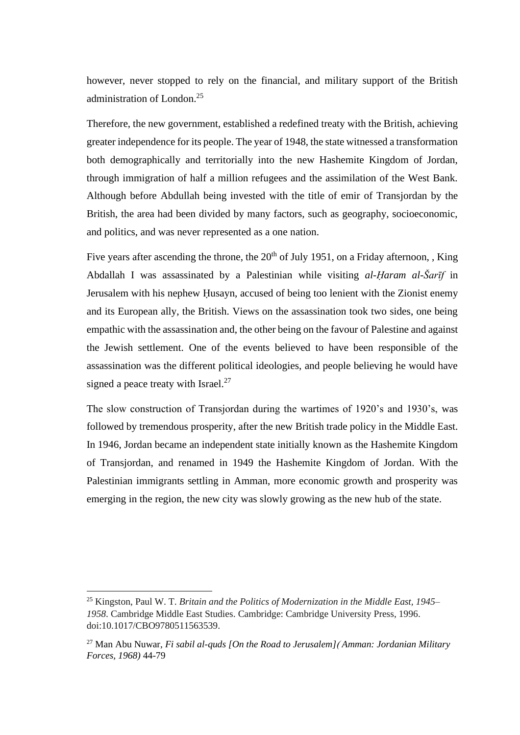however, never stopped to rely on the financial, and military support of the British administration of London.[25]

Therefore, the new government, established a redefined treaty with the British, achieving greater independence for its people. The year of 1948, the state witnessed a transformation both demographically and territorially into the new Hashemite Kingdom of Jordan, through immigration of half a million refugees and the assimilation of the West Bank. Although before Abdullah being invested with the title of emir of Transjordan by the British, the area had been divided by many factors, such as geography, socioeconomic, and politics, and was never represented as a one nation.

Five years after ascending the throne, the 20th of July 1951, on a Friday afternoon, , King Abdallah I was assassinated by a Palestinian while visiting *al-Ḥaram al-Šarīf* in Jerusalem with his nephew Ḥusayn, accused of being too lenient with the Zionist enemy and its European ally, the British. Views on the assassination took two sides, one being empathic with the assassination and, the other being on the favour of Palestine and against the Jewish settlement. One of the events believed to have been responsible of the assassination was the different political ideologies, and people believing he would have signed a peace treaty with Israel.[27]

The slow construction of Transjordan during the wartimes of 1920's and 1930's, was followed by tremendous prosperity, after the new British trade policy in the Middle East. In 1946, Jordan became an independent state initially known as the Hashemite Kingdom of Transjordan, and renamed in 1949 the Hashemite Kingdom of Jordan. With the Palestinian immigrants settling in Amman, more economic growth and prosperity was emerging in the region, the new city was slowly growing as the new hub of the state.

---

[25] Kingston, Paul W. T. *Britain and the Politics of Modernization in the Middle East, 1945–1958*. Cambridge Middle East Studies. Cambridge: Cambridge University Press, 1996. doi:10.1017/CBO9780511563539.

[27] Man Abu Nuwar, *Fi sabil al-quds [On the Road to Jerusalem]( Amman: Jordanian Military Forces, 1968)* 44-79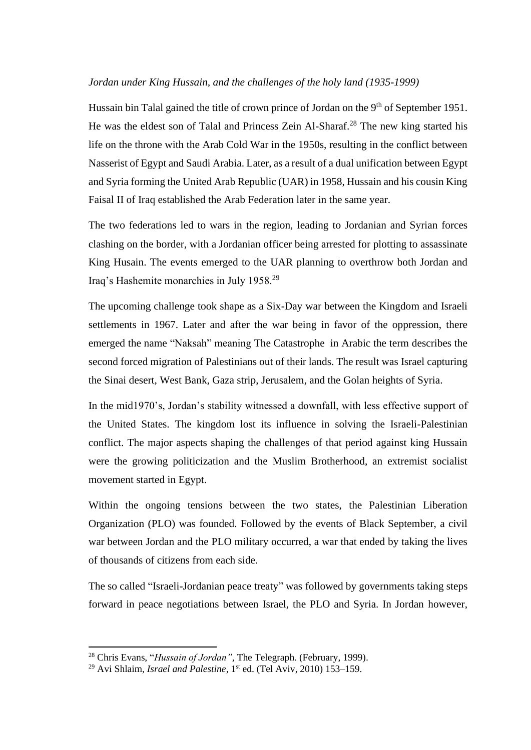*Jordan under King Hussain, and the challenges of the holy land (1935-1999)*

Hussain bin Talal gained the title of crown prince of Jordan on the 9th of September 1951. He was the eldest son of Talal and Princess Zein Al-Sharaf.[28] The new king started his life on the throne with the Arab Cold War in the 1950s, resulting in the conflict between Nasserist of Egypt and Saudi Arabia. Later, as a result of a dual unification between Egypt and Syria forming the United Arab Republic (UAR) in 1958, Hussain and his cousin King Faisal II of Iraq established the Arab Federation later in the same year.

The two federations led to wars in the region, leading to Jordanian and Syrian forces clashing on the border, with a Jordanian officer being arrested for plotting to assassinate King Husain. The events emerged to the UAR planning to overthrow both Jordan and Iraq's Hashemite monarchies in July 1958.[29]

The upcoming challenge took shape as a Six-Day war between the Kingdom and Israeli settlements in 1967. Later and after the war being in favor of the oppression, there emerged the name "Naksah" meaning The Catastrophe in Arabic the term describes the second forced migration of Palestinians out of their lands. The result was Israel capturing the Sinai desert, West Bank, Gaza strip, Jerusalem, and the Golan heights of Syria.

In the mid1970's, Jordan's stability witnessed a downfall, with less effective support of the United States. The kingdom lost its influence in solving the Israeli-Palestinian conflict. The major aspects shaping the challenges of that period against king Hussain were the growing politicization and the Muslim Brotherhood, an extremist socialist movement started in Egypt.

Within the ongoing tensions between the two states, the Palestinian Liberation Organization (PLO) was founded. Followed by the events of Black September, a civil war between Jordan and the PLO military occurred, a war that ended by taking the lives of thousands of citizens from each side.

The so called "Israeli-Jordanian peace treaty" was followed by governments taking steps forward in peace negotiations between Israel, the PLO and Syria. In Jordan however,

---

[28] Chris Evans, "*Hussain of Jordan"*, The Telegraph. (February, 1999).

[29] Avi Shlaim, *Israel and Palestine*, 1st ed. (Tel Aviv, 2010) 153–159.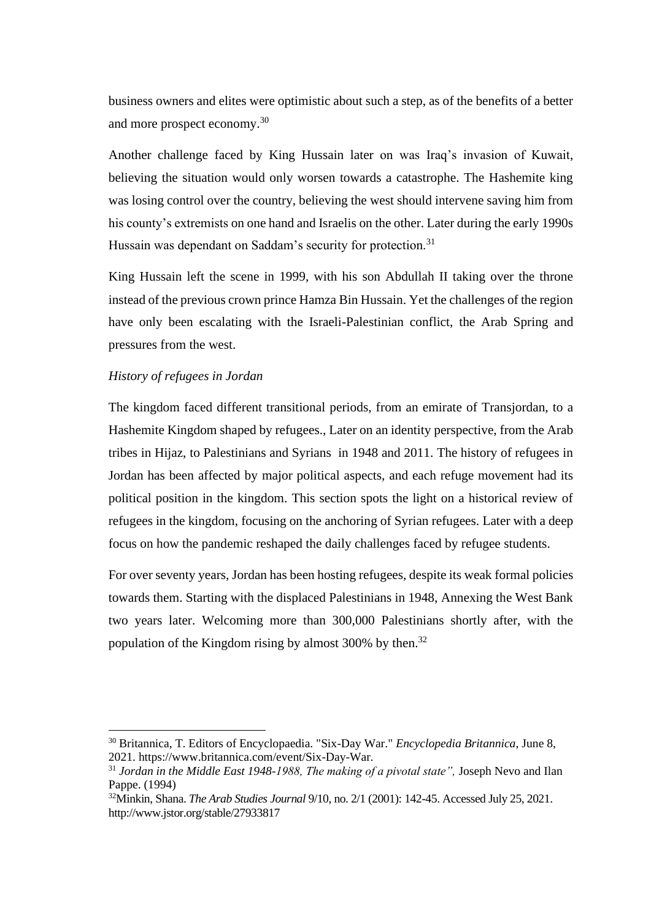business owners and elites were optimistic about such a step, as of the benefits of a better and more prospect economy.[30]

Another challenge faced by King Hussain later on was Iraq's invasion of Kuwait, believing the situation would only worsen towards a catastrophe. The Hashemite king was losing control over the country, believing the west should intervene saving him from his county's extremists on one hand and Israelis on the other. Later during the early 1990s Hussain was dependant on Saddam's security for protection.[31]

King Hussain left the scene in 1999, with his son Abdullah II taking over the throne instead of the previous crown prince Hamza Bin Hussain. Yet the challenges of the region have only been escalating with the Israeli-Palestinian conflict, the Arab Spring and pressures from the west.

*History of refugees in Jordan*

The kingdom faced different transitional periods, from an emirate of Transjordan, to a Hashemite Kingdom shaped by refugees., Later on an identity perspective, from the Arab tribes in Hijaz, to Palestinians and Syrians in 1948 and 2011. The history of refugees in Jordan has been affected by major political aspects, and each refuge movement had its political position in the kingdom. This section spots the light on a historical review of refugees in the kingdom, focusing on the anchoring of Syrian refugees. Later with a deep focus on how the pandemic reshaped the daily challenges faced by refugee students.

For over seventy years, Jordan has been hosting refugees, despite its weak formal policies towards them. Starting with the displaced Palestinians in 1948, Annexing the West Bank two years later. Welcoming more than 300,000 Palestinians shortly after, with the population of the Kingdom rising by almost 300% by then.[32]

---

[30] Britannica, T. Editors of Encyclopaedia. "Six-Day War." *Encyclopedia Britannica*, June 8, 2021. https://www.britannica.com/event/Six-Day-War.

[31] *Jordan in the Middle East 1948-1988, The making of a pivotal state",* Joseph Nevo and Ilan Pappe. (1994)

[32] Minkin, Shana. *The Arab Studies Journal* 9/10, no. 2/1 (2001): 142-45. Accessed July 25, 2021. http://www.jstor.org/stable/27933817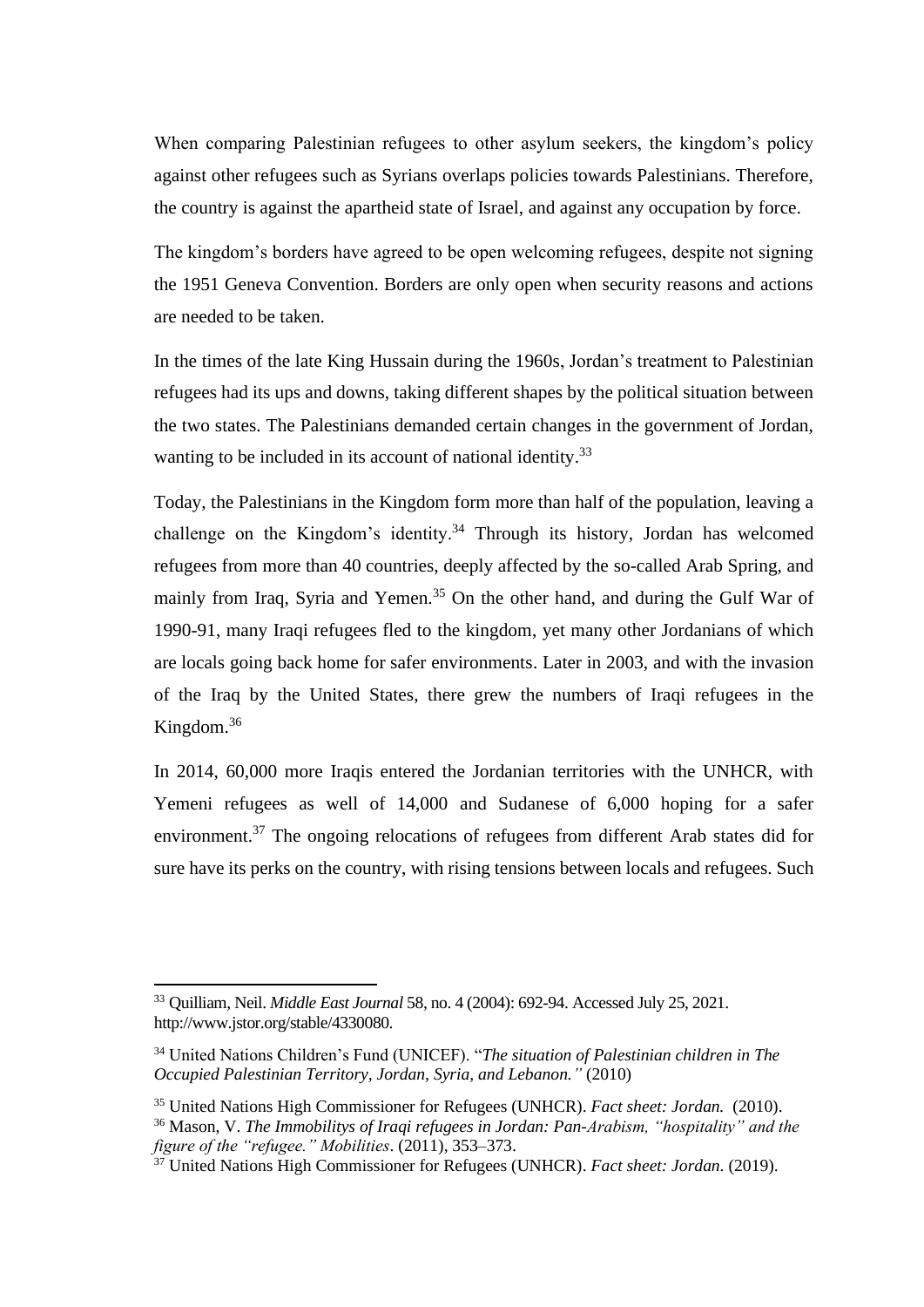When comparing Palestinian refugees to other asylum seekers, the kingdom's policy against other refugees such as Syrians overlaps policies towards Palestinians. Therefore, the country is against the apartheid state of Israel, and against any occupation by force.

The kingdom's borders have agreed to be open welcoming refugees, despite not signing the 1951 Geneva Convention. Borders are only open when security reasons and actions are needed to be taken.

In the times of the late King Hussain during the 1960s, Jordan's treatment to Palestinian refugees had its ups and downs, taking different shapes by the political situation between the two states. The Palestinians demanded certain changes in the government of Jordan, wanting to be included in its account of national identity.[33]

Today, the Palestinians in the Kingdom form more than half of the population, leaving a challenge on the Kingdom's identity.[34] Through its history, Jordan has welcomed refugees from more than 40 countries, deeply affected by the so-called Arab Spring, and mainly from Iraq, Syria and Yemen.[35] On the other hand, and during the Gulf War of 1990-91, many Iraqi refugees fled to the kingdom, yet many other Jordanians of which are locals going back home for safer environments. Later in 2003, and with the invasion of the Iraq by the United States, there grew the numbers of Iraqi refugees in the Kingdom.[36]

In 2014, 60,000 more Iraqis entered the Jordanian territories with the UNHCR, with Yemeni refugees as well of 14,000 and Sudanese of 6,000 hoping for a safer environment.[37] The ongoing relocations of refugees from different Arab states did for sure have its perks on the country, with rising tensions between locals and refugees. Such

---

[33] Quilliam, Neil. *Middle East Journal* 58, no. 4 (2004): 692-94. Accessed July 25, 2021. http://www.jstor.org/stable/4330080.

[34] United Nations Children's Fund (UNICEF). "*The situation of Palestinian children in The Occupied Palestinian Territory, Jordan, Syria, and Lebanon."* (2010)

[35] United Nations High Commissioner for Refugees (UNHCR). *Fact sheet: Jordan.* (2010).

[36] Mason, V. *The Immobilitys of Iraqi refugees in Jordan: Pan-Arabism, "hospitality" and the figure of the "refugee." Mobilities*. (2011), 353–373.

[37] United Nations High Commissioner for Refugees (UNHCR). *Fact sheet: Jordan*. (2019).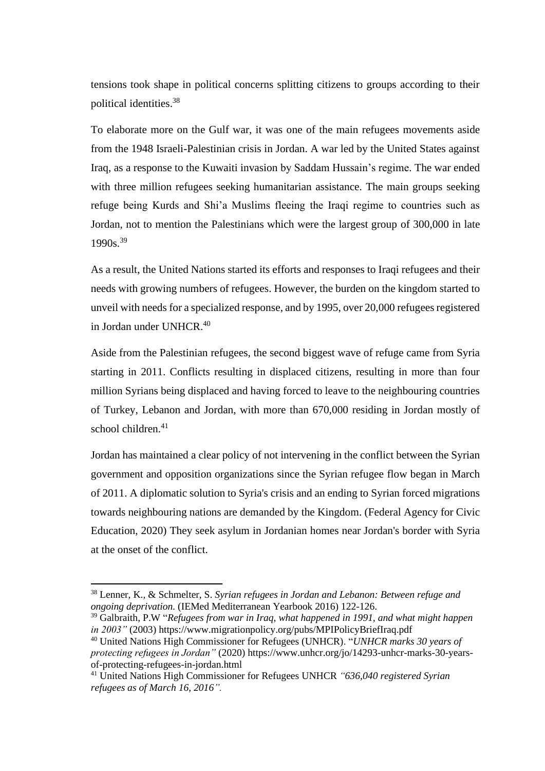tensions took shape in political concerns splitting citizens to groups according to their political identities.[38]

To elaborate more on the Gulf war, it was one of the main refugees movements aside from the 1948 Israeli-Palestinian crisis in Jordan. A war led by the United States against Iraq, as a response to the Kuwaiti invasion by Saddam Hussain's regime. The war ended with three million refugees seeking humanitarian assistance. The main groups seeking refuge being Kurds and Shi'a Muslims fleeing the Iraqi regime to countries such as Jordan, not to mention the Palestinians which were the largest group of 300,000 in late 1990s.[39]

As a result, the United Nations started its efforts and responses to Iraqi refugees and their needs with growing numbers of refugees. However, the burden on the kingdom started to unveil with needs for a specialized response, and by 1995, over 20,000 refugees registered in Jordan under UNHCR.[40]

Aside from the Palestinian refugees, the second biggest wave of refuge came from Syria starting in 2011. Conflicts resulting in displaced citizens, resulting in more than four million Syrians being displaced and having forced to leave to the neighbouring countries of Turkey, Lebanon and Jordan, with more than 670,000 residing in Jordan mostly of school children.[41]

Jordan has maintained a clear policy of not intervening in the conflict between the Syrian government and opposition organizations since the Syrian refugee flow began in March of 2011. A diplomatic solution to Syria's crisis and an ending to Syrian forced migrations towards neighbouring nations are demanded by the Kingdom. (Federal Agency for Civic Education, 2020) They seek asylum in Jordanian homes near Jordan's border with Syria at the onset of the conflict.

---

[38] Lenner, K., & Schmelter, S. *Syrian refugees in Jordan and Lebanon: Between refuge and ongoing deprivation.* (IEMed Mediterranean Yearbook 2016) 122-126.

[39] Galbraith, P.W "*Refugees from war in Iraq, what happened in 1991, and what might happen in 2003"* (2003) https://www.migrationpolicy.org/pubs/MPIPolicyBriefIraq.pdf

[40] United Nations High Commissioner for Refugees (UNHCR). "*UNHCR marks 30 years of protecting refugees in Jordan"* (2020) https://www.unhcr.org/jo/14293-unhcr-marks-30-years-of-protecting-refugees-in-jordan.html

[41] United Nations High Commissioner for Refugees UNHCR *"636,040 registered Syrian refugees as of March 16, 2016".*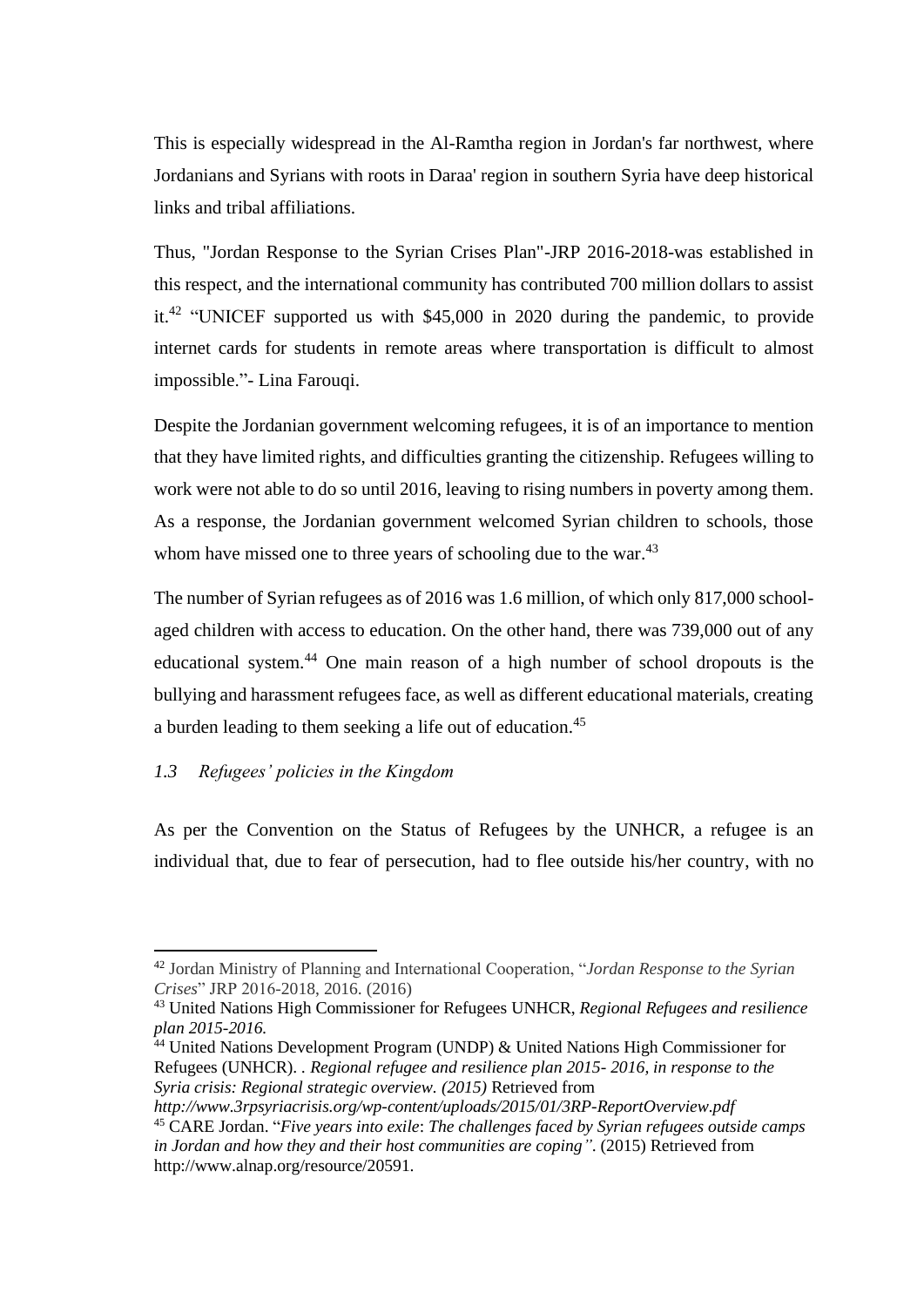This is especially widespread in the Al-Ramtha region in Jordan's far northwest, where Jordanians and Syrians with roots in Daraa' region in southern Syria have deep historical links and tribal affiliations.

Thus, "Jordan Response to the Syrian Crises Plan"-JRP 2016-2018-was established in this respect, and the international community has contributed 700 million dollars to assist it.[42] "UNICEF supported us with $45,000 in 2020 during the pandemic, to provide internet cards for students in remote areas where transportation is difficult to almost impossible."- Lina Farouqi.

Despite the Jordanian government welcoming refugees, it is of an importance to mention that they have limited rights, and difficulties granting the citizenship. Refugees willing to work were not able to do so until 2016, leaving to rising numbers in poverty among them. As a response, the Jordanian government welcomed Syrian children to schools, those whom have missed one to three years of schooling due to the war.[43]

The number of Syrian refugees as of 2016 was 1.6 million, of which only 817,000 school-aged children with access to education. On the other hand, there was 739,000 out of any educational system.[44] One main reason of a high number of school dropouts is the bullying and harassment refugees face, as well as different educational materials, creating a burden leading to them seeking a life out of education.[45]

### *1.3 Refugees' policies in the Kingdom*

As per the Convention on the Status of Refugees by the UNHCR, a refugee is an individual that, due to fear of persecution, had to flee outside his/her country, with no

---

[42] Jordan Ministry of Planning and International Cooperation, "*Jordan Response to the Syrian Crises*" JRP 2016-2018, 2016. (2016)

[43] United Nations High Commissioner for Refugees UNHCR, *Regional Refugees and resilience plan 2015-2016.*

[44] United Nations Development Program (UNDP) & United Nations High Commissioner for Refugees (UNHCR). . *Regional refugee and resilience plan 2015- 2016, in response to the Syria crisis: Regional strategic overview. (2015)* Retrieved from *http://www.3rpsyriacrisis.org/wp-content/uploads/2015/01/3RP-ReportOverview.pdf*

[45] CARE Jordan. "*Five years into exile*: *The challenges faced by Syrian refugees outside camps in Jordan and how they and their host communities are coping"*. (2015) Retrieved from http://www.alnap.org/resource/20591.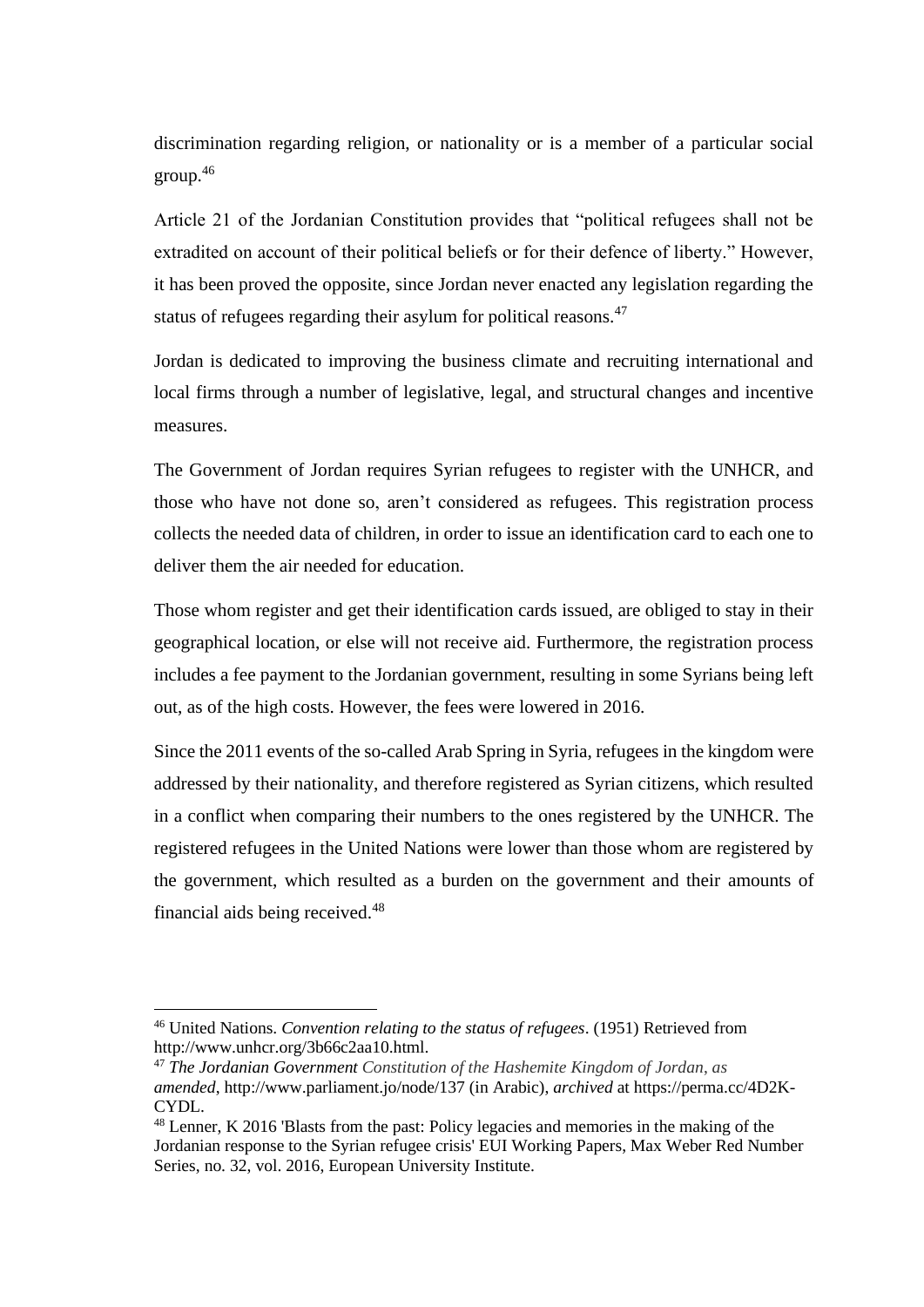discrimination regarding religion, or nationality or is a member of a particular social group.[46]

Article 21 of the Jordanian Constitution provides that "political refugees shall not be extradited on account of their political beliefs or for their defence of liberty." However, it has been proved the opposite, since Jordan never enacted any legislation regarding the status of refugees regarding their asylum for political reasons.[47]

Jordan is dedicated to improving the business climate and recruiting international and local firms through a number of legislative, legal, and structural changes and incentive measures.

The Government of Jordan requires Syrian refugees to register with the UNHCR, and those who have not done so, aren't considered as refugees. This registration process collects the needed data of children, in order to issue an identification card to each one to deliver them the air needed for education.

Those whom register and get their identification cards issued, are obliged to stay in their geographical location, or else will not receive aid. Furthermore, the registration process includes a fee payment to the Jordanian government, resulting in some Syrians being left out, as of the high costs. However, the fees were lowered in 2016.

Since the 2011 events of the so-called Arab Spring in Syria, refugees in the kingdom were addressed by their nationality, and therefore registered as Syrian citizens, which resulted in a conflict when comparing their numbers to the ones registered by the UNHCR. The registered refugees in the United Nations were lower than those whom are registered by the government, which resulted as a burden on the government and their amounts of financial aids being received.[48]

---

[46] United Nations. *Convention relating to the status of refugees*. (1951) Retrieved from http://www.unhcr.org/3b66c2aa10.html.

[47] ***The Jordanian Government*** *Constitution of the Hashemite Kingdom of Jordan, as amended*, http://www.parliament.jo/node/137 (in Arabic), *archived* at https://perma.cc/4D2K-CYDL.

[48] Lenner, K 2016 'Blasts from the past: Policy legacies and memories in the making of the Jordanian response to the Syrian refugee crisis' EUI Working Papers, Max Weber Red Number Series, no. 32, vol. 2016, European University Institute.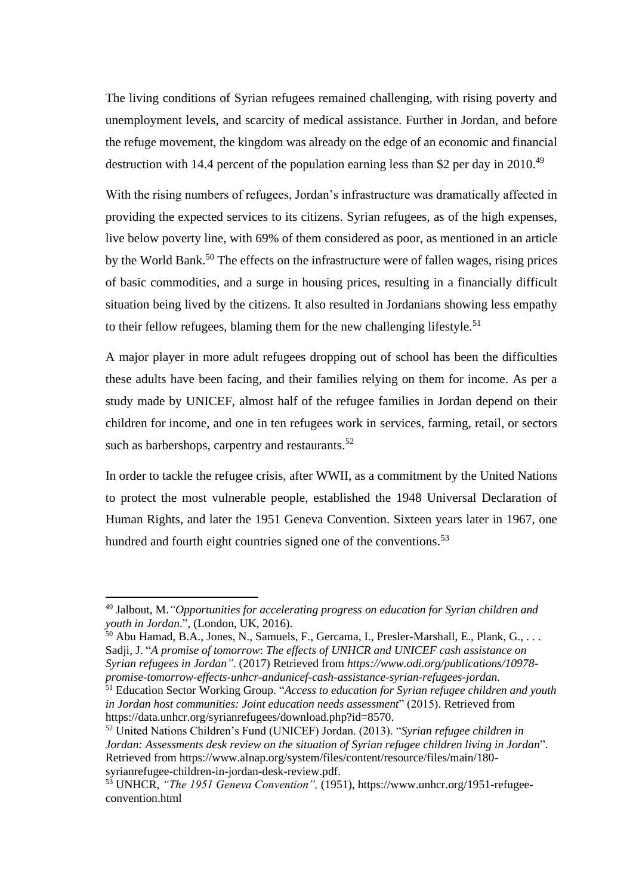The living conditions of Syrian refugees remained challenging, with rising poverty and unemployment levels, and scarcity of medical assistance. Further in Jordan, and before the refuge movement, the kingdom was already on the edge of an economic and financial destruction with 14.4 percent of the population earning less than $2 per day in 2010.[49]

With the rising numbers of refugees, Jordan's infrastructure was dramatically affected in providing the expected services to its citizens. Syrian refugees, as of the high expenses, live below poverty line, with 69% of them considered as poor, as mentioned in an article by the World Bank.[50] The effects on the infrastructure were of fallen wages, rising prices of basic commodities, and a surge in housing prices, resulting in a financially difficult situation being lived by the citizens. It also resulted in Jordanians showing less empathy to their fellow refugees, blaming them for the new challenging lifestyle.[51]

A major player in more adult refugees dropping out of school has been the difficulties these adults have been facing, and their families relying on them for income. As per a study made by UNICEF, almost half of the refugee families in Jordan depend on their children for income, and one in ten refugees work in services, farming, retail, or sectors such as barbershops, carpentry and restaurants.[52]

In order to tackle the refugee crisis, after WWII, as a commitment by the United Nations to protect the most vulnerable people, established the 1948 Universal Declaration of Human Rights, and later the 1951 Geneva Convention. Sixteen years later in 1967, one hundred and fourth eight countries signed one of the conventions.[53]

---

[49] Jalbout, M.*"Opportunities for accelerating progress on education for Syrian children and youth in Jordan*.", (London, UK, 2016).

[50] Abu Hamad, B.A., Jones, N., Samuels, F., Gercama, I., Presler-Marshall, E., Plank, G., . . . Sadji, J. "*A promise of tomorrow*: *The effects of UNHCR and UNICEF cash assistance on Syrian refugees in Jordan".* (2017) Retrieved from *https://www.odi.org/publications/10978-promise-tomorrow-effects-unhcr-andunicef-cash-assistance-syrian-refugees-jordan.*

[51] Education Sector Working Group. "*Access to education for Syrian refugee children and youth in Jordan host communities: Joint education needs assessment*" (2015). Retrieved from https://data.unhcr.org/syrianrefugees/download.php?id=8570.

[52] United Nations Children's Fund (UNICEF) Jordan. (2013). "*Syrian refugee children in Jordan: Assessments desk review on the situation of Syrian refugee children living in Jordan*". Retrieved from https://www.alnap.org/system/files/content/resource/files/main/180-syrianrefugee-children-in-jordan-desk-review.pdf.

[53] UNHCR, *"The 1951 Geneva Convention",* (1951), https://www.unhcr.org/1951-refugee-convention.html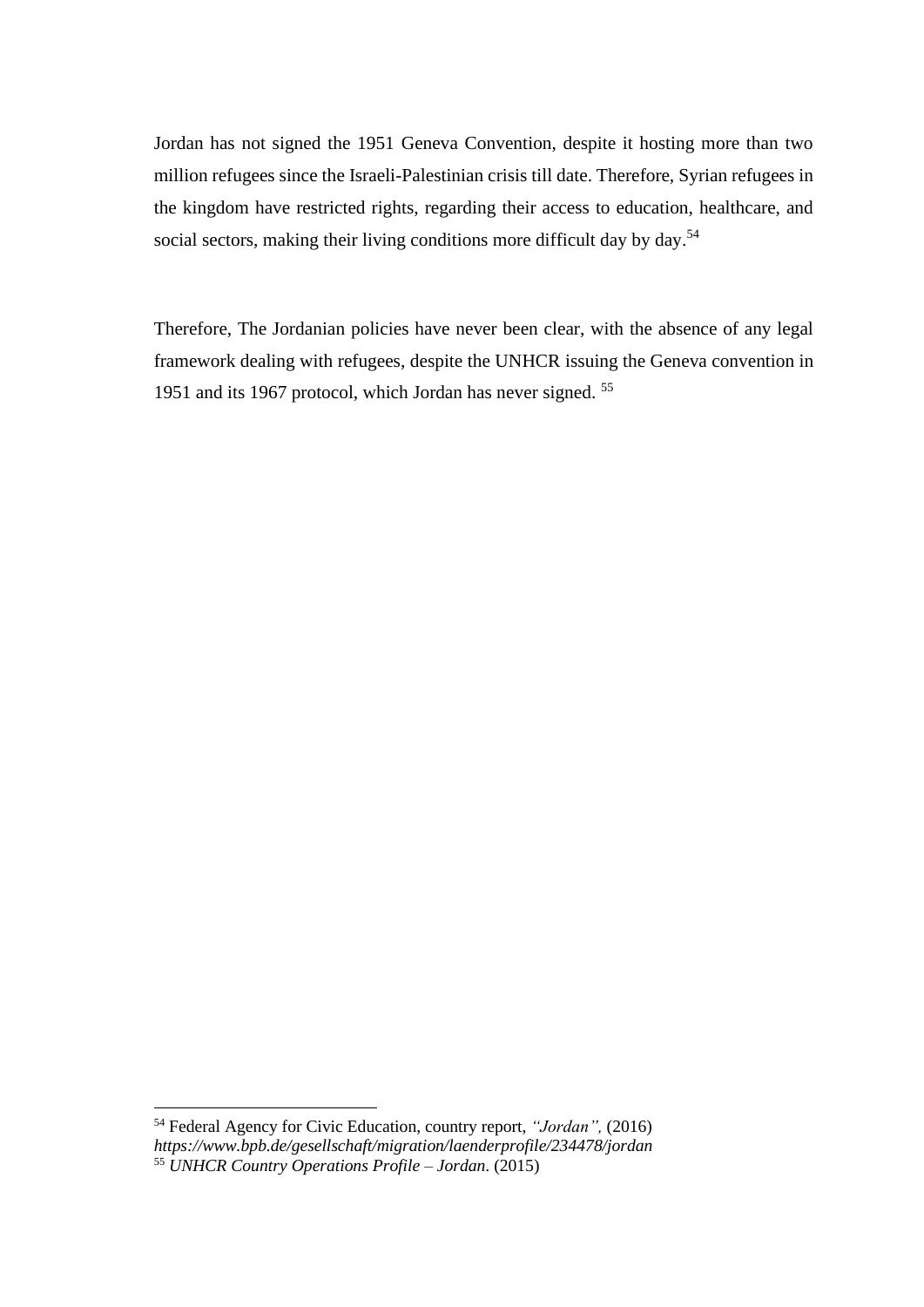Jordan has not signed the 1951 Geneva Convention, despite it hosting more than two million refugees since the Israeli-Palestinian crisis till date. Therefore, Syrian refugees in the kingdom have restricted rights, regarding their access to education, healthcare, and social sectors, making their living conditions more difficult day by day.[54]

Therefore, The Jordanian policies have never been clear, with the absence of any legal framework dealing with refugees, despite the UNHCR issuing the Geneva convention in 1951 and its 1967 protocol, which Jordan has never signed. [55]

---

[54] Federal Agency for Civic Education, country report, *"Jordan",* (2016) *https://www.bpb.de/gesellschaft/migration/laenderprofile/234478/jordan*

[55] *UNHCR Country Operations Profile – Jordan*. (2015)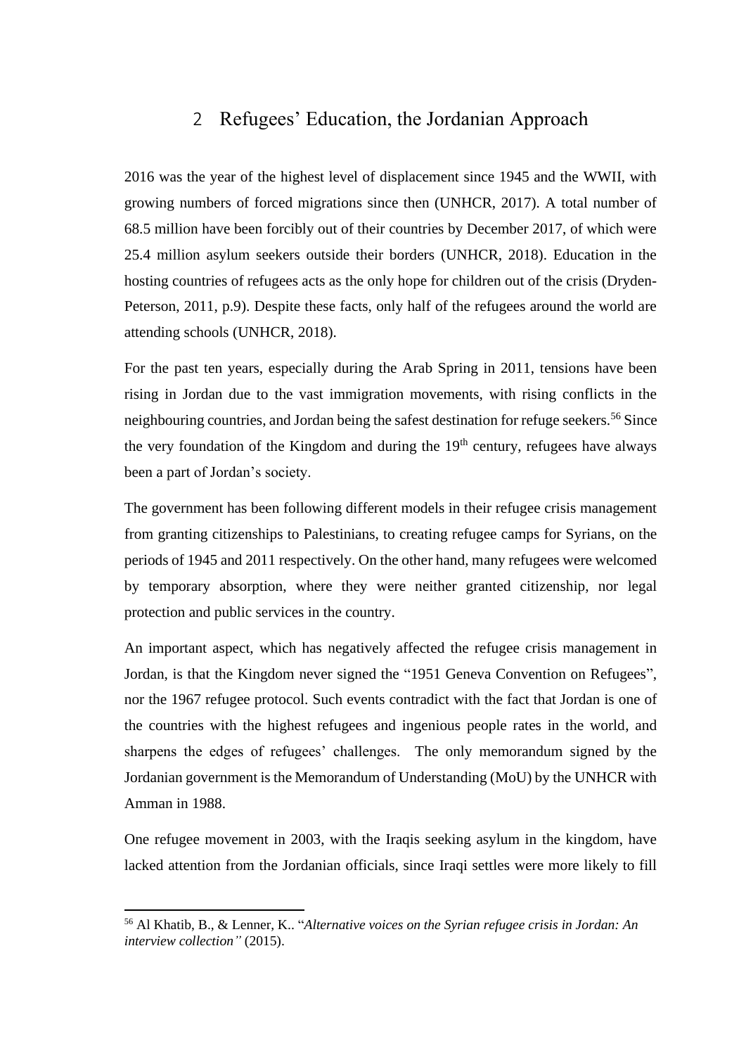# 2 Refugees' Education, the Jordanian Approach

2016 was the year of the highest level of displacement since 1945 and the WWII, with growing numbers of forced migrations since then (UNHCR, 2017). A total number of 68.5 million have been forcibly out of their countries by December 2017, of which were 25.4 million asylum seekers outside their borders (UNHCR, 2018). Education in the hosting countries of refugees acts as the only hope for children out of the crisis (Dryden-Peterson, 2011, p.9). Despite these facts, only half of the refugees around the world are attending schools (UNHCR, 2018).

For the past ten years, especially during the Arab Spring in 2011, tensions have been rising in Jordan due to the vast immigration movements, with rising conflicts in the neighbouring countries, and Jordan being the safest destination for refuge seekers.[56] Since the very foundation of the Kingdom and during the 19th century, refugees have always been a part of Jordan's society.

The government has been following different models in their refugee crisis management from granting citizenships to Palestinians, to creating refugee camps for Syrians, on the periods of 1945 and 2011 respectively. On the other hand, many refugees were welcomed by temporary absorption, where they were neither granted citizenship, nor legal protection and public services in the country.

An important aspect, which has negatively affected the refugee crisis management in Jordan, is that the Kingdom never signed the "1951 Geneva Convention on Refugees", nor the 1967 refugee protocol. Such events contradict with the fact that Jordan is one of the countries with the highest refugees and ingenious people rates in the world, and sharpens the edges of refugees' challenges. The only memorandum signed by the Jordanian government is the Memorandum of Understanding (MoU) by the UNHCR with Amman in 1988.

One refugee movement in 2003, with the Iraqis seeking asylum in the kingdom, have lacked attention from the Jordanian officials, since Iraqi settles were more likely to fill

[56] Al Khatib, B., & Lenner, K.. "*Alternative voices on the Syrian refugee crisis in Jordan: An interview collection"* (2015).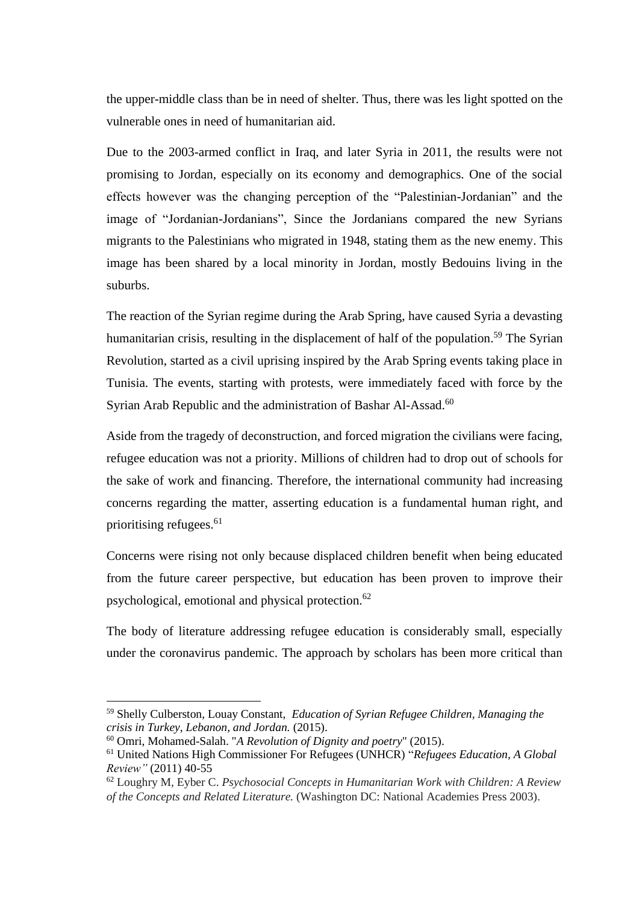the upper-middle class than be in need of shelter. Thus, there was les light spotted on the vulnerable ones in need of humanitarian aid.

Due to the 2003-armed conflict in Iraq, and later Syria in 2011, the results were not promising to Jordan, especially on its economy and demographics. One of the social effects however was the changing perception of the "Palestinian-Jordanian" and the image of "Jordanian-Jordanians", Since the Jordanians compared the new Syrians migrants to the Palestinians who migrated in 1948, stating them as the new enemy. This image has been shared by a local minority in Jordan, mostly Bedouins living in the suburbs.

The reaction of the Syrian regime during the Arab Spring, have caused Syria a devasting humanitarian crisis, resulting in the displacement of half of the population.[59] The Syrian Revolution, started as a civil uprising inspired by the Arab Spring events taking place in Tunisia. The events, starting with protests, were immediately faced with force by the Syrian Arab Republic and the administration of Bashar Al-Assad.[60]

Aside from the tragedy of deconstruction, and forced migration the civilians were facing, refugee education was not a priority. Millions of children had to drop out of schools for the sake of work and financing. Therefore, the international community had increasing concerns regarding the matter, asserting education is a fundamental human right, and prioritising refugees.[61]

Concerns were rising not only because displaced children benefit when being educated from the future career perspective, but education has been proven to improve their psychological, emotional and physical protection.[62]

The body of literature addressing refugee education is considerably small, especially under the coronavirus pandemic. The approach by scholars has been more critical than

---

[59] Shelly Culberston, Louay Constant, *Education of Syrian Refugee Children, Managing the crisis in Turkey, Lebanon, and Jordan.* (2015).

[60] Omri, Mohamed-Salah. "*A Revolution of Dignity and poetry*" (2015).

[61] United Nations High Commissioner For Refugees (UNHCR) "*Refugees Education, A Global Review"* (2011) 40-55

[62] Loughry M, Eyber C. *Psychosocial Concepts in Humanitarian Work with Children: A Review of the Concepts and Related Literature.* (Washington DC: National Academies Press 2003).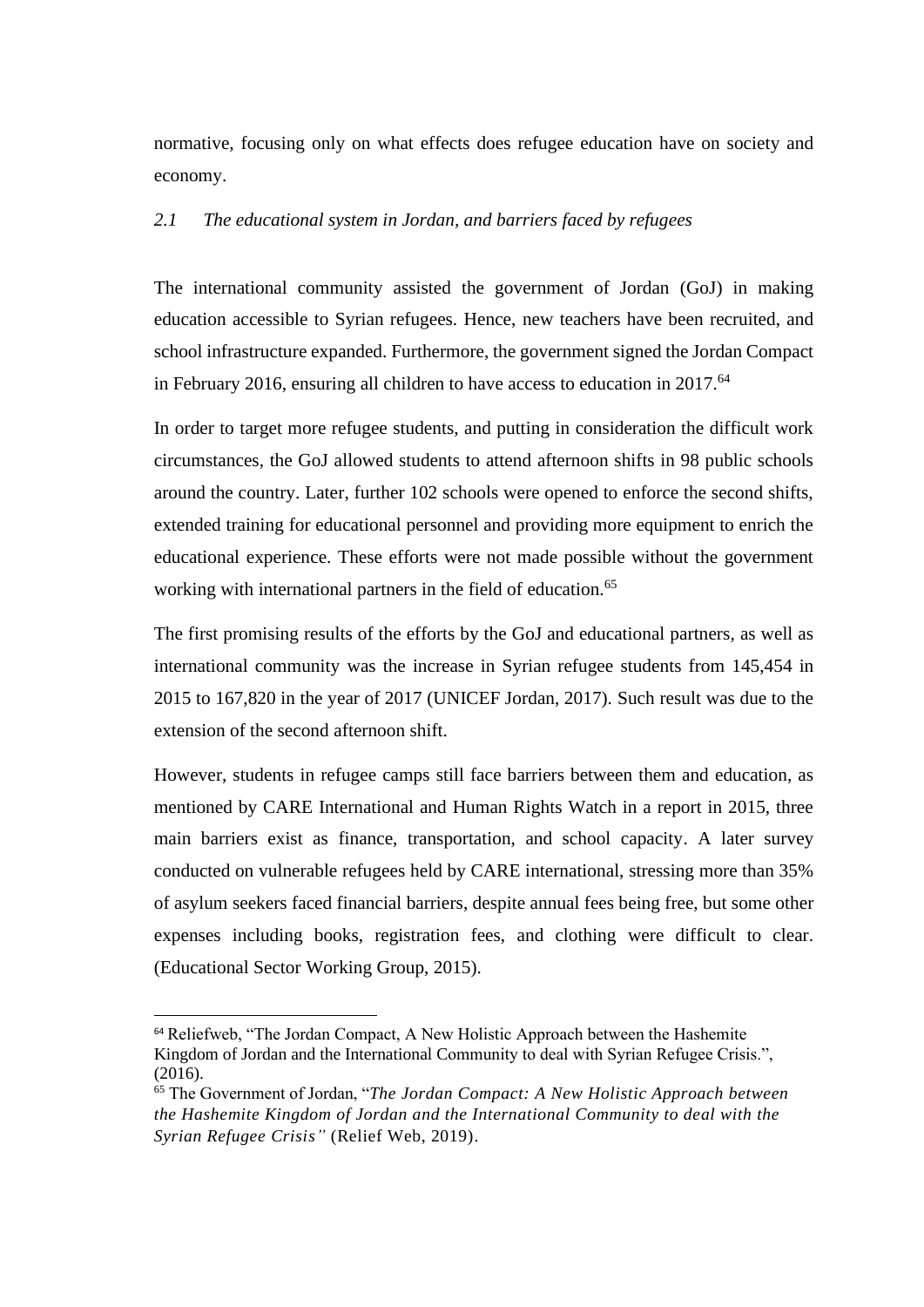normative, focusing only on what effects does refugee education have on society and economy.

### *2.1 The educational system in Jordan, and barriers faced by refugees*

The international community assisted the government of Jordan (GoJ) in making education accessible to Syrian refugees. Hence, new teachers have been recruited, and school infrastructure expanded. Furthermore, the government signed the Jordan Compact in February 2016, ensuring all children to have access to education in 2017.[64]

In order to target more refugee students, and putting in consideration the difficult work circumstances, the GoJ allowed students to attend afternoon shifts in 98 public schools around the country. Later, further 102 schools were opened to enforce the second shifts, extended training for educational personnel and providing more equipment to enrich the educational experience. These efforts were not made possible without the government working with international partners in the field of education.[65]

The first promising results of the efforts by the GoJ and educational partners, as well as international community was the increase in Syrian refugee students from 145,454 in 2015 to 167,820 in the year of 2017 (UNICEF Jordan, 2017). Such result was due to the extension of the second afternoon shift.

However, students in refugee camps still face barriers between them and education, as mentioned by CARE International and Human Rights Watch in a report in 2015, three main barriers exist as finance, transportation, and school capacity. A later survey conducted on vulnerable refugees held by CARE international, stressing more than 35% of asylum seekers faced financial barriers, despite annual fees being free, but some other expenses including books, registration fees, and clothing were difficult to clear. (Educational Sector Working Group, 2015).

---

[64] Reliefweb, "The Jordan Compact, A New Holistic Approach between the Hashemite Kingdom of Jordan and the International Community to deal with Syrian Refugee Crisis.", (2016).

[65] The Government of Jordan, "*The Jordan Compact: A New Holistic Approach between the Hashemite Kingdom of Jordan and the International Community to deal with the Syrian Refugee Crisis"* (Relief Web, 2019).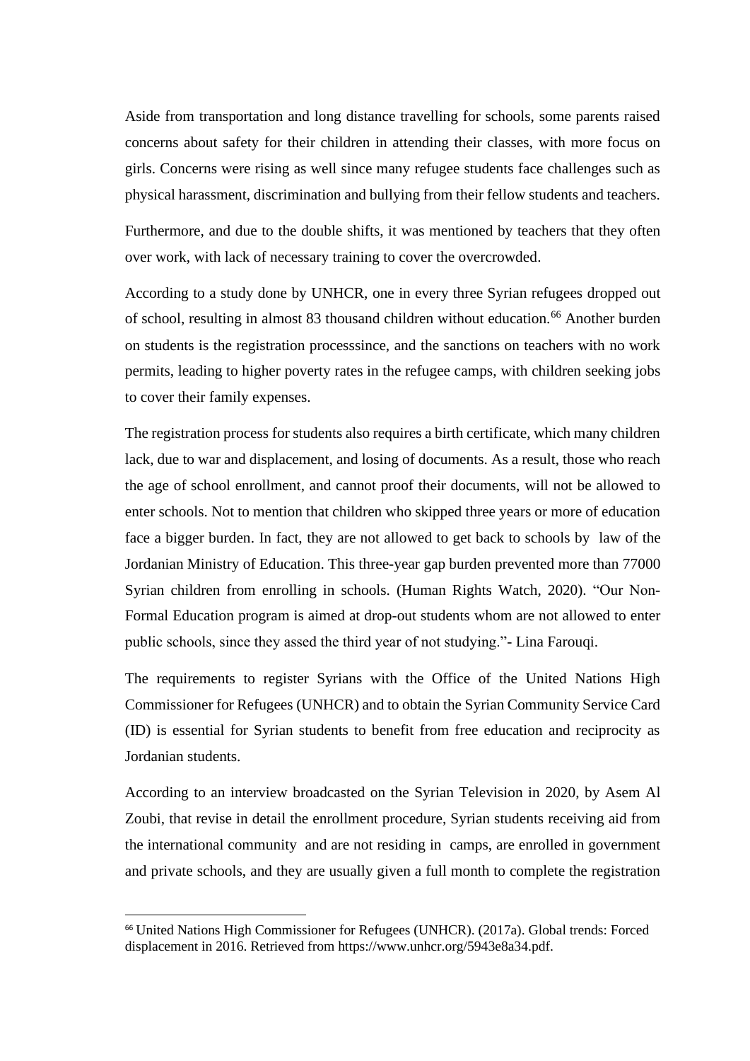Aside from transportation and long distance travelling for schools, some parents raised concerns about safety for their children in attending their classes, with more focus on girls. Concerns were rising as well since many refugee students face challenges such as physical harassment, discrimination and bullying from their fellow students and teachers.

Furthermore, and due to the double shifts, it was mentioned by teachers that they often over work, with lack of necessary training to cover the overcrowded.

According to a study done by UNHCR, one in every three Syrian refugees dropped out of school, resulting in almost 83 thousand children without education.[66] Another burden on students is the registration processsince, and the sanctions on teachers with no work permits, leading to higher poverty rates in the refugee camps, with children seeking jobs to cover their family expenses.

The registration process for students also requires a birth certificate, which many children lack, due to war and displacement, and losing of documents. As a result, those who reach the age of school enrollment, and cannot proof their documents, will not be allowed to enter schools. Not to mention that children who skipped three years or more of education face a bigger burden. In fact, they are not allowed to get back to schools by law of the Jordanian Ministry of Education. This three-year gap burden prevented more than 77000 Syrian children from enrolling in schools. (Human Rights Watch, 2020). "Our Non-Formal Education program is aimed at drop-out students whom are not allowed to enter public schools, since they assed the third year of not studying."- Lina Farouqi.

The requirements to register Syrians with the Office of the United Nations High Commissioner for Refugees (UNHCR) and to obtain the Syrian Community Service Card (ID) is essential for Syrian students to benefit from free education and reciprocity as Jordanian students.

According to an interview broadcasted on the Syrian Television in 2020, by Asem Al Zoubi, that revise in detail the enrollment procedure, Syrian students receiving aid from the international community and are not residing in camps, are enrolled in government and private schools, and they are usually given a full month to complete the registration

---

[66] United Nations High Commissioner for Refugees (UNHCR). (2017a). Global trends: Forced displacement in 2016. Retrieved from https://www.unhcr.org/5943e8a34.pdf.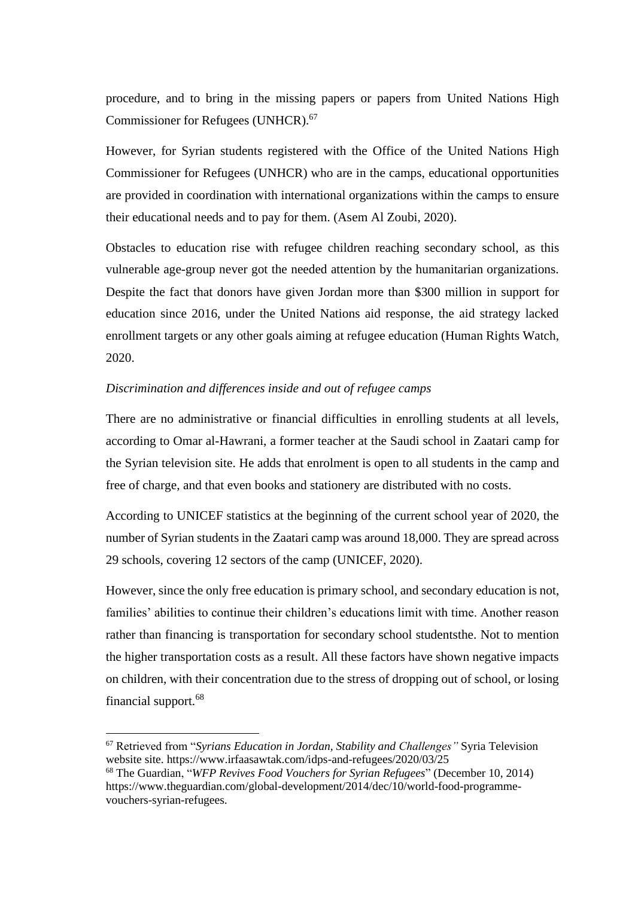procedure, and to bring in the missing papers or papers from United Nations High Commissioner for Refugees (UNHCR).[67]

However, for Syrian students registered with the Office of the United Nations High Commissioner for Refugees (UNHCR) who are in the camps, educational opportunities are provided in coordination with international organizations within the camps to ensure their educational needs and to pay for them. (Asem Al Zoubi, 2020).

Obstacles to education rise with refugee children reaching secondary school, as this vulnerable age-group never got the needed attention by the humanitarian organizations. Despite the fact that donors have given Jordan more than $300 million in support for education since 2016, under the United Nations aid response, the aid strategy lacked enrollment targets or any other goals aiming at refugee education (Human Rights Watch, 2020.

*Discrimination and differences inside and out of refugee camps*

There are no administrative or financial difficulties in enrolling students at all levels, according to Omar al-Hawrani, a former teacher at the Saudi school in Zaatari camp for the Syrian television site. He adds that enrolment is open to all students in the camp and free of charge, and that even books and stationery are distributed with no costs.

According to UNICEF statistics at the beginning of the current school year of 2020, the number of Syrian students in the Zaatari camp was around 18,000. They are spread across 29 schools, covering 12 sectors of the camp (UNICEF, 2020).

However, since the only free education is primary school, and secondary education is not, families' abilities to continue their children's educations limit with time. Another reason rather than financing is transportation for secondary school studentsthe. Not to mention the higher transportation costs as a result. All these factors have shown negative impacts on children, with their concentration due to the stress of dropping out of school, or losing financial support.[68]

---

[67] Retrieved from "*Syrians Education in Jordan, Stability and Challenges"* Syria Television website site. https://www.irfaasawtak.com/idps-and-refugees/2020/03/25

[68] The Guardian, "*WFP Revives Food Vouchers for Syrian Refugees*" (December 10, 2014) https://www.theguardian.com/global-development/2014/dec/10/world-food-programme-vouchers-syrian-refugees.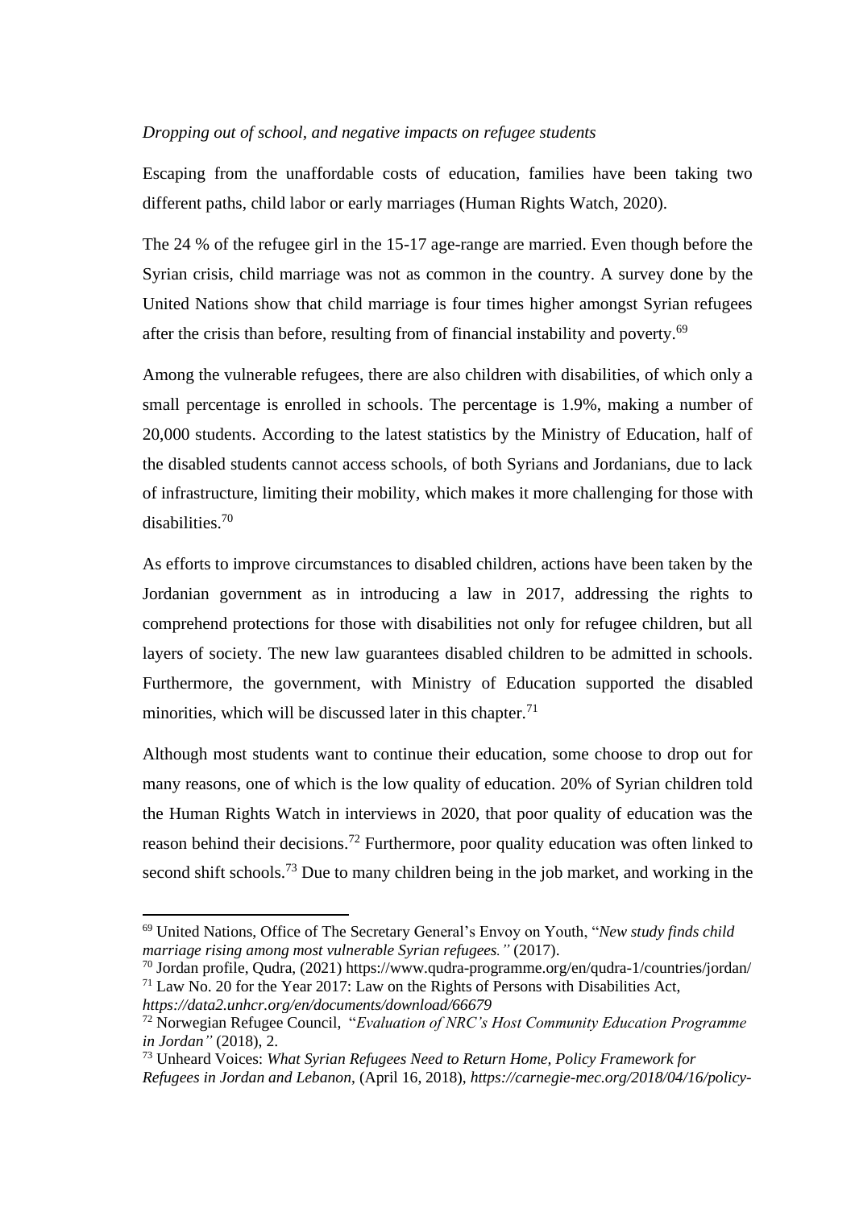*Dropping out of school, and negative impacts on refugee students*

Escaping from the unaffordable costs of education, families have been taking two different paths, child labor or early marriages (Human Rights Watch, 2020).

The 24 % of the refugee girl in the 15-17 age-range are married. Even though before the Syrian crisis, child marriage was not as common in the country. A survey done by the United Nations show that child marriage is four times higher amongst Syrian refugees after the crisis than before, resulting from of financial instability and poverty.[69]

Among the vulnerable refugees, there are also children with disabilities, of which only a small percentage is enrolled in schools. The percentage is 1.9%, making a number of 20,000 students. According to the latest statistics by the Ministry of Education, half of the disabled students cannot access schools, of both Syrians and Jordanians, due to lack of infrastructure, limiting their mobility, which makes it more challenging for those with disabilities.[70]

As efforts to improve circumstances to disabled children, actions have been taken by the Jordanian government as in introducing a law in 2017, addressing the rights to comprehend protections for those with disabilities not only for refugee children, but all layers of society. The new law guarantees disabled children to be admitted in schools. Furthermore, the government, with Ministry of Education supported the disabled minorities, which will be discussed later in this chapter.[71]

Although most students want to continue their education, some choose to drop out for many reasons, one of which is the low quality of education. 20% of Syrian children told the Human Rights Watch in interviews in 2020, that poor quality of education was the reason behind their decisions.[72] Furthermore, poor quality education was often linked to second shift schools.[73] Due to many children being in the job market, and working in the

---

[69] United Nations, Office of The Secretary General's Envoy on Youth, "*New study finds child marriage rising among most vulnerable Syrian refugees."* (2017).

[70] Jordan profile, Qudra, (2021) https://www.qudra-programme.org/en/qudra-1/countries/jordan/

[71] Law No. 20 for the Year 2017: Law on the Rights of Persons with Disabilities Act, *https://data2.unhcr.org/en/documents/download/66679*

[72] Norwegian Refugee Council, "*Evaluation of NRC's Host Community Education Programme in Jordan"* (2018), 2.

[73] Unheard Voices: *What Syrian Refugees Need to Return Home, Policy Framework for Refugees in Jordan and Lebanon*, (April 16, 2018), *https://carnegie-mec.org/2018/04/16/policy-*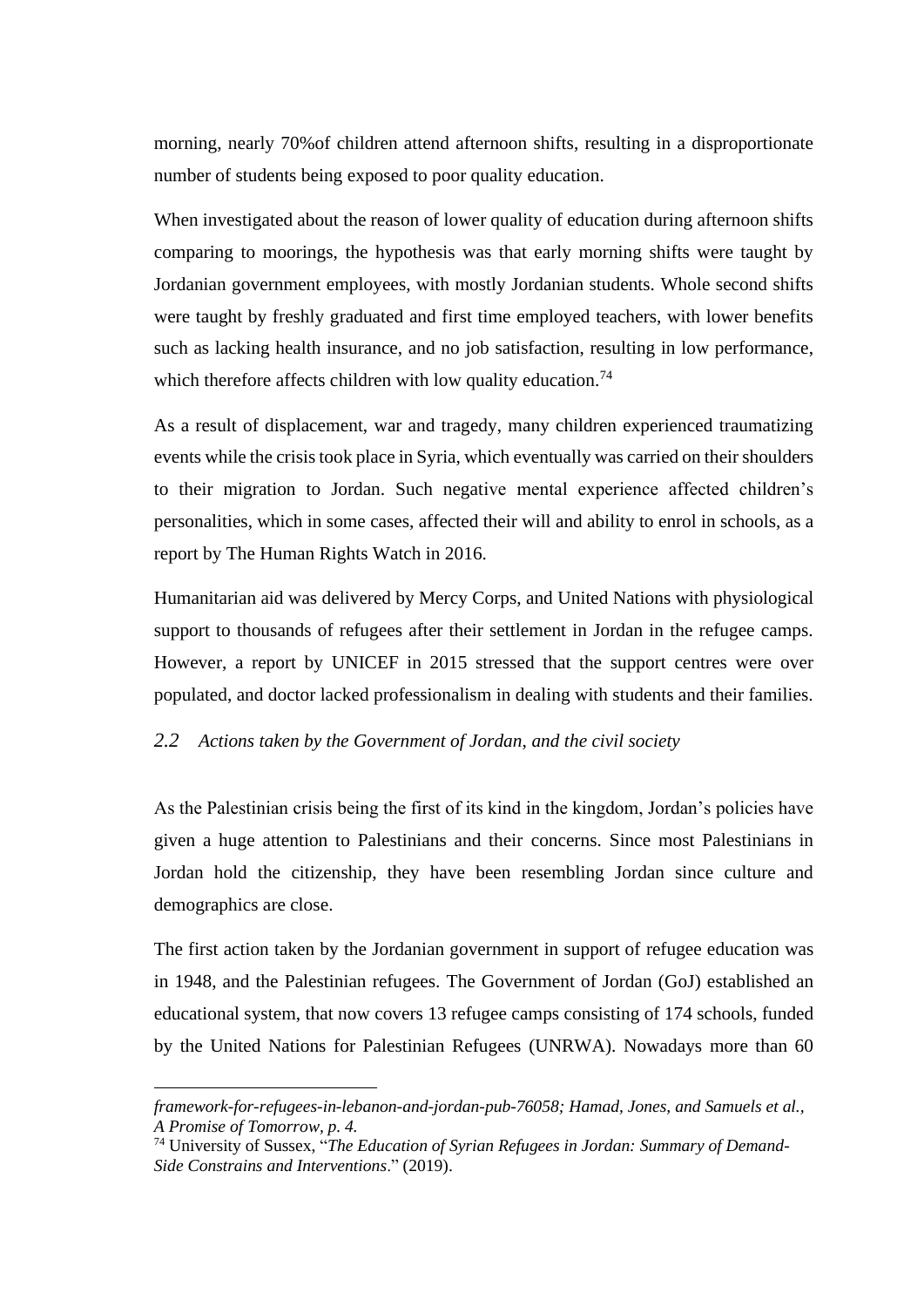morning, nearly 70%of children attend afternoon shifts, resulting in a disproportionate number of students being exposed to poor quality education.

When investigated about the reason of lower quality of education during afternoon shifts comparing to moorings, the hypothesis was that early morning shifts were taught by Jordanian government employees, with mostly Jordanian students. Whole second shifts were taught by freshly graduated and first time employed teachers, with lower benefits such as lacking health insurance, and no job satisfaction, resulting in low performance, which therefore affects children with low quality education.[74]

As a result of displacement, war and tragedy, many children experienced traumatizing events while the crisis took place in Syria, which eventually was carried on their shoulders to their migration to Jordan. Such negative mental experience affected children's personalities, which in some cases, affected their will and ability to enrol in schools, as a report by The Human Rights Watch in 2016.

Humanitarian aid was delivered by Mercy Corps, and United Nations with physiological support to thousands of refugees after their settlement in Jordan in the refugee camps. However, a report by UNICEF in 2015 stressed that the support centres were over populated, and doctor lacked professionalism in dealing with students and their families.

### *2.2 Actions taken by the Government of Jordan, and the civil society*

As the Palestinian crisis being the first of its kind in the kingdom, Jordan's policies have given a huge attention to Palestinians and their concerns. Since most Palestinians in Jordan hold the citizenship, they have been resembling Jordan since culture and demographics are close.

The first action taken by the Jordanian government in support of refugee education was in 1948, and the Palestinian refugees. The Government of Jordan (GoJ) established an educational system, that now covers 13 refugee camps consisting of 174 schools, funded by the United Nations for Palestinian Refugees (UNRWA). Nowadays more than 60

---

*framework-for-refugees-in-lebanon-and-jordan-pub-76058; Hamad, Jones, and Samuels et al., A Promise of Tomorrow, p. 4.*

[74] University of Sussex, "*The Education of Syrian Refugees in Jordan: Summary of Demand-Side Constrains and Interventions*." (2019).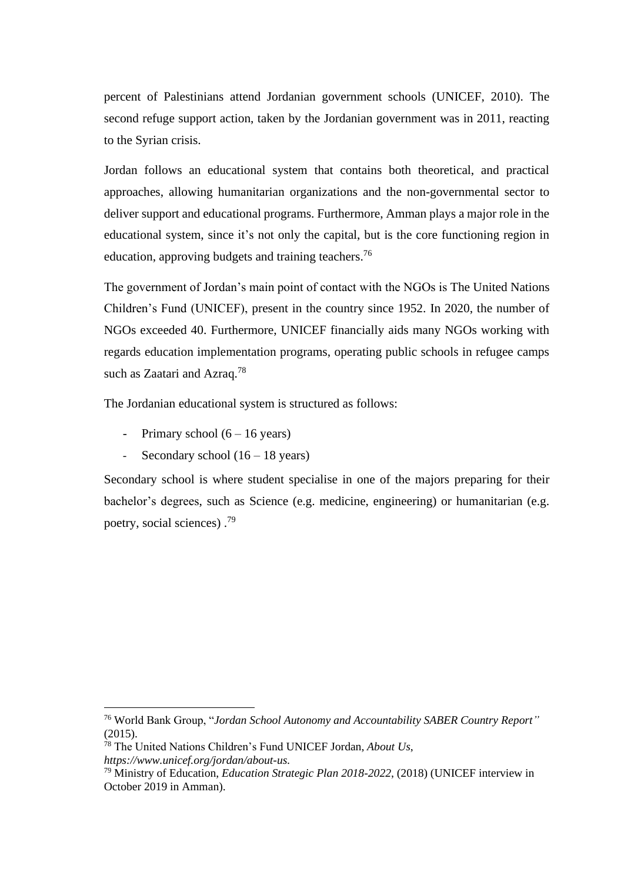percent of Palestinians attend Jordanian government schools (UNICEF, 2010). The second refuge support action, taken by the Jordanian government was in 2011, reacting to the Syrian crisis.

Jordan follows an educational system that contains both theoretical, and practical approaches, allowing humanitarian organizations and the non-governmental sector to deliver support and educational programs. Furthermore, Amman plays a major role in the educational system, since it's not only the capital, but is the core functioning region in education, approving budgets and training teachers.[76]

The government of Jordan's main point of contact with the NGOs is The United Nations Children's Fund (UNICEF), present in the country since 1952. In 2020, the number of NGOs exceeded 40. Furthermore, UNICEF financially aids many NGOs working with regards education implementation programs, operating public schools in refugee camps such as Zaatari and Azraq.[78]

The Jordanian educational system is structured as follows:

- Primary school (6 – 16 years)
- Secondary school (16 – 18 years)

Secondary school is where student specialise in one of the majors preparing for their bachelor's degrees, such as Science (e.g. medicine, engineering) or humanitarian (e.g. poetry, social sciences) .[79]

---

[76] World Bank Group, "*Jordan School Autonomy and Accountability SABER Country Report"* (2015).

[78] The United Nations Children's Fund UNICEF Jordan, *About Us*, *https://www.unicef.org/jordan/about-us.*

[79] Ministry of Education, *Education Strategic Plan 2018-2022*, (2018) (UNICEF interview in October 2019 in Amman).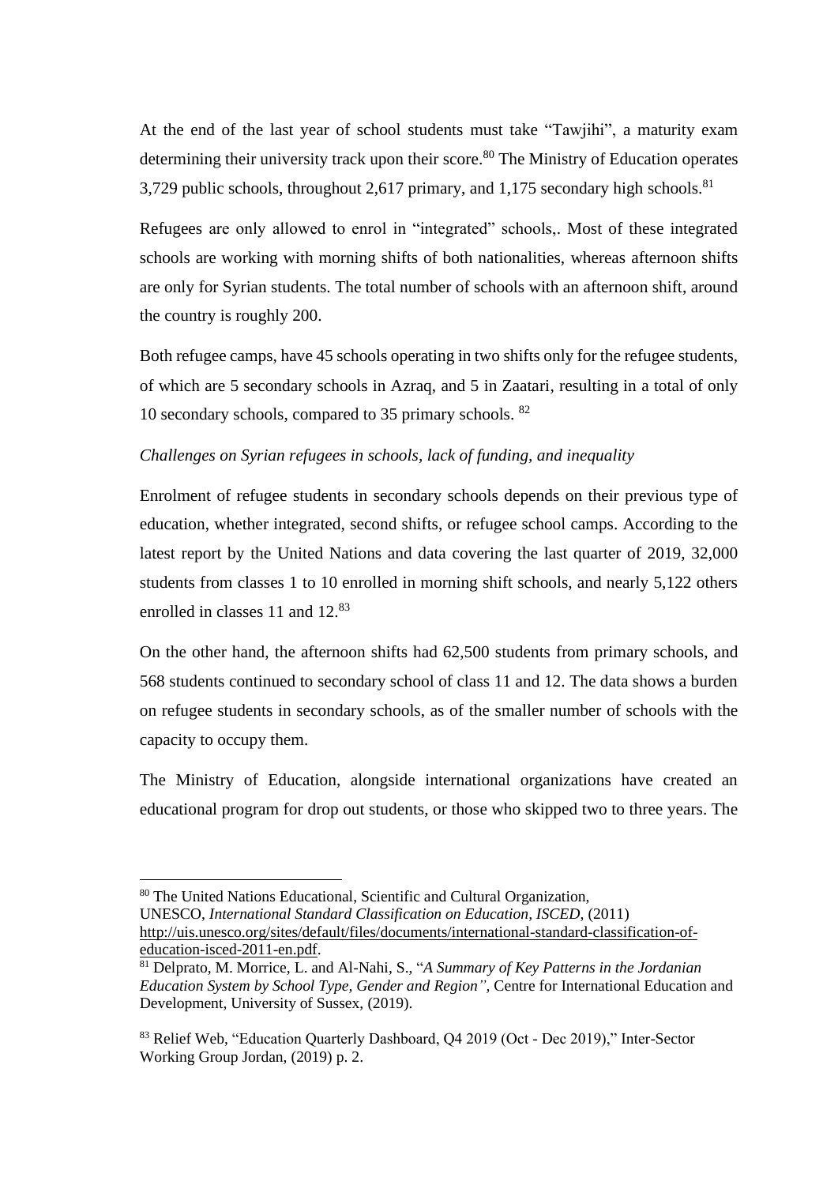At the end of the last year of school students must take "Tawjihi", a maturity exam determining their university track upon their score.[80] The Ministry of Education operates 3,729 public schools, throughout 2,617 primary, and 1,175 secondary high schools.[81]

Refugees are only allowed to enrol in "integrated" schools,. Most of these integrated schools are working with morning shifts of both nationalities, whereas afternoon shifts are only for Syrian students. The total number of schools with an afternoon shift, around the country is roughly 200.

Both refugee camps, have 45 schools operating in two shifts only for the refugee students, of which are 5 secondary schools in Azraq, and 5 in Zaatari, resulting in a total of only 10 secondary schools, compared to 35 primary schools. [82]

*Challenges on Syrian refugees in schools, lack of funding, and inequality*

Enrolment of refugee students in secondary schools depends on their previous type of education, whether integrated, second shifts, or refugee school camps. According to the latest report by the United Nations and data covering the last quarter of 2019, 32,000 students from classes 1 to 10 enrolled in morning shift schools, and nearly 5,122 others enrolled in classes 11 and 12.[83]

On the other hand, the afternoon shifts had 62,500 students from primary schools, and 568 students continued to secondary school of class 11 and 12. The data shows a burden on refugee students in secondary schools, as of the smaller number of schools with the capacity to occupy them.

The Ministry of Education, alongside international organizations have created an educational program for drop out students, or those who skipped two to three years. The

---

[80] The United Nations Educational, Scientific and Cultural Organization, UNESCO, *International Standard Classification on Education, ISCED,* (2011) http://uis.unesco.org/sites/default/files/documents/international-standard-classification-of-education-isced-2011-en.pdf.

[81] Delprato, M. Morrice, L. and Al-Nahi, S., "*A Summary of Key Patterns in the Jordanian Education System by School Type, Gender and Region",* Centre for International Education and Development, University of Sussex, (2019).

[83] Relief Web, "Education Quarterly Dashboard, Q4 2019 (Oct - Dec 2019)," Inter-Sector Working Group Jordan, (2019) p. 2.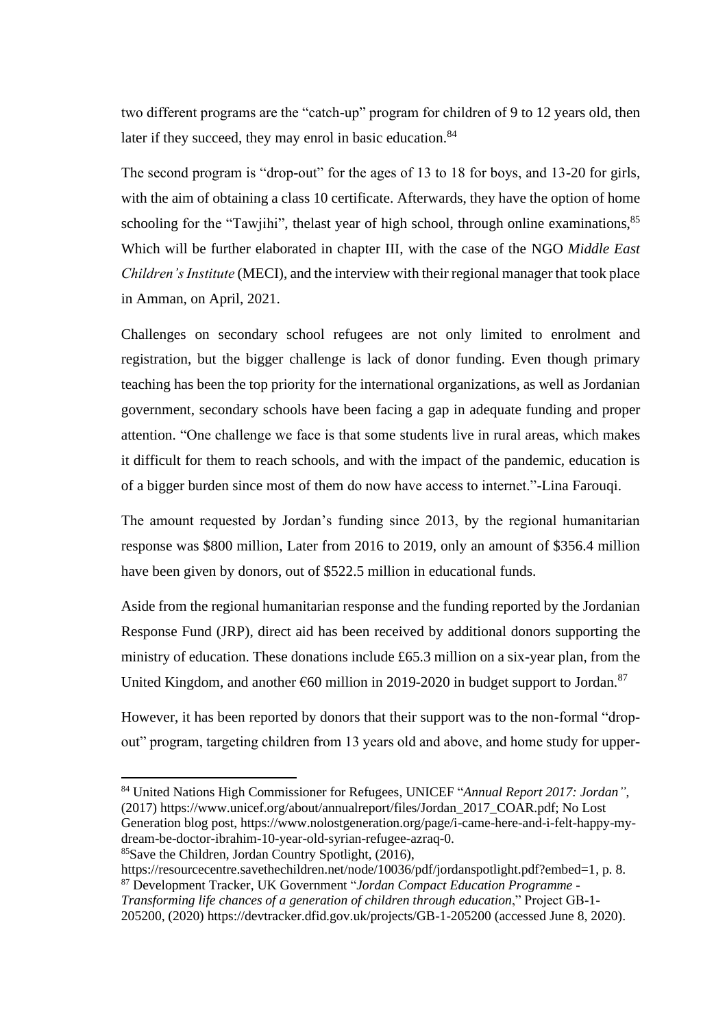two different programs are the "catch-up" program for children of 9 to 12 years old, then later if they succeed, they may enrol in basic education.[84]

The second program is "drop-out" for the ages of 13 to 18 for boys, and 13-20 for girls, with the aim of obtaining a class 10 certificate. Afterwards, they have the option of home schooling for the "Tawjihi", thelast year of high school, through online examinations,[85] Which will be further elaborated in chapter III, with the case of the NGO *Middle East Children's Institute* (MECI), and the interview with their regional manager that took place in Amman, on April, 2021.

Challenges on secondary school refugees are not only limited to enrolment and registration, but the bigger challenge is lack of donor funding. Even though primary teaching has been the top priority for the international organizations, as well as Jordanian government, secondary schools have been facing a gap in adequate funding and proper attention. "One challenge we face is that some students live in rural areas, which makes it difficult for them to reach schools, and with the impact of the pandemic, education is of a bigger burden since most of them do now have access to internet."-Lina Farouqi.

The amount requested by Jordan's funding since 2013, by the regional humanitarian response was $800 million, Later from 2016 to 2019, only an amount of $356.4 million have been given by donors, out of $522.5 million in educational funds.

Aside from the regional humanitarian response and the funding reported by the Jordanian Response Fund (JRP), direct aid has been received by additional donors supporting the ministry of education. These donations include £65.3 million on a six-year plan, from the United Kingdom, and another €60 million in 2019-2020 in budget support to Jordan.[87]

However, it has been reported by donors that their support was to the non-formal "drop-out" program, targeting children from 13 years old and above, and home study for upper-

---

[84] United Nations High Commissioner for Refugees, UNICEF "*Annual Report 2017: Jordan"*, (2017) https://www.unicef.org/about/annualreport/files/Jordan_2017_COAR.pdf; No Lost Generation blog post, https://www.nolostgeneration.org/page/i-came-here-and-i-felt-happy-my-dream-be-doctor-ibrahim-10-year-old-syrian-refugee-azraq-0.

[85] Save the Children, Jordan Country Spotlight, (2016), https://resourcecentre.savethechildren.net/node/10036/pdf/jordanspotlight.pdf?embed=1, p. 8.

[87] Development Tracker, UK Government "*Jordan Compact Education Programme - Transforming life chances of a generation of children through education*," Project GB-1-205200, (2020) https://devtracker.dfid.gov.uk/projects/GB-1-205200 (accessed June 8, 2020).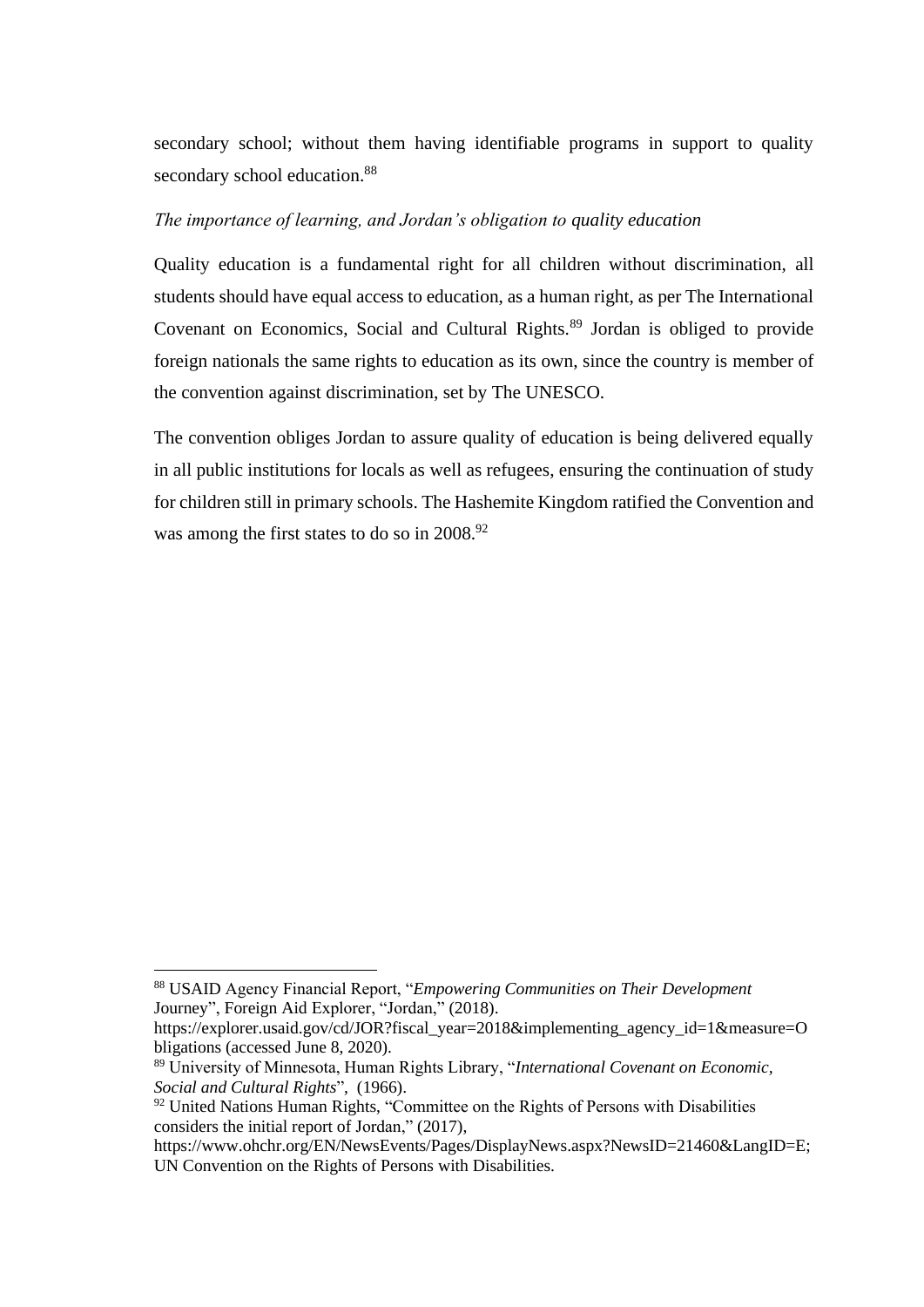secondary school; without them having identifiable programs in support to quality secondary school education.[88]

*The importance of learning, and Jordan's obligation to quality education*

Quality education is a fundamental right for all children without discrimination, all students should have equal access to education, as a human right, as per The International Covenant on Economics, Social and Cultural Rights.[89] Jordan is obliged to provide foreign nationals the same rights to education as its own, since the country is member of the convention against discrimination, set by The UNESCO.

The convention obliges Jordan to assure quality of education is being delivered equally in all public institutions for locals as well as refugees, ensuring the continuation of study for children still in primary schools. The Hashemite Kingdom ratified the Convention and was among the first states to do so in 2008.[92]

---

[88] USAID Agency Financial Report, "*Empowering Communities on Their Development* Journey", Foreign Aid Explorer, "Jordan," (2018). https://explorer.usaid.gov/cd/JOR?fiscal_year=2018&implementing_agency_id=1&measure=Obligations (accessed June 8, 2020).

[89] University of Minnesota, Human Rights Library, "*International Covenant on Economic, Social and Cultural Rights*", (1966).

[92] United Nations Human Rights, "Committee on the Rights of Persons with Disabilities considers the initial report of Jordan," (2017), https://www.ohchr.org/EN/NewsEvents/Pages/DisplayNews.aspx?NewsID=21460&LangID=E; UN Convention on the Rights of Persons with Disabilities.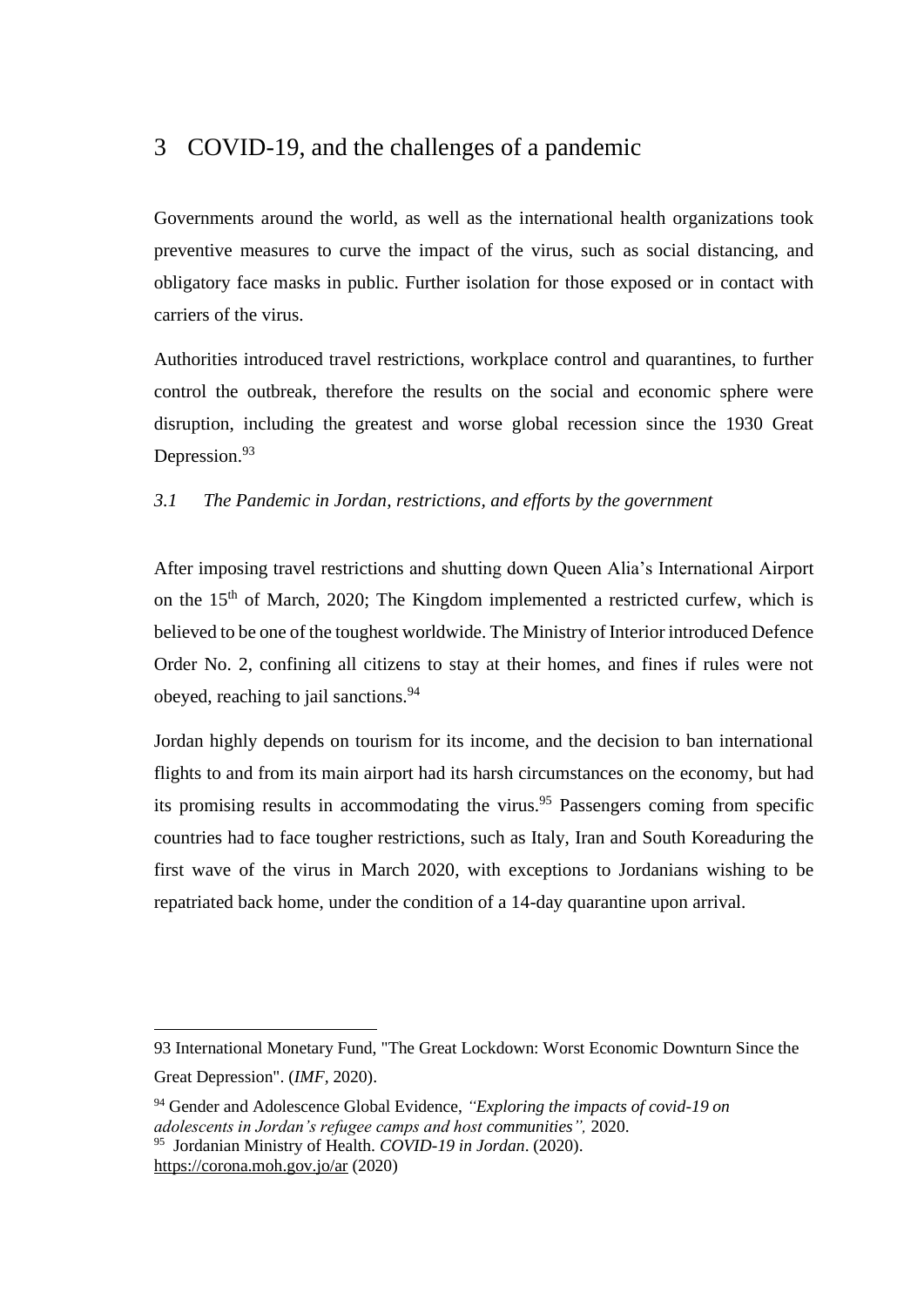# 3 COVID-19, and the challenges of a pandemic

Governments around the world, as well as the international health organizations took preventive measures to curve the impact of the virus, such as social distancing, and obligatory face masks in public. Further isolation for those exposed or in contact with carriers of the virus.

Authorities introduced travel restrictions, workplace control and quarantines, to further control the outbreak, therefore the results on the social and economic sphere were disruption, including the greatest and worse global recession since the 1930 Great Depression.[93]

## *3.1 The Pandemic in Jordan, restrictions, and efforts by the government*

After imposing travel restrictions and shutting down Queen Alia's International Airport on the 15th of March, 2020; The Kingdom implemented a restricted curfew, which is believed to be one of the toughest worldwide. The Ministry of Interior introduced Defence Order No. 2, confining all citizens to stay at their homes, and fines if rules were not obeyed, reaching to jail sanctions.[94]

Jordan highly depends on tourism for its income, and the decision to ban international flights to and from its main airport had its harsh circumstances on the economy, but had its promising results in accommodating the virus.[95] Passengers coming from specific countries had to face tougher restrictions, such as Italy, Iran and South Koreaduring the first wave of the virus in March 2020, with exceptions to Jordanians wishing to be repatriated back home, under the condition of a 14-day quarantine upon arrival.

---

93 International Monetary Fund, "The Great Lockdown: Worst Economic Downturn Since the Great Depression". (*IMF*, 2020).

94 Gender and Adolescence Global Evidence, *"Exploring the impacts of covid-19 on adolescents in Jordan's refugee camps and host communities",* 2020.

95 Jordanian Ministry of Health. *COVID-19 in Jordan*. (2020). https://corona.moh.gov.jo/ar (2020)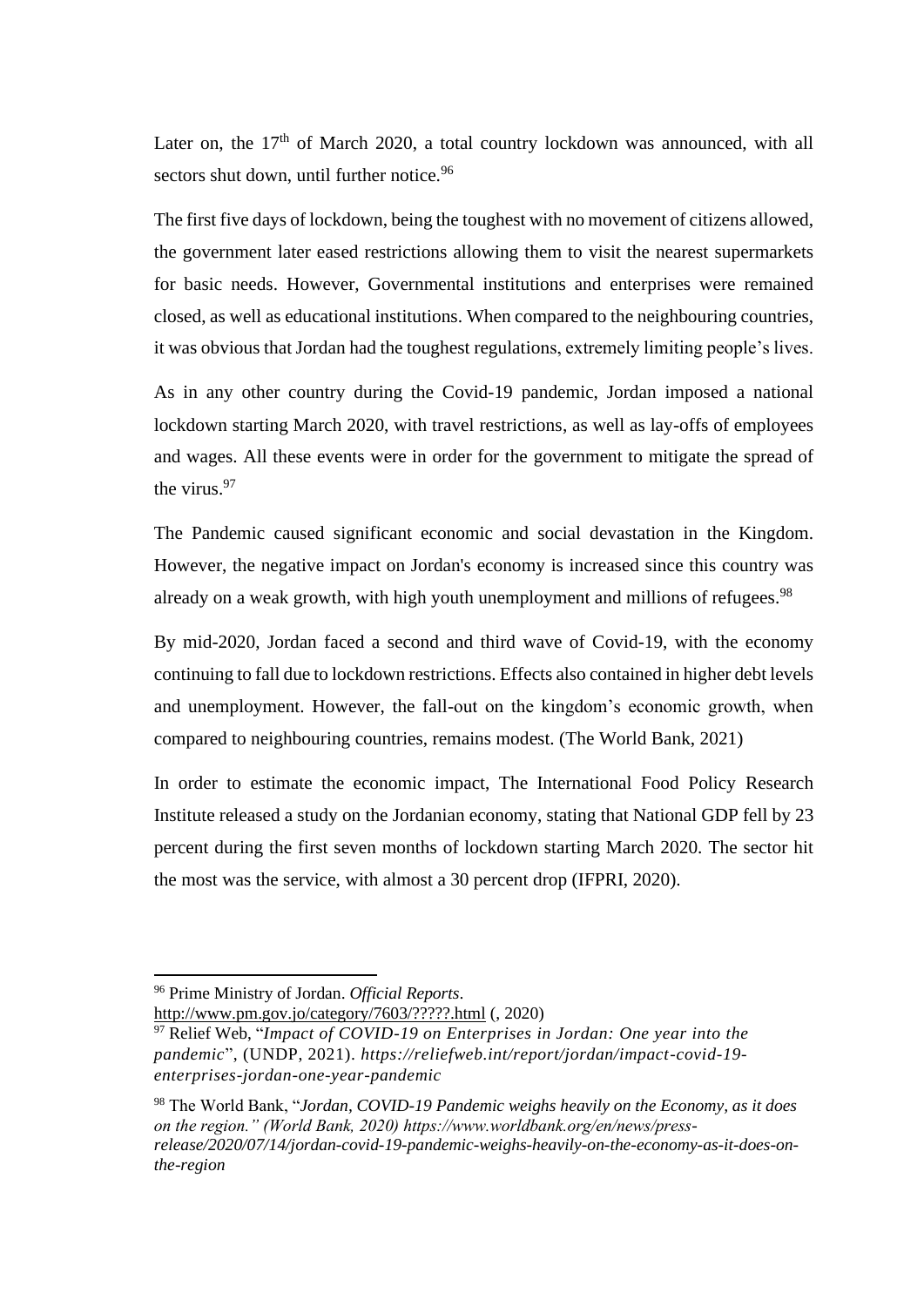Later on, the 17th of March 2020, a total country lockdown was announced, with all sectors shut down, until further notice.[96]

The first five days of lockdown, being the toughest with no movement of citizens allowed, the government later eased restrictions allowing them to visit the nearest supermarkets for basic needs. However, Governmental institutions and enterprises were remained closed, as well as educational institutions. When compared to the neighbouring countries, it was obvious that Jordan had the toughest regulations, extremely limiting people's lives.

As in any other country during the Covid-19 pandemic, Jordan imposed a national lockdown starting March 2020, with travel restrictions, as well as lay-offs of employees and wages. All these events were in order for the government to mitigate the spread of the virus.[97]

The Pandemic caused significant economic and social devastation in the Kingdom. However, the negative impact on Jordan's economy is increased since this country was already on a weak growth, with high youth unemployment and millions of refugees.[98]

By mid-2020, Jordan faced a second and third wave of Covid-19, with the economy continuing to fall due to lockdown restrictions. Effects also contained in higher debt levels and unemployment. However, the fall-out on the kingdom's economic growth, when compared to neighbouring countries, remains modest. (The World Bank, 2021)

In order to estimate the economic impact, The International Food Policy Research Institute released a study on the Jordanian economy, stating that National GDP fell by 23 percent during the first seven months of lockdown starting March 2020. The sector hit the most was the service, with almost a 30 percent drop (IFPRI, 2020).

---

[96] Prime Ministry of Jordan. *Official Reports*. http://www.pm.gov.jo/category/7603/?????.html (, 2020)

[97] Relief Web, "*Impact of COVID-19 on Enterprises in Jordan: One year into the pandemic*", (UNDP, 2021). *https://reliefweb.int/report/jordan/impact-covid-19-enterprises-jordan-one-year-pandemic*

[98] The World Bank, "*Jordan, COVID-19 Pandemic weighs heavily on the Economy, as it does on the region." (World Bank, 2020) https://www.worldbank.org/en/news/press-release/2020/07/14/jordan-covid-19-pandemic-weighs-heavily-on-the-economy-as-it-does-on-the-region*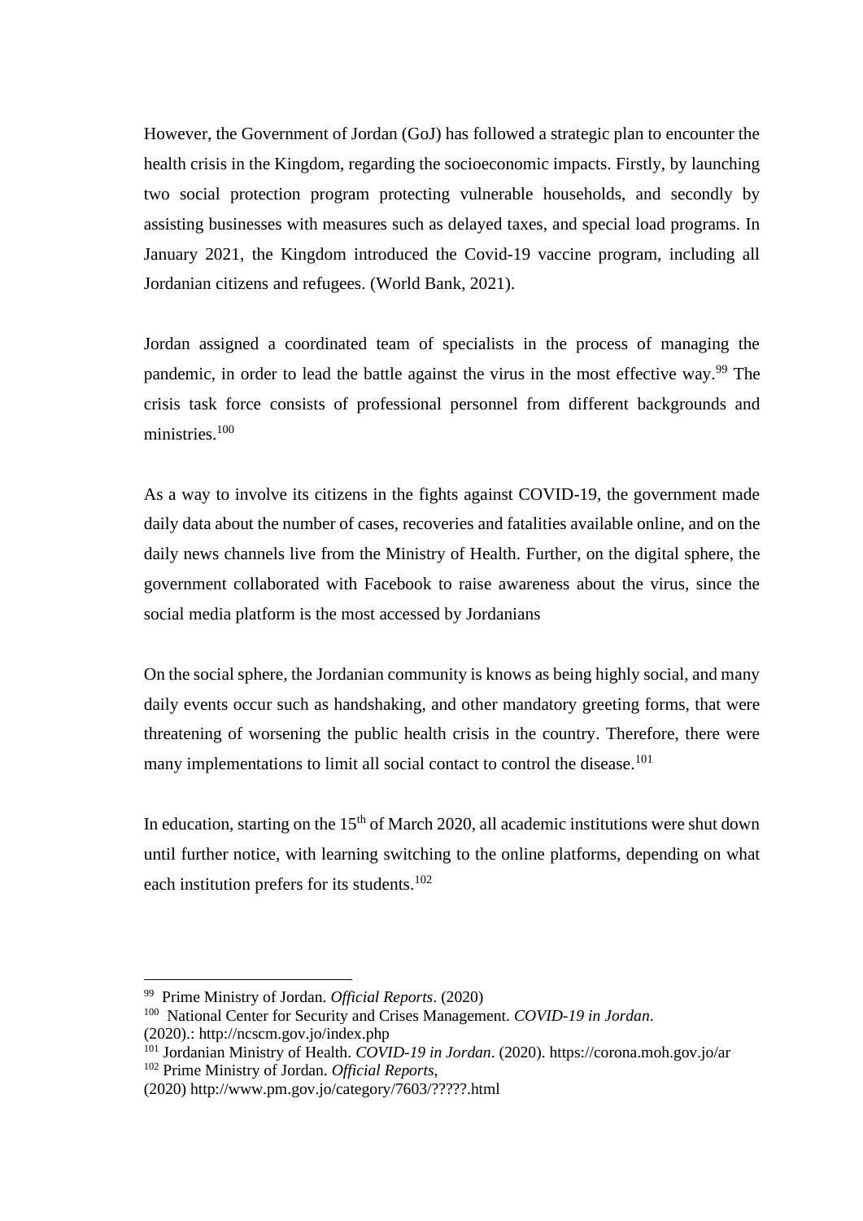However, the Government of Jordan (GoJ) has followed a strategic plan to encounter the health crisis in the Kingdom, regarding the socioeconomic impacts. Firstly, by launching two social protection program protecting vulnerable households, and secondly by assisting businesses with measures such as delayed taxes, and special load programs. In January 2021, the Kingdom introduced the Covid-19 vaccine program, including all Jordanian citizens and refugees. (World Bank, 2021).

Jordan assigned a coordinated team of specialists in the process of managing the pandemic, in order to lead the battle against the virus in the most effective way.[99] The crisis task force consists of professional personnel from different backgrounds and ministries.[100]

As a way to involve its citizens in the fights against COVID-19, the government made daily data about the number of cases, recoveries and fatalities available online, and on the daily news channels live from the Ministry of Health. Further, on the digital sphere, the government collaborated with Facebook to raise awareness about the virus, since the social media platform is the most accessed by Jordanians

On the social sphere, the Jordanian community is knows as being highly social, and many daily events occur such as handshaking, and other mandatory greeting forms, that were threatening of worsening the public health crisis in the country. Therefore, there were many implementations to limit all social contact to control the disease.[101]

In education, starting on the 15th of March 2020, all academic institutions were shut down until further notice, with learning switching to the online platforms, depending on what each institution prefers for its students.[102]

---

[99] Prime Ministry of Jordan. *Official Reports*. (2020)

[100] National Center for Security and Crises Management. *COVID-19 in Jordan*. (2020).: http://ncscm.gov.jo/index.php

[101] Jordanian Ministry of Health. *COVID-19 in Jordan*. (2020). https://corona.moh.gov.jo/ar

[102] Prime Ministry of Jordan. *Official Reports*, (2020) http://www.pm.gov.jo/category/7603/?????.html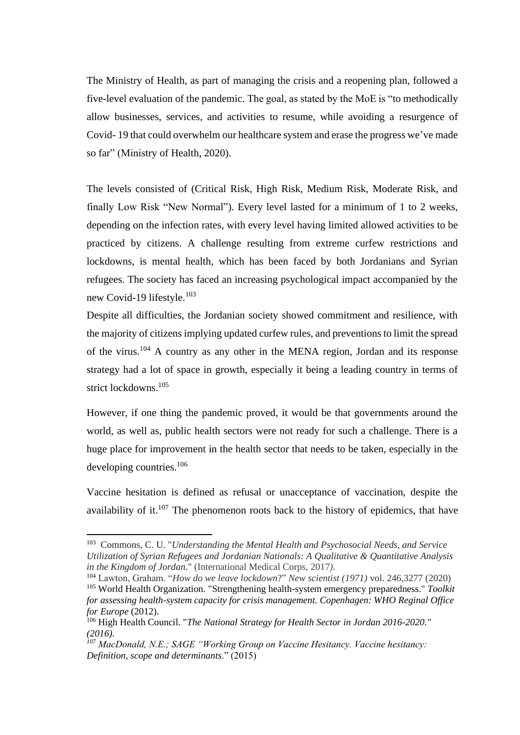The Ministry of Health, as part of managing the crisis and a reopening plan, followed a five-level evaluation of the pandemic. The goal, as stated by the MoE is "to methodically allow businesses, services, and activities to resume, while avoiding a resurgence of Covid- 19 that could overwhelm our healthcare system and erase the progress we've made so far" (Ministry of Health, 2020).

The levels consisted of (Critical Risk, High Risk, Medium Risk, Moderate Risk, and finally Low Risk "New Normal"). Every level lasted for a minimum of 1 to 2 weeks, depending on the infection rates, with every level having limited allowed activities to be practiced by citizens. A challenge resulting from extreme curfew restrictions and lockdowns, is mental health, which has been faced by both Jordanians and Syrian refugees. The society has faced an increasing psychological impact accompanied by the new Covid-19 lifestyle.[103]

Despite all difficulties, the Jordanian society showed commitment and resilience, with the majority of citizens implying updated curfew rules, and preventions to limit the spread of the virus.[104] A country as any other in the MENA region, Jordan and its response strategy had a lot of space in growth, especially it being a leading country in terms of strict lockdowns.[105]

However, if one thing the pandemic proved, it would be that governments around the world, as well as, public health sectors were not ready for such a challenge. There is a huge place for improvement in the health sector that needs to be taken, especially in the developing countries.[106]

Vaccine hesitation is defined as refusal or unacceptance of vaccination, despite the availability of it.[107] The phenomenon roots back to the history of epidemics, that have

---

[103] Commons, C. U. "*Understanding the Mental Health and Psychosocial Needs, and Service Utilization of Syrian Refugees and Jordanian Nationals: A Qualitative & Quantitative Analysis in the Kingdom of Jordan*." (International Medical Corps, 2017).

[104] Lawton, Graham. "*How do we leave lockdown*?" *New scientist (1971)* vol. 246,3277 (2020)

[105] World Health Organization. "Strengthening health-system emergency preparedness." *Toolkit for assessing health-system capacity for crisis management. Copenhagen: WHO Reginal Office for Europe* (2012).

[106] High Health Council. "*The National Strategy for Health Sector in Jordan 2016-2020." (2016).*

[107] *MacDonald, N.E.; SAGE "Working Group on Vaccine Hesitancy. Vaccine hesitancy: Definition, scope and determinants*." (2015)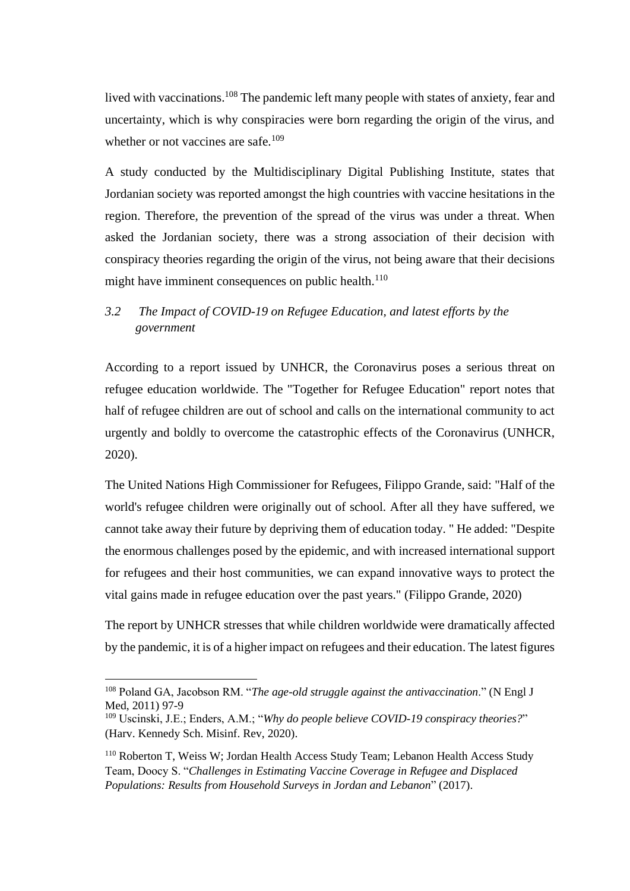lived with vaccinations.[108] The pandemic left many people with states of anxiety, fear and uncertainty, which is why conspiracies were born regarding the origin of the virus, and whether or not vaccines are safe.[109]

A study conducted by the Multidisciplinary Digital Publishing Institute, states that Jordanian society was reported amongst the high countries with vaccine hesitations in the region. Therefore, the prevention of the spread of the virus was under a threat. When asked the Jordanian society, there was a strong association of their decision with conspiracy theories regarding the origin of the virus, not being aware that their decisions might have imminent consequences on public health.[110]

### *3.2 The Impact of COVID-19 on Refugee Education, and latest efforts by the government*

According to a report issued by UNHCR, the Coronavirus poses a serious threat on refugee education worldwide. The "Together for Refugee Education" report notes that half of refugee children are out of school and calls on the international community to act urgently and boldly to overcome the catastrophic effects of the Coronavirus (UNHCR, 2020).

The United Nations High Commissioner for Refugees, Filippo Grande, said: "Half of the world's refugee children were originally out of school. After all they have suffered, we cannot take away their future by depriving them of education today. " He added: "Despite the enormous challenges posed by the epidemic, and with increased international support for refugees and their host communities, we can expand innovative ways to protect the vital gains made in refugee education over the past years." (Filippo Grande, 2020)

The report by UNHCR stresses that while children worldwide were dramatically affected by the pandemic, it is of a higher impact on refugees and their education. The latest figures

---

[108] Poland GA, Jacobson RM. "*The age-old struggle against the antivaccination*." (N Engl J Med, 2011) 97-9

[109] Uscinski, J.E.; Enders, A.M.; "*Why do people believe COVID-19 conspiracy theories?*" (Harv. Kennedy Sch. Misinf. Rev, 2020).

[110] Roberton T, Weiss W; Jordan Health Access Study Team; Lebanon Health Access Study Team, Doocy S. "*Challenges in Estimating Vaccine Coverage in Refugee and Displaced Populations: Results from Household Surveys in Jordan and Lebanon*" (2017).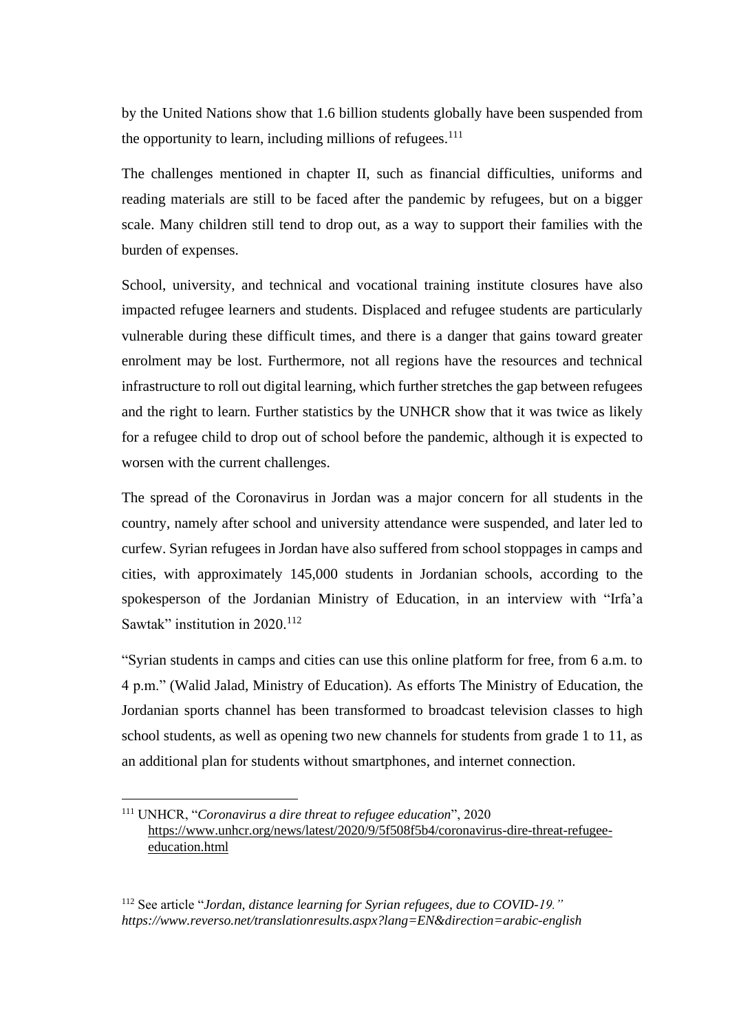by the United Nations show that 1.6 billion students globally have been suspended from the opportunity to learn, including millions of refugees.[111]

The challenges mentioned in chapter II, such as financial difficulties, uniforms and reading materials are still to be faced after the pandemic by refugees, but on a bigger scale. Many children still tend to drop out, as a way to support their families with the burden of expenses.

School, university, and technical and vocational training institute closures have also impacted refugee learners and students. Displaced and refugee students are particularly vulnerable during these difficult times, and there is a danger that gains toward greater enrolment may be lost. Furthermore, not all regions have the resources and technical infrastructure to roll out digital learning, which further stretches the gap between refugees and the right to learn. Further statistics by the UNHCR show that it was twice as likely for a refugee child to drop out of school before the pandemic, although it is expected to worsen with the current challenges.

The spread of the Coronavirus in Jordan was a major concern for all students in the country, namely after school and university attendance were suspended, and later led to curfew. Syrian refugees in Jordan have also suffered from school stoppages in camps and cities, with approximately 145,000 students in Jordanian schools, according to the spokesperson of the Jordanian Ministry of Education, in an interview with "Irfa'a Sawtak" institution in 2020.[112]

"Syrian students in camps and cities can use this online platform for free, from 6 a.m. to 4 p.m." (Walid Jalad, Ministry of Education). As efforts The Ministry of Education, the Jordanian sports channel has been transformed to broadcast television classes to high school students, as well as opening two new channels for students from grade 1 to 11, as an additional plan for students without smartphones, and internet connection.

---

[111] UNHCR, "*Coronavirus a dire threat to refugee education*", 2020 https://www.unhcr.org/news/latest/2020/9/5f508f5b4/coronavirus-dire-threat-refugee-education.html

[112] See article "*Jordan, distance learning for Syrian refugees, due to COVID-19." https://www.reverso.net/translationresults.aspx?lang=EN&direction=arabic-english*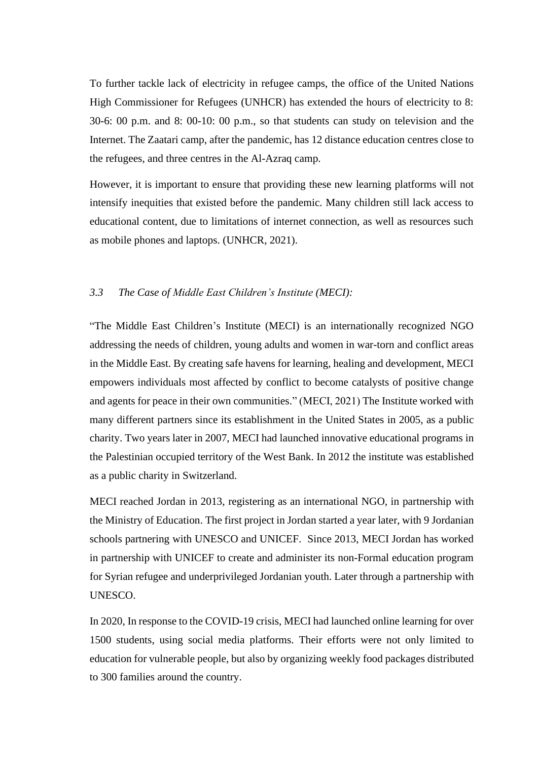To further tackle lack of electricity in refugee camps, the office of the United Nations High Commissioner for Refugees (UNHCR) has extended the hours of electricity to 8: 30-6: 00 p.m. and 8: 00-10: 00 p.m., so that students can study on television and the Internet. The Zaatari camp, after the pandemic, has 12 distance education centres close to the refugees, and three centres in the Al-Azraq camp.

However, it is important to ensure that providing these new learning platforms will not intensify inequities that existed before the pandemic. Many children still lack access to educational content, due to limitations of internet connection, as well as resources such as mobile phones and laptops. (UNHCR, 2021).

### *3.3 The Case of Middle East Children's Institute (MECI):*

"The Middle East Children's Institute (MECI) is an internationally recognized NGO addressing the needs of children, young adults and women in war-torn and conflict areas in the Middle East. By creating safe havens for learning, healing and development, MECI empowers individuals most affected by conflict to become catalysts of positive change and agents for peace in their own communities." (MECI, 2021) The Institute worked with many different partners since its establishment in the United States in 2005, as a public charity. Two years later in 2007, MECI had launched innovative educational programs in the Palestinian occupied territory of the West Bank. In 2012 the institute was established as a public charity in Switzerland.

MECI reached Jordan in 2013, registering as an international NGO, in partnership with the Ministry of Education. The first project in Jordan started a year later, with 9 Jordanian schools partnering with UNESCO and UNICEF. Since 2013, MECI Jordan has worked in partnership with UNICEF to create and administer its non-Formal education program for Syrian refugee and underprivileged Jordanian youth. Later through a partnership with UNESCO.

In 2020, In response to the COVID-19 crisis, MECI had launched online learning for over 1500 students, using social media platforms. Their efforts were not only limited to education for vulnerable people, but also by organizing weekly food packages distributed to 300 families around the country.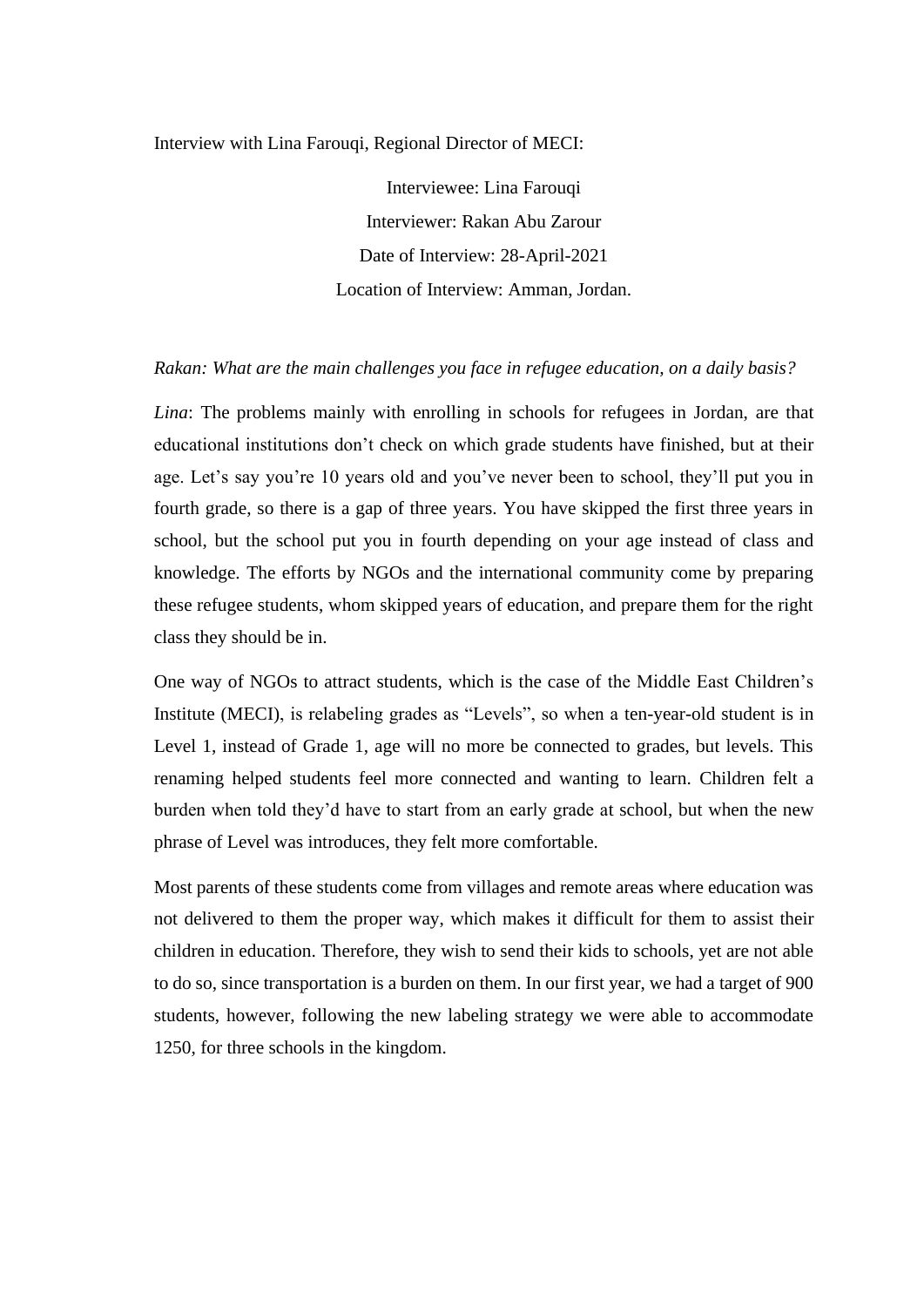Interview with Lina Farouqi, Regional Director of MECI:

Interviewee: Lina Farouqi
Interviewer: Rakan Abu Zarour
Date of Interview: 28-April-2021
Location of Interview: Amman, Jordan.

*Rakan: What are the main challenges you face in refugee education, on a daily basis?*

*Lina*: The problems mainly with enrolling in schools for refugees in Jordan, are that educational institutions don't check on which grade students have finished, but at their age. Let's say you're 10 years old and you've never been to school, they'll put you in fourth grade, so there is a gap of three years. You have skipped the first three years in school, but the school put you in fourth depending on your age instead of class and knowledge. The efforts by NGOs and the international community come by preparing these refugee students, whom skipped years of education, and prepare them for the right class they should be in.

One way of NGOs to attract students, which is the case of the Middle East Children's Institute (MECI), is relabeling grades as "Levels", so when a ten-year-old student is in Level 1, instead of Grade 1, age will no more be connected to grades, but levels. This renaming helped students feel more connected and wanting to learn. Children felt a burden when told they'd have to start from an early grade at school, but when the new phrase of Level was introduces, they felt more comfortable.

Most parents of these students come from villages and remote areas where education was not delivered to them the proper way, which makes it difficult for them to assist their children in education. Therefore, they wish to send their kids to schools, yet are not able to do so, since transportation is a burden on them. In our first year, we had a target of 900 students, however, following the new labeling strategy we were able to accommodate 1250, for three schools in the kingdom.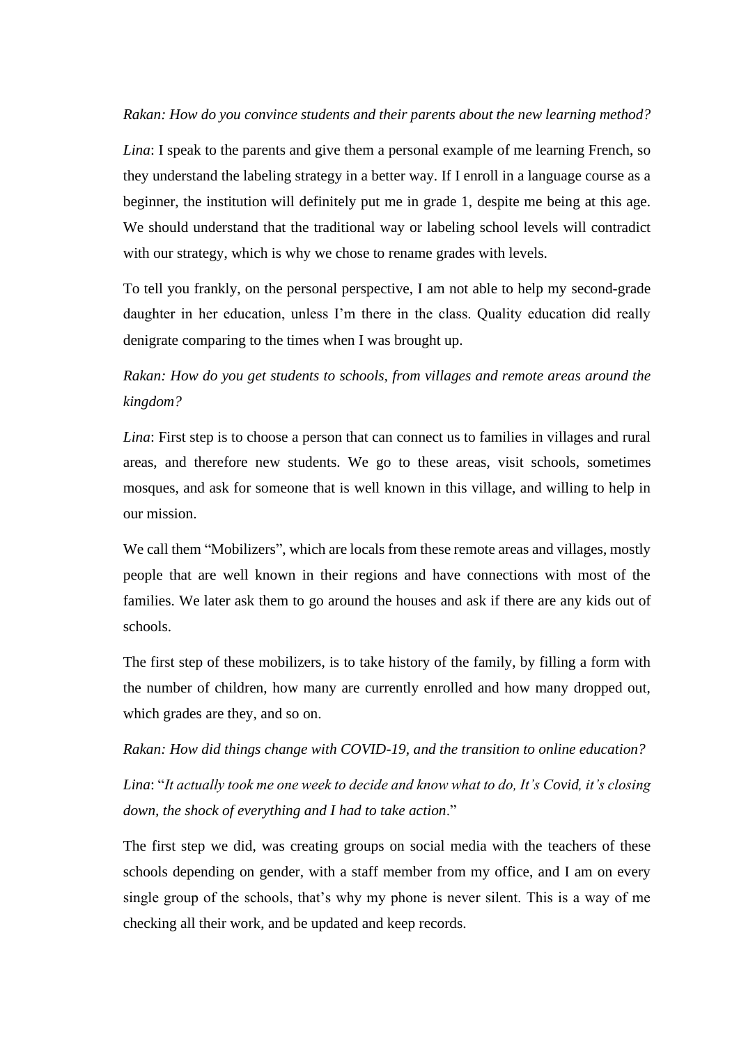*Rakan: How do you convince students and their parents about the new learning method?*

*Lina*: I speak to the parents and give them a personal example of me learning French, so they understand the labeling strategy in a better way. If I enroll in a language course as a beginner, the institution will definitely put me in grade 1, despite me being at this age. We should understand that the traditional way or labeling school levels will contradict with our strategy, which is why we chose to rename grades with levels.

To tell you frankly, on the personal perspective, I am not able to help my second-grade daughter in her education, unless I'm there in the class. Quality education did really denigrate comparing to the times when I was brought up.

*Rakan: How do you get students to schools, from villages and remote areas around the kingdom?*

*Lina*: First step is to choose a person that can connect us to families in villages and rural areas, and therefore new students. We go to these areas, visit schools, sometimes mosques, and ask for someone that is well known in this village, and willing to help in our mission.

We call them "Mobilizers", which are locals from these remote areas and villages, mostly people that are well known in their regions and have connections with most of the families. We later ask them to go around the houses and ask if there are any kids out of schools.

The first step of these mobilizers, is to take history of the family, by filling a form with the number of children, how many are currently enrolled and how many dropped out, which grades are they, and so on.

*Rakan: How did things change with COVID-19, and the transition to online education?*

*Lina*: "*It actually took me one week to decide and know what to do, It's Covid, it's closing down, the shock of everything and I had to take action*."

The first step we did, was creating groups on social media with the teachers of these schools depending on gender, with a staff member from my office, and I am on every single group of the schools, that's why my phone is never silent. This is a way of me checking all their work, and be updated and keep records.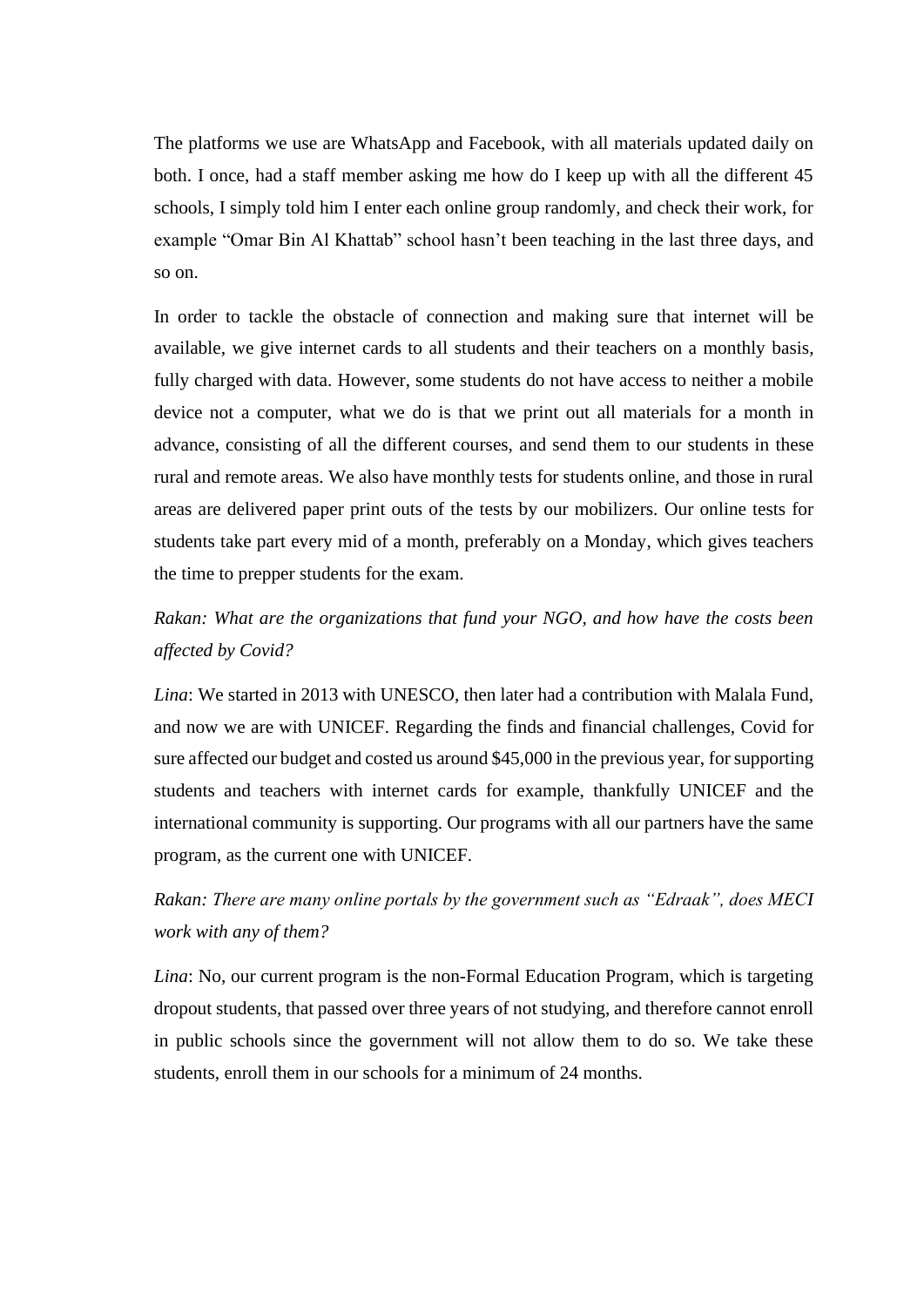The platforms we use are WhatsApp and Facebook, with all materials updated daily on both. I once, had a staff member asking me how do I keep up with all the different 45 schools, I simply told him I enter each online group randomly, and check their work, for example "Omar Bin Al Khattab" school hasn't been teaching in the last three days, and so on.

In order to tackle the obstacle of connection and making sure that internet will be available, we give internet cards to all students and their teachers on a monthly basis, fully charged with data. However, some students do not have access to neither a mobile device not a computer, what we do is that we print out all materials for a month in advance, consisting of all the different courses, and send them to our students in these rural and remote areas. We also have monthly tests for students online, and those in rural areas are delivered paper print outs of the tests by our mobilizers. Our online tests for students take part every mid of a month, preferably on a Monday, which gives teachers the time to prepper students for the exam.

*Rakan: What are the organizations that fund your NGO, and how have the costs been affected by Covid?*

*Lina*: We started in 2013 with UNESCO, then later had a contribution with Malala Fund, and now we are with UNICEF. Regarding the finds and financial challenges, Covid for sure affected our budget and costed us around $45,000 in the previous year, for supporting students and teachers with internet cards for example, thankfully UNICEF and the international community is supporting. Our programs with all our partners have the same program, as the current one with UNICEF.

*Rakan: There are many online portals by the government such as "Edraak", does MECI work with any of them?*

*Lina*: No, our current program is the non-Formal Education Program, which is targeting dropout students, that passed over three years of not studying, and therefore cannot enroll in public schools since the government will not allow them to do so. We take these students, enroll them in our schools for a minimum of 24 months.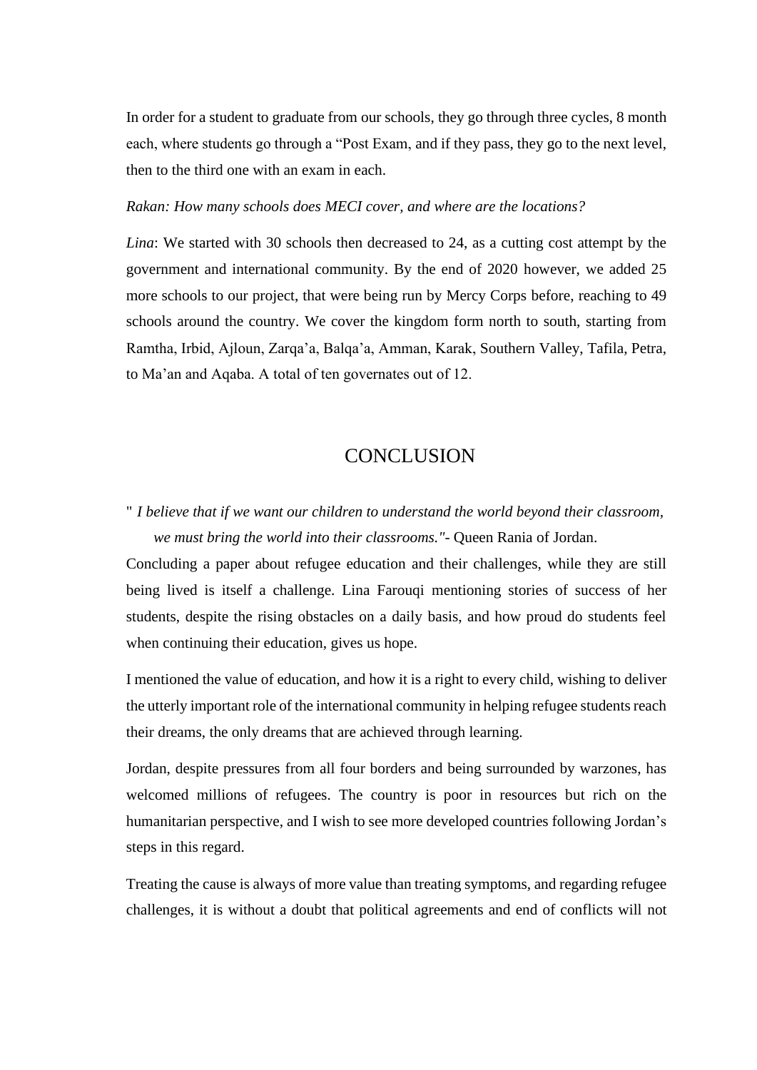In order for a student to graduate from our schools, they go through three cycles, 8 month each, where students go through a "Post Exam, and if they pass, they go to the next level, then to the third one with an exam in each.

*Rakan: How many schools does MECI cover, and where are the locations?*

*Lina*: We started with 30 schools then decreased to 24, as a cutting cost attempt by the government and international community. By the end of 2020 however, we added 25 more schools to our project, that were being run by Mercy Corps before, reaching to 49 schools around the country. We cover the kingdom form north to south, starting from Ramtha, Irbid, Ajloun, Zarqa'a, Balqa'a, Amman, Karak, Southern Valley, Tafila, Petra, to Ma'an and Aqaba. A total of ten governates out of 12.

# CONCLUSION

" *I believe that if we want our children to understand the world beyond their classroom, we must bring the world into their classrooms."*- Queen Rania of Jordan.

Concluding a paper about refugee education and their challenges, while they are still being lived is itself a challenge. Lina Farouqi mentioning stories of success of her students, despite the rising obstacles on a daily basis, and how proud do students feel when continuing their education, gives us hope.

I mentioned the value of education, and how it is a right to every child, wishing to deliver the utterly important role of the international community in helping refugee students reach their dreams, the only dreams that are achieved through learning.

Jordan, despite pressures from all four borders and being surrounded by warzones, has welcomed millions of refugees. The country is poor in resources but rich on the humanitarian perspective, and I wish to see more developed countries following Jordan's steps in this regard.

Treating the cause is always of more value than treating symptoms, and regarding refugee challenges, it is without a doubt that political agreements and end of conflicts will not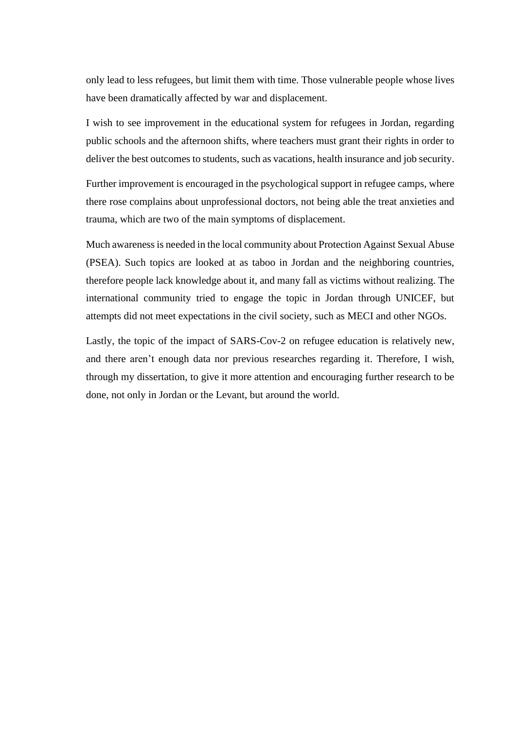only lead to less refugees, but limit them with time. Those vulnerable people whose lives have been dramatically affected by war and displacement.

I wish to see improvement in the educational system for refugees in Jordan, regarding public schools and the afternoon shifts, where teachers must grant their rights in order to deliver the best outcomes to students, such as vacations, health insurance and job security.

Further improvement is encouraged in the psychological support in refugee camps, where there rose complains about unprofessional doctors, not being able the treat anxieties and trauma, which are two of the main symptoms of displacement.

Much awareness is needed in the local community about Protection Against Sexual Abuse (PSEA). Such topics are looked at as taboo in Jordan and the neighboring countries, therefore people lack knowledge about it, and many fall as victims without realizing. The international community tried to engage the topic in Jordan through UNICEF, but attempts did not meet expectations in the civil society, such as MECI and other NGOs.

Lastly, the topic of the impact of SARS-Cov-2 on refugee education is relatively new, and there aren't enough data nor previous researches regarding it. Therefore, I wish, through my dissertation, to give it more attention and encouraging further research to be done, not only in Jordan or the Levant, but around the world.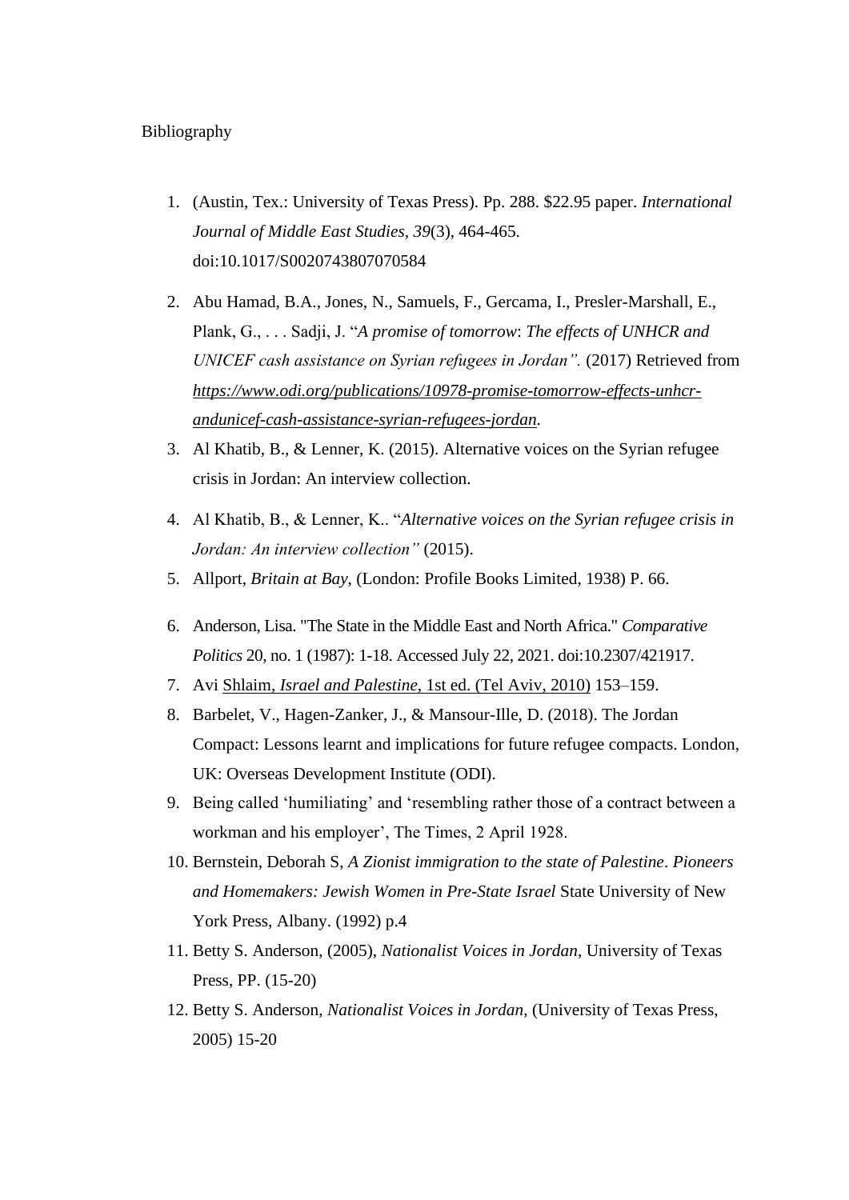Bibliography

1. (Austin, Tex.: University of Texas Press). Pp. 288. $22.95 paper. *International Journal of Middle East Studies, 39*(3), 464-465. doi:10.1017/S0020743807070584
2. Abu Hamad, B.A., Jones, N., Samuels, F., Gercama, I., Presler-Marshall, E., Plank, G., . . . Sadji, J. "*A promise of tomorrow*: *The effects of UNHCR and UNICEF cash assistance on Syrian refugees in Jordan".* (2017) Retrieved from *https://www.odi.org/publications/10978-promise-tomorrow-effects-unhcr-andunicef-cash-assistance-syrian-refugees-jordan*.
3. Al Khatib, B., & Lenner, K. (2015). Alternative voices on the Syrian refugee crisis in Jordan: An interview collection.
4. Al Khatib, B., & Lenner, K.. "*Alternative voices on the Syrian refugee crisis in Jordan: An interview collection"* (2015).
5. Allport, *Britain at Bay*, (London: Profile Books Limited, 1938) P. 66.
6. Anderson, Lisa. "The State in the Middle East and North Africa." *Comparative Politics* 20, no. 1 (1987): 1-18. Accessed July 22, 2021. doi:10.2307/421917.
7. Avi Shlaim, *Israel and Palestine*, 1st ed. (Tel Aviv, 2010) 153–159.
8. Barbelet, V., Hagen-Zanker, J., & Mansour-Ille, D. (2018). The Jordan Compact: Lessons learnt and implications for future refugee compacts. London, UK: Overseas Development Institute (ODI).
9. Being called 'humiliating' and 'resembling rather those of a contract between a workman and his employer', The Times, 2 April 1928.
10. Bernstein, Deborah S, *A Zionist immigration to the state of Palestine*. *Pioneers and Homemakers: Jewish Women in Pre-State Israel* State University of New York Press, Albany. (1992) p.4
11. Betty S. Anderson, (2005), *Nationalist Voices in Jordan*, University of Texas Press, PP. (15-20)
12. Betty S. Anderson, *Nationalist Voices in Jordan*, (University of Texas Press, 2005) 15-20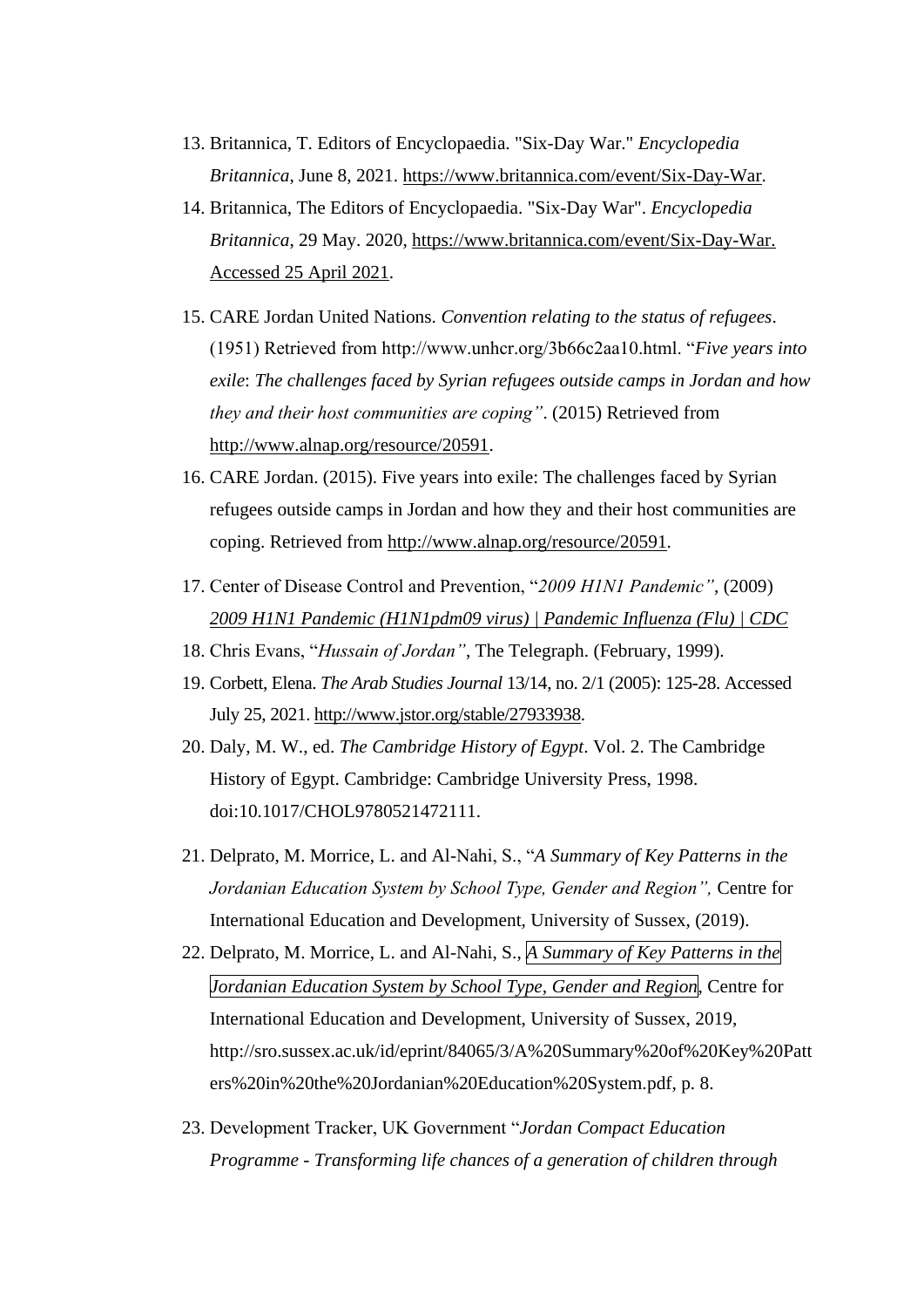13. Britannica, T. Editors of Encyclopaedia. "Six-Day War." *Encyclopedia Britannica*, June 8, 2021. https://www.britannica.com/event/Six-Day-War.
14. Britannica, The Editors of Encyclopaedia. "Six-Day War". *Encyclopedia Britannica*, 29 May. 2020, https://www.britannica.com/event/Six-Day-War. Accessed 25 April 2021.
15. CARE Jordan United Nations. *Convention relating to the status of refugees*. (1951) Retrieved from http://www.unhcr.org/3b66c2aa10.html. "*Five years into exile*: *The challenges faced by Syrian refugees outside camps in Jordan and how they and their host communities are coping"*. (2015) Retrieved from http://www.alnap.org/resource/20591.
16. CARE Jordan. (2015). Five years into exile: The challenges faced by Syrian refugees outside camps in Jordan and how they and their host communities are coping. Retrieved from http://www.alnap.org/resource/20591.
17. Center of Disease Control and Prevention, "*2009 H1N1 Pandemic"*, (2009) *2009 H1N1 Pandemic (H1N1pdm09 virus) | Pandemic Influenza (Flu) | CDC*
18. Chris Evans, "*Hussain of Jordan"*, The Telegraph. (February, 1999).
19. Corbett, Elena. *The Arab Studies Journal* 13/14, no. 2/1 (2005): 125-28. Accessed July 25, 2021. http://www.jstor.org/stable/27933938.
20. Daly, M. W., ed. *The Cambridge History of Egypt*. Vol. 2. The Cambridge History of Egypt. Cambridge: Cambridge University Press, 1998. doi:10.1017/CHOL9780521472111.
21. Delprato, M. Morrice, L. and Al-Nahi, S., "*A Summary of Key Patterns in the Jordanian Education System by School Type, Gender and Region",* Centre for International Education and Development, University of Sussex, (2019).
22. Delprato, M. Morrice, L. and Al-Nahi, S., *A Summary of Key Patterns in the Jordanian Education System by School Type, Gender and Region*, Centre for International Education and Development, University of Sussex, 2019, http://sro.sussex.ac.uk/id/eprint/84065/3/A%20Summary%20of%20Key%20Patterns%20in%20the%20Jordanian%20Education%20System.pdf, p. 8.
23. Development Tracker, UK Government "*Jordan Compact Education Programme - Transforming life chances of a generation of children through*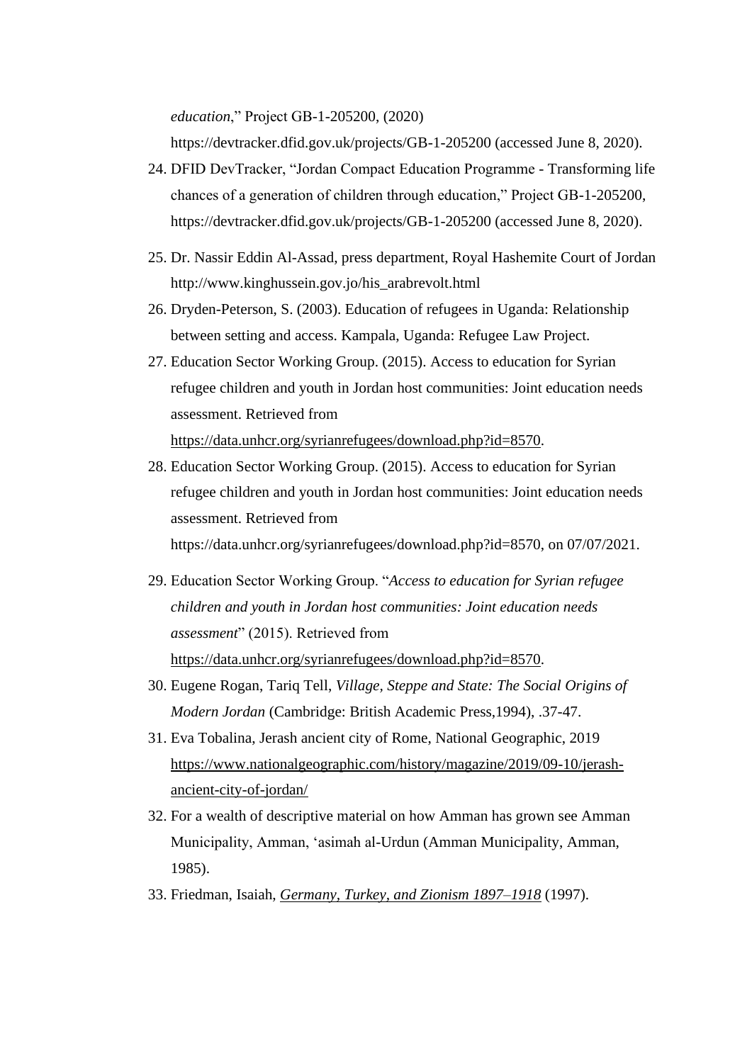*education*," Project GB-1-205200, (2020) https://devtracker.dfid.gov.uk/projects/GB-1-205200 (accessed June 8, 2020).

24. DFID DevTracker, "Jordan Compact Education Programme - Transforming life chances of a generation of children through education," Project GB-1-205200, https://devtracker.dfid.gov.uk/projects/GB-1-205200 (accessed June 8, 2020).
25. Dr. Nassir Eddin Al-Assad, press department, Royal Hashemite Court of Jordan http://www.kinghussein.gov.jo/his_arabrevolt.html
26. Dryden-Peterson, S. (2003). Education of refugees in Uganda: Relationship between setting and access. Kampala, Uganda: Refugee Law Project.
27. Education Sector Working Group. (2015). Access to education for Syrian refugee children and youth in Jordan host communities: Joint education needs assessment. Retrieved from https://data.unhcr.org/syrianrefugees/download.php?id=8570.
28. Education Sector Working Group. (2015). Access to education for Syrian refugee children and youth in Jordan host communities: Joint education needs assessment. Retrieved from https://data.unhcr.org/syrianrefugees/download.php?id=8570, on 07/07/2021.
29. Education Sector Working Group. "*Access to education for Syrian refugee children and youth in Jordan host communities: Joint education needs assessment*" (2015). Retrieved from https://data.unhcr.org/syrianrefugees/download.php?id=8570.
30. Eugene Rogan, Tariq Tell, *Village, Steppe and State: The Social Origins of Modern Jordan* (Cambridge: British Academic Press,1994), .37-47.
31. Eva Tobalina, Jerash ancient city of Rome, National Geographic, 2019 https://www.nationalgeographic.com/history/magazine/2019/09-10/jerash-ancient-city-of-jordan/
32. For a wealth of descriptive material on how Amman has grown see Amman Municipality, Amman, 'asimah al-Urdun (Amman Municipality, Amman, 1985).
33. Friedman, Isaiah, *Germany, Turkey, and Zionism 1897–1918* (1997).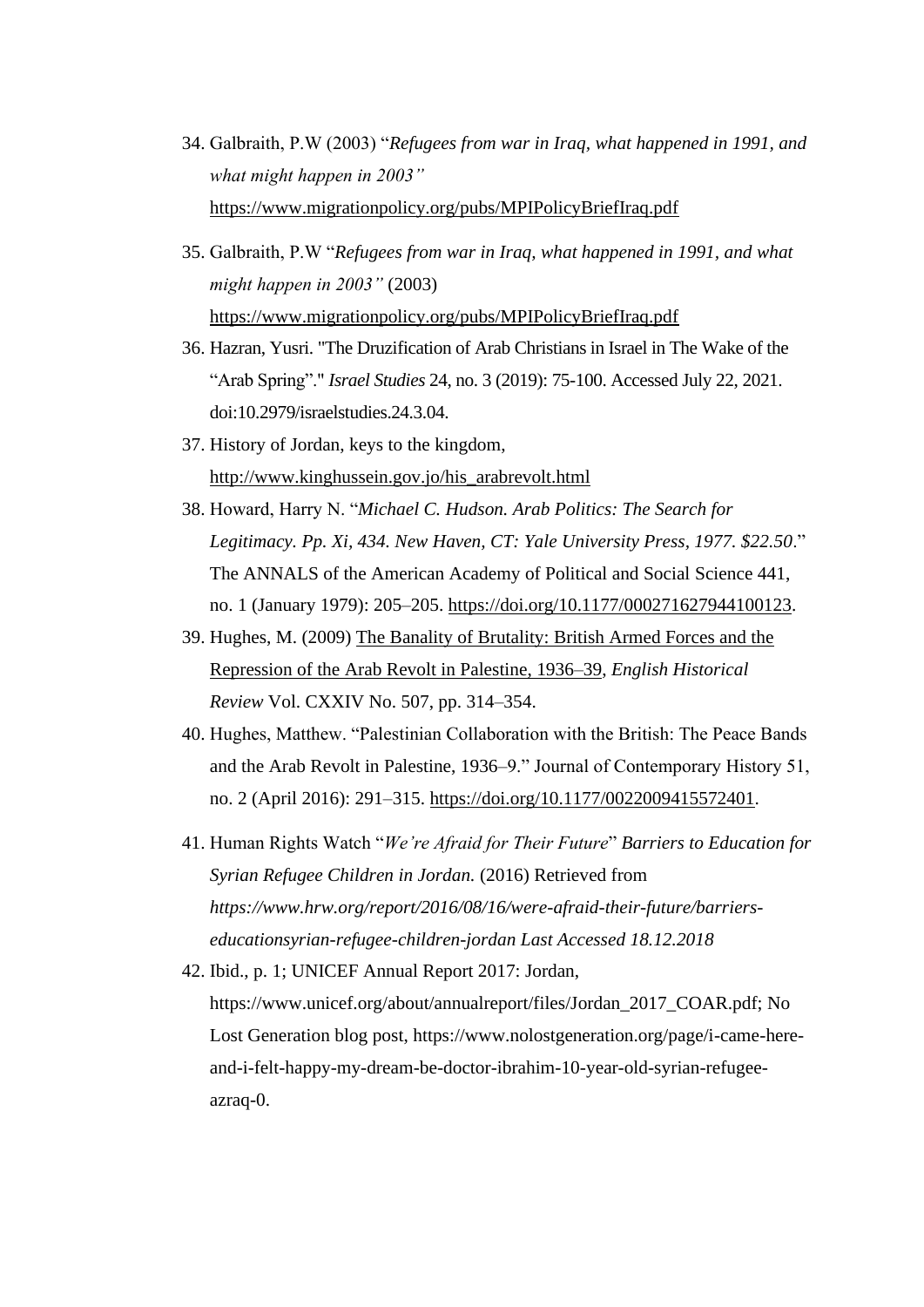34. Galbraith, P.W (2003) "*Refugees from war in Iraq, what happened in 1991, and what might happen in 2003"* https://www.migrationpolicy.org/pubs/MPIPolicyBriefIraq.pdf

35. Galbraith, P.W "*Refugees from war in Iraq, what happened in 1991, and what might happen in 2003"* (2003) https://www.migrationpolicy.org/pubs/MPIPolicyBriefIraq.pdf

36. Hazran, Yusri. "The Druzification of Arab Christians in Israel in The Wake of the "Arab Spring"." *Israel Studies* 24, no. 3 (2019): 75-100. Accessed July 22, 2021. doi:10.2979/israelstudies.24.3.04.

37. History of Jordan, keys to the kingdom, http://www.kinghussein.gov.jo/his_arabrevolt.html

38. Howard, Harry N. "*Michael C. Hudson. Arab Politics: The Search for Legitimacy. Pp. Xi, 434. New Haven, CT: Yale University Press, 1977. $22.50*." The ANNALS of the American Academy of Political and Social Science 441, no. 1 (January 1979): 205–205. https://doi.org/10.1177/000271627944100123.

39. Hughes, M. (2009) The Banality of Brutality: British Armed Forces and the Repression of the Arab Revolt in Palestine, 1936–39, *English Historical Review* Vol. CXXIV No. 507, pp. 314–354.

40. Hughes, Matthew. "Palestinian Collaboration with the British: The Peace Bands and the Arab Revolt in Palestine, 1936–9." Journal of Contemporary History 51, no. 2 (April 2016): 291–315. https://doi.org/10.1177/0022009415572401.

41. Human Rights Watch "*We're Afraid for Their Future*" *Barriers to Education for Syrian Refugee Children in Jordan.* (2016) Retrieved from *https://www.hrw.org/report/2016/08/16/were-afraid-their-future/barriers-educationsyrian-refugee-children-jordan Last Accessed 18.12.2018*

42. Ibid., p. 1; UNICEF Annual Report 2017: Jordan, https://www.unicef.org/about/annualreport/files/Jordan_2017_COAR.pdf; No Lost Generation blog post, https://www.nolostgeneration.org/page/i-came-here-and-i-felt-happy-my-dream-be-doctor-ibrahim-10-year-old-syrian-refugee-azraq-0.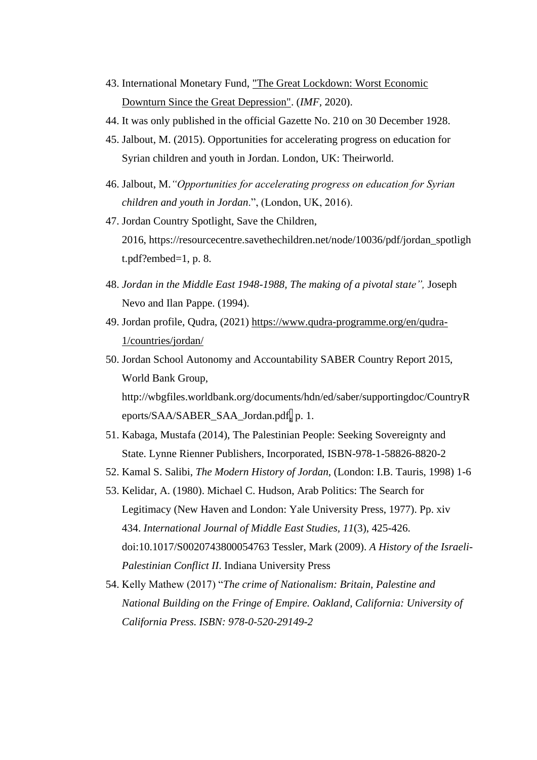43. International Monetary Fund, "The Great Lockdown: Worst Economic Downturn Since the Great Depression". (*IMF*, 2020).
44. It was only published in the official Gazette No. 210 on 30 December 1928.
45. Jalbout, M. (2015). Opportunities for accelerating progress on education for Syrian children and youth in Jordan. London, UK: Theirworld.
46. Jalbout, M.*"Opportunities for accelerating progress on education for Syrian children and youth in Jordan*.", (London, UK, 2016).
47. Jordan Country Spotlight, Save the Children, 2016, https://resourcecentre.savethechildren.net/node/10036/pdf/jordan_spotlight.pdf?embed=1, p. 8.
48. *Jordan in the Middle East 1948-1988, The making of a pivotal state",* Joseph Nevo and Ilan Pappe. (1994).
49. Jordan profile, Qudra, (2021) https://www.qudra-programme.org/en/qudra-1/countries/jordan/
50. Jordan School Autonomy and Accountability SABER Country Report 2015, World Bank Group, http://wbgfiles.worldbank.org/documents/hdn/ed/saber/supportingdoc/CountryReports/SAA/SABER_SAA_Jordan.pdf, p. 1.
51. Kabaga, Mustafa (2014), The Palestinian People: Seeking Sovereignty and State. Lynne Rienner Publishers, Incorporated, ISBN-978-1-58826-8820-2
52. Kamal S. Salibi, *The Modern History of Jordan*, (London: I.B. Tauris, 1998) 1-6
53. Kelidar, A. (1980). Michael C. Hudson, Arab Politics: The Search for Legitimacy (New Haven and London: Yale University Press, 1977). Pp. xiv 434. *International Journal of Middle East Studies, 11*(3), 425-426. doi:10.1017/S0020743800054763 Tessler, Mark (2009). *A History of the Israeli-Palestinian Conflict II*. Indiana University Press
54. Kelly Mathew (2017) "*The crime of Nationalism: Britain, Palestine and National Building on the Fringe of Empire. Oakland, California: University of California Press. ISBN: 978-0-520-29149-2*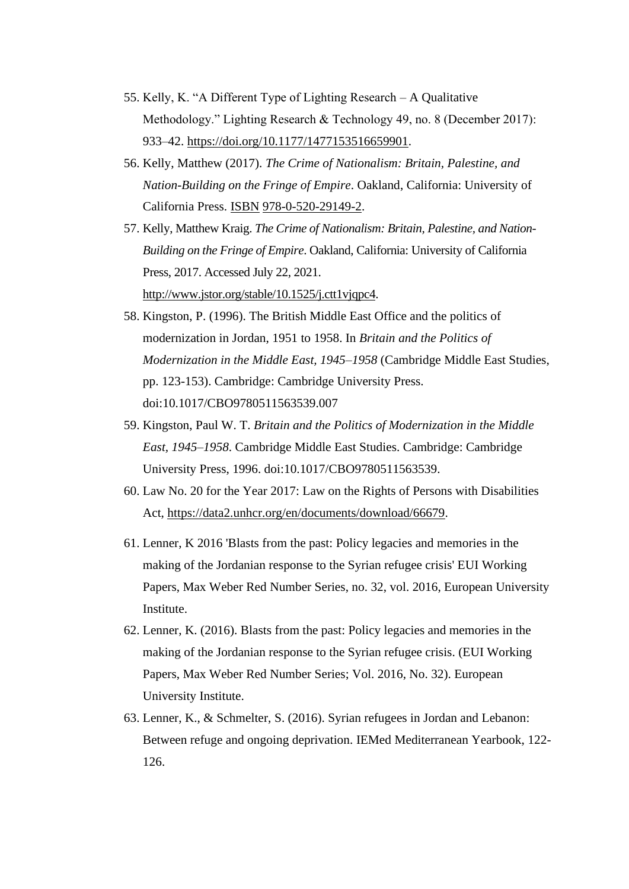55. Kelly, K. "A Different Type of Lighting Research – A Qualitative Methodology." Lighting Research & Technology 49, no. 8 (December 2017): 933–42. https://doi.org/10.1177/1477153516659901.
56. Kelly, Matthew (2017). *The Crime of Nationalism: Britain, Palestine, and Nation-Building on the Fringe of Empire*. Oakland, California: University of California Press. ISBN 978-0-520-29149-2.
57. Kelly, Matthew Kraig. *The Crime of Nationalism: Britain, Palestine, and Nation-Building on the Fringe of Empire*. Oakland, California: University of California Press, 2017. Accessed July 22, 2021. http://www.jstor.org/stable/10.1525/j.ctt1vjqpc4.
58. Kingston, P. (1996). The British Middle East Office and the politics of modernization in Jordan, 1951 to 1958. In *Britain and the Politics of Modernization in the Middle East, 1945–1958* (Cambridge Middle East Studies, pp. 123-153). Cambridge: Cambridge University Press. doi:10.1017/CBO9780511563539.007
59. Kingston, Paul W. T. *Britain and the Politics of Modernization in the Middle East, 1945–1958*. Cambridge Middle East Studies. Cambridge: Cambridge University Press, 1996. doi:10.1017/CBO9780511563539.
60. Law No. 20 for the Year 2017: Law on the Rights of Persons with Disabilities Act, https://data2.unhcr.org/en/documents/download/66679.
61. Lenner, K 2016 'Blasts from the past: Policy legacies and memories in the making of the Jordanian response to the Syrian refugee crisis' EUI Working Papers, Max Weber Red Number Series, no. 32, vol. 2016, European University Institute.
62. Lenner, K. (2016). Blasts from the past: Policy legacies and memories in the making of the Jordanian response to the Syrian refugee crisis. (EUI Working Papers, Max Weber Red Number Series; Vol. 2016, No. 32). European University Institute.
63. Lenner, K., & Schmelter, S. (2016). Syrian refugees in Jordan and Lebanon: Between refuge and ongoing deprivation. IEMed Mediterranean Yearbook, 122-126.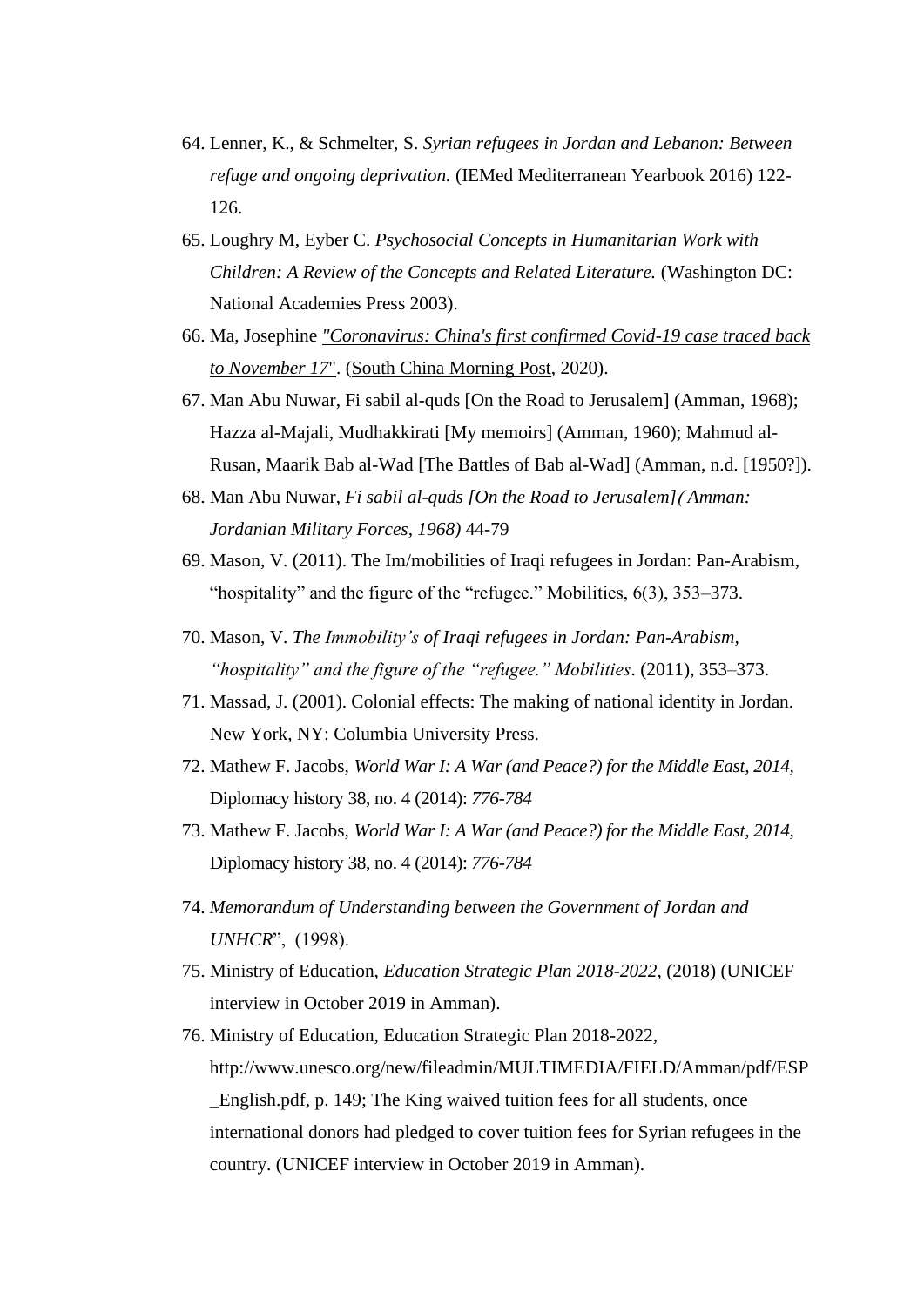64. Lenner, K., & Schmelter, S. *Syrian refugees in Jordan and Lebanon: Between refuge and ongoing deprivation.* (IEMed Mediterranean Yearbook 2016) 122-126.
65. Loughry M, Eyber C. *Psychosocial Concepts in Humanitarian Work with Children: A Review of the Concepts and Related Literature.* (Washington DC: National Academies Press 2003).
66. Ma, Josephine *"Coronavirus: China's first confirmed Covid-19 case traced back to November 17"*. (South China Morning Post, 2020).
67. Man Abu Nuwar, Fi sabil al-quds [On the Road to Jerusalem] (Amman, 1968); Hazza al-Majali, Mudhakkirati [My memoirs] (Amman, 1960); Mahmud al-Rusan, Maarik Bab al-Wad [The Battles of Bab al-Wad] (Amman, n.d. [1950?]).
68. Man Abu Nuwar, *Fi sabil al-quds [On the Road to Jerusalem]( Amman: Jordanian Military Forces, 1968)* 44-79
69. Mason, V. (2011). The Im/mobilities of Iraqi refugees in Jordan: Pan-Arabism, "hospitality" and the figure of the "refugee." Mobilities, 6(3), 353–373.
70. Mason, V. *The Immobility's of Iraqi refugees in Jordan: Pan-Arabism, "hospitality" and the figure of the "refugee." Mobilities*. (2011), 353–373.
71. Massad, J. (2001). Colonial effects: The making of national identity in Jordan. New York, NY: Columbia University Press.
72. Mathew F. Jacobs, *World War I: A War (and Peace?) for the Middle East, 2014,* Diplomacy history 38, no. 4 (2014): *776-784*
73. Mathew F. Jacobs, *World War I: A War (and Peace?) for the Middle East, 2014,* Diplomacy history 38, no. 4 (2014): *776-784*
74. *Memorandum of Understanding between the Government of Jordan and UNHCR*", (1998).
75. Ministry of Education, *Education Strategic Plan 2018-2022*, (2018) (UNICEF interview in October 2019 in Amman).
76. Ministry of Education, Education Strategic Plan 2018-2022, http://www.unesco.org/new/fileadmin/MULTIMEDIA/FIELD/Amman/pdf/ESP_English.pdf, p. 149; The King waived tuition fees for all students, once international donors had pledged to cover tuition fees for Syrian refugees in the country. (UNICEF interview in October 2019 in Amman).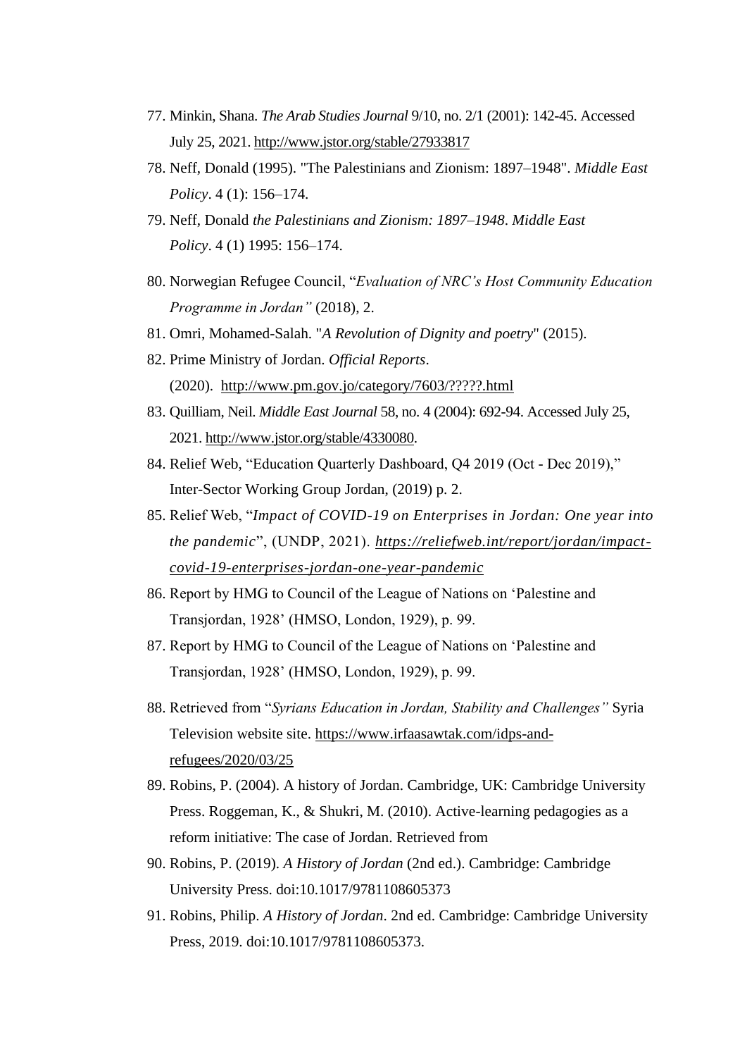77. Minkin, Shana. *The Arab Studies Journal* 9/10, no. 2/1 (2001): 142-45. Accessed July 25, 2021. http://www.jstor.org/stable/27933817
78. Neff, Donald (1995). "The Palestinians and Zionism: 1897–1948". *Middle East Policy*. 4 (1): 156–174.
79. Neff, Donald *the Palestinians and Zionism: 1897–1948*. *Middle East Policy*. 4 (1) 1995: 156–174.
80. Norwegian Refugee Council, "*Evaluation of NRC's Host Community Education Programme in Jordan"* (2018), 2.
81. Omri, Mohamed-Salah. "*A Revolution of Dignity and poetry*" (2015).
82. Prime Ministry of Jordan. *Official Reports*. (2020). http://www.pm.gov.jo/category/7603/?????.html
83. Quilliam, Neil. *Middle East Journal* 58, no. 4 (2004): 692-94. Accessed July 25, 2021. http://www.jstor.org/stable/4330080.
84. Relief Web, "Education Quarterly Dashboard, Q4 2019 (Oct - Dec 2019)," Inter-Sector Working Group Jordan, (2019) p. 2.
85. Relief Web, "*Impact of COVID-19 on Enterprises in Jordan: One year into the pandemic*", (UNDP, 2021). *https://reliefweb.int/report/jordan/impact-covid-19-enterprises-jordan-one-year-pandemic*
86. Report by HMG to Council of the League of Nations on 'Palestine and Transjordan, 1928' (HMSO, London, 1929), p. 99.
87. Report by HMG to Council of the League of Nations on 'Palestine and Transjordan, 1928' (HMSO, London, 1929), p. 99.
88. Retrieved from "*Syrians Education in Jordan, Stability and Challenges"* Syria Television website site. https://www.irfaasawtak.com/idps-and-refugees/2020/03/25
89. Robins, P. (2004). A history of Jordan. Cambridge, UK: Cambridge University Press. Roggeman, K., & Shukri, M. (2010). Active-learning pedagogies as a reform initiative: The case of Jordan. Retrieved from
90. Robins, P. (2019). *A History of Jordan* (2nd ed.). Cambridge: Cambridge University Press. doi:10.1017/9781108605373
91. Robins, Philip. *A History of Jordan*. 2nd ed. Cambridge: Cambridge University Press, 2019. doi:10.1017/9781108605373.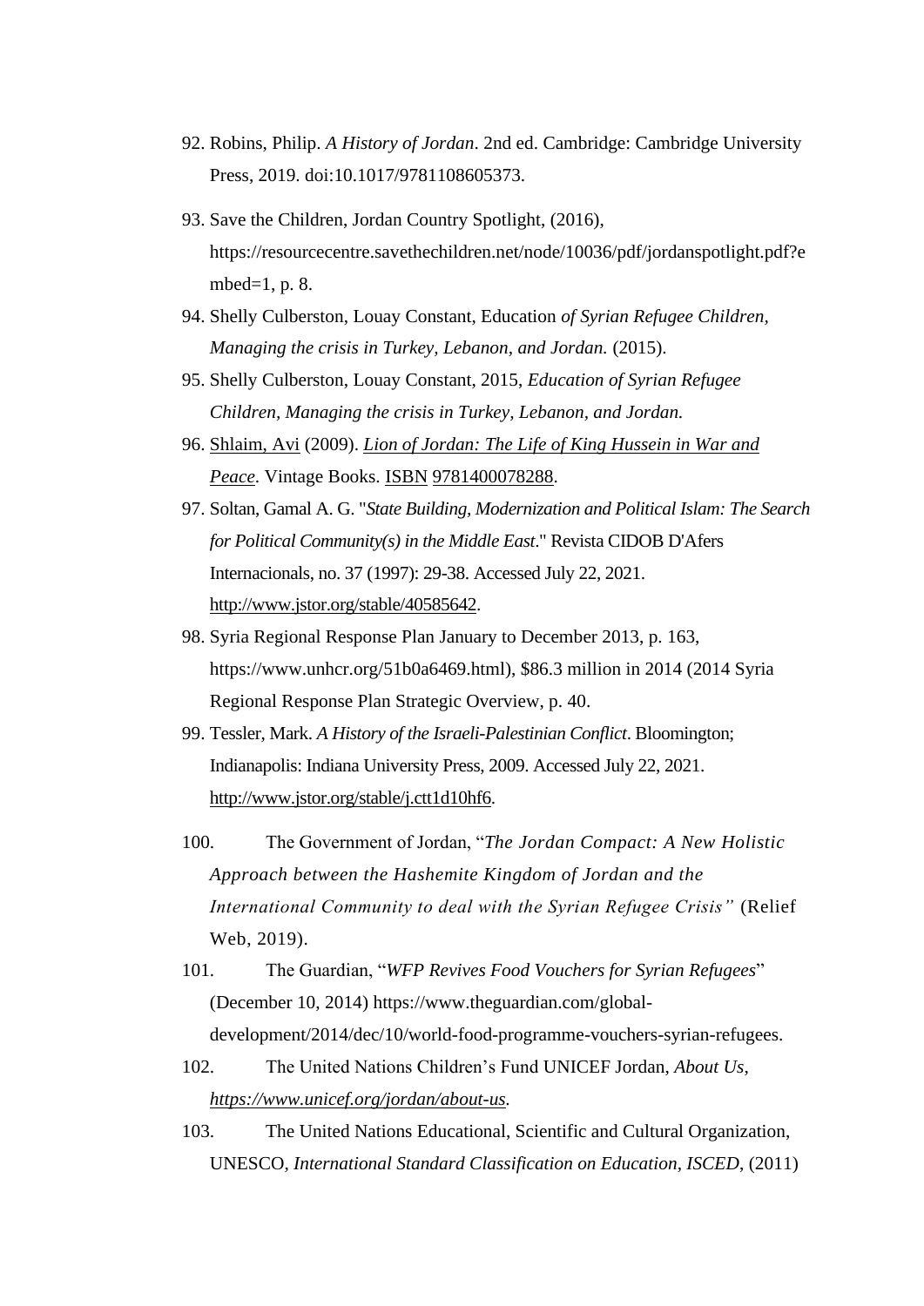92. Robins, Philip. *A History of Jordan*. 2nd ed. Cambridge: Cambridge University Press, 2019. doi:10.1017/9781108605373.
93. Save the Children, Jordan Country Spotlight, (2016), https://resourcecentre.savethechildren.net/node/10036/pdf/jordanspotlight.pdf?embed=1, p. 8.
94. Shelly Culberston, Louay Constant, Education *of Syrian Refugee Children, Managing the crisis in Turkey, Lebanon, and Jordan.* (2015).
95. Shelly Culberston, Louay Constant, 2015, *Education of Syrian Refugee Children, Managing the crisis in Turkey, Lebanon, and Jordan.*
96. Shlaim, Avi (2009). *Lion of Jordan: The Life of King Hussein in War and Peace*. Vintage Books. ISBN 9781400078288.
97. Soltan, Gamal A. G. "*State Building, Modernization and Political Islam: The Search for Political Community(s) in the Middle East*." Revista CIDOB D'Afers Internacionals, no. 37 (1997): 29-38. Accessed July 22, 2021. http://www.jstor.org/stable/40585642.
98. Syria Regional Response Plan January to December 2013, p. 163, https://www.unhcr.org/51b0a6469.html), $86.3 million in 2014 (2014 Syria Regional Response Plan Strategic Overview, p. 40.
99. Tessler, Mark. *A History of the Israeli-Palestinian Conflict*. Bloomington; Indianapolis: Indiana University Press, 2009. Accessed July 22, 2021. http://www.jstor.org/stable/j.ctt1d10hf6.
100. The Government of Jordan, "*The Jordan Compact: A New Holistic Approach between the Hashemite Kingdom of Jordan and the International Community to deal with the Syrian Refugee Crisis"* (Relief Web, 2019).
101. The Guardian, "*WFP Revives Food Vouchers for Syrian Refugees*" (December 10, 2014) https://www.theguardian.com/global-development/2014/dec/10/world-food-programme-vouchers-syrian-refugees.
102. The United Nations Children's Fund UNICEF Jordan, *About Us*, *https://www.unicef.org/jordan/about-us.*
103. The United Nations Educational, Scientific and Cultural Organization, UNESCO, *International Standard Classification on Education, ISCED*, (2011)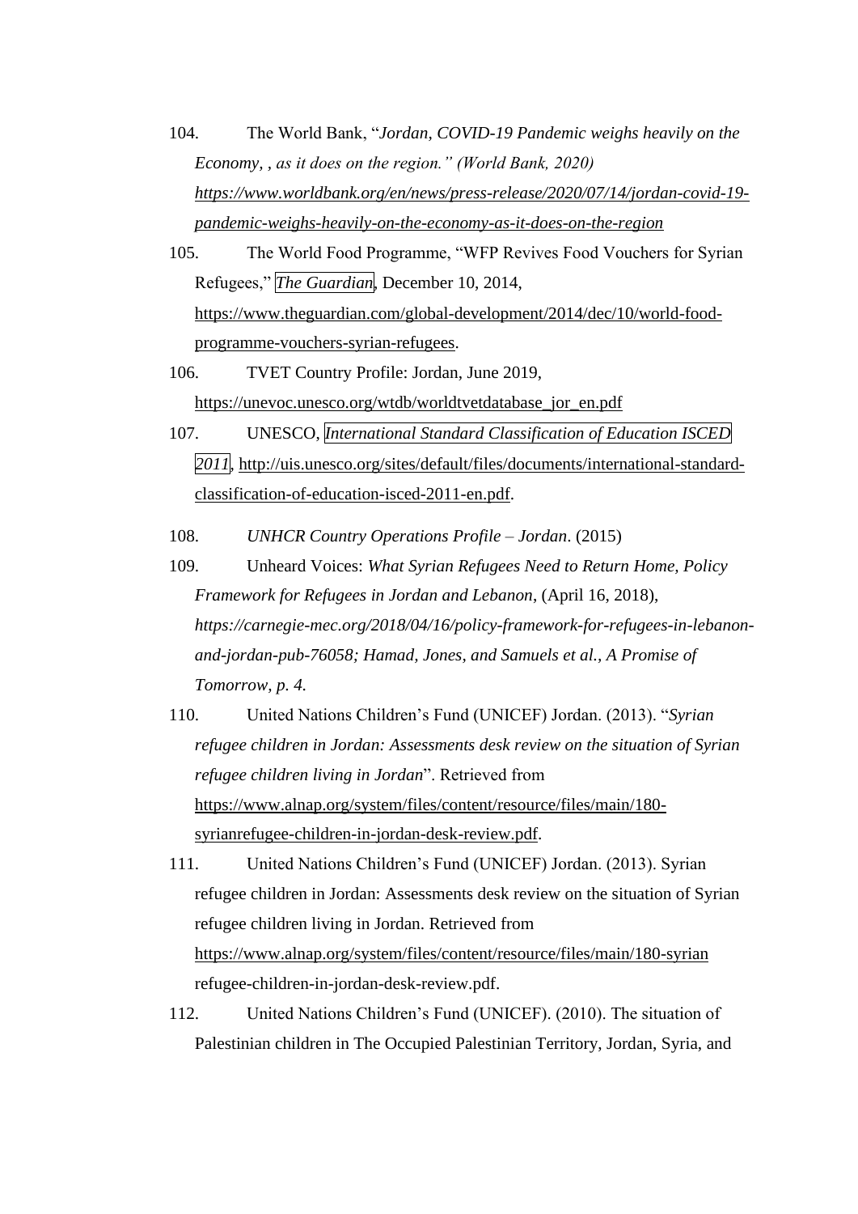104. The World Bank, "*Jordan, COVID-19 Pandemic weighs heavily on the Economy, , as it does on the region." (World Bank, 2020) https://www.worldbank.org/en/news/press-release/2020/07/14/jordan-covid-19-pandemic-weighs-heavily-on-the-economy-as-it-does-on-the-region*

105. The World Food Programme, "WFP Revives Food Vouchers for Syrian Refugees," *The Guardian*, December 10, 2014, https://www.theguardian.com/global-development/2014/dec/10/world-food-programme-vouchers-syrian-refugees.

106. TVET Country Profile: Jordan, June 2019, https://unevoc.unesco.org/wtdb/worldtvetdatabase_jor_en.pdf

107. UNESCO, *International Standard Classification of Education ISCED 2011*, http://uis.unesco.org/sites/default/files/documents/international-standard-classification-of-education-isced-2011-en.pdf.

108. *UNHCR Country Operations Profile – Jordan*. (2015)

109. Unheard Voices: *What Syrian Refugees Need to Return Home, Policy Framework for Refugees in Jordan and Lebanon*, (April 16, 2018), *https://carnegie-mec.org/2018/04/16/policy-framework-for-refugees-in-lebanon-and-jordan-pub-76058; Hamad, Jones, and Samuels et al., A Promise of Tomorrow, p. 4.*

110. United Nations Children's Fund (UNICEF) Jordan. (2013). "*Syrian refugee children in Jordan: Assessments desk review on the situation of Syrian refugee children living in Jordan*". Retrieved from https://www.alnap.org/system/files/content/resource/files/main/180-syrianrefugee-children-in-jordan-desk-review.pdf.

111. United Nations Children's Fund (UNICEF) Jordan. (2013). Syrian refugee children in Jordan: Assessments desk review on the situation of Syrian refugee children living in Jordan. Retrieved from https://www.alnap.org/system/files/content/resource/files/main/180-syrian refugee-children-in-jordan-desk-review.pdf.

112. United Nations Children's Fund (UNICEF). (2010). The situation of Palestinian children in The Occupied Palestinian Territory, Jordan, Syria, and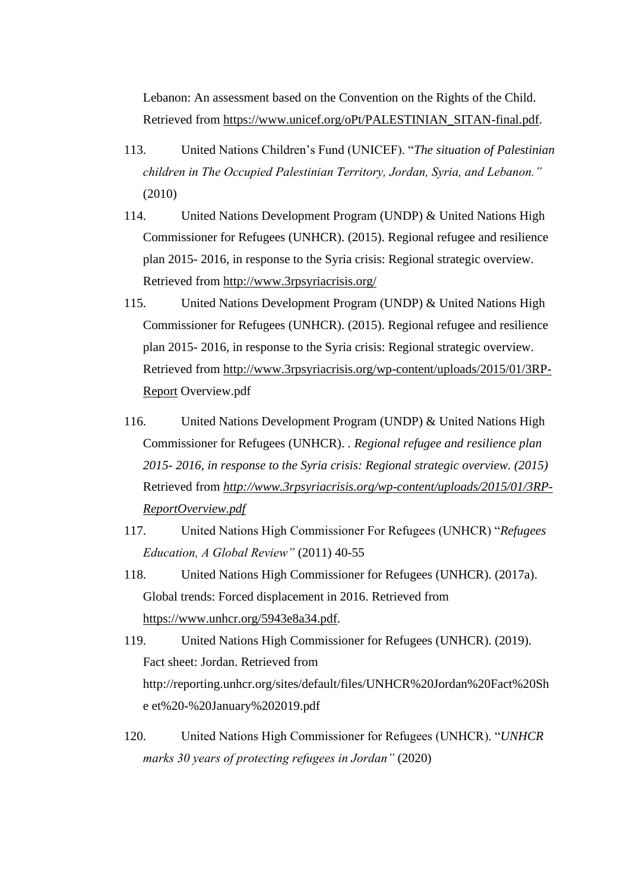Lebanon: An assessment based on the Convention on the Rights of the Child. Retrieved from https://www.unicef.org/oPt/PALESTINIAN_SITAN-final.pdf.

113. United Nations Children's Fund (UNICEF). "*The situation of Palestinian children in The Occupied Palestinian Territory, Jordan, Syria, and Lebanon.*" (2010)

114. United Nations Development Program (UNDP) & United Nations High Commissioner for Refugees (UNHCR). (2015). Regional refugee and resilience plan 2015- 2016, in response to the Syria crisis: Regional strategic overview. Retrieved from http://www.3rpsyriacrisis.org/

115. United Nations Development Program (UNDP) & United Nations High Commissioner for Refugees (UNHCR). (2015). Regional refugee and resilience plan 2015- 2016, in response to the Syria crisis: Regional strategic overview. Retrieved from http://www.3rpsyriacrisis.org/wp-content/uploads/2015/01/3RP-Report Overview.pdf

116. United Nations Development Program (UNDP) & United Nations High Commissioner for Refugees (UNHCR). . *Regional refugee and resilience plan 2015- 2016, in response to the Syria crisis: Regional strategic overview. (2015)* Retrieved from *http://www.3rpsyriacrisis.org/wp-content/uploads/2015/01/3RP-ReportOverview.pdf*

117. United Nations High Commissioner For Refugees (UNHCR) "*Refugees Education, A Global Review*" (2011) 40-55

118. United Nations High Commissioner for Refugees (UNHCR). (2017a). Global trends: Forced displacement in 2016. Retrieved from https://www.unhcr.org/5943e8a34.pdf.

119. United Nations High Commissioner for Refugees (UNHCR). (2019). Fact sheet: Jordan. Retrieved from http://reporting.unhcr.org/sites/default/files/UNHCR%20Jordan%20Fact%20She et%20-%20January%202019.pdf

120. United Nations High Commissioner for Refugees (UNHCR). "*UNHCR marks 30 years of protecting refugees in Jordan*" (2020)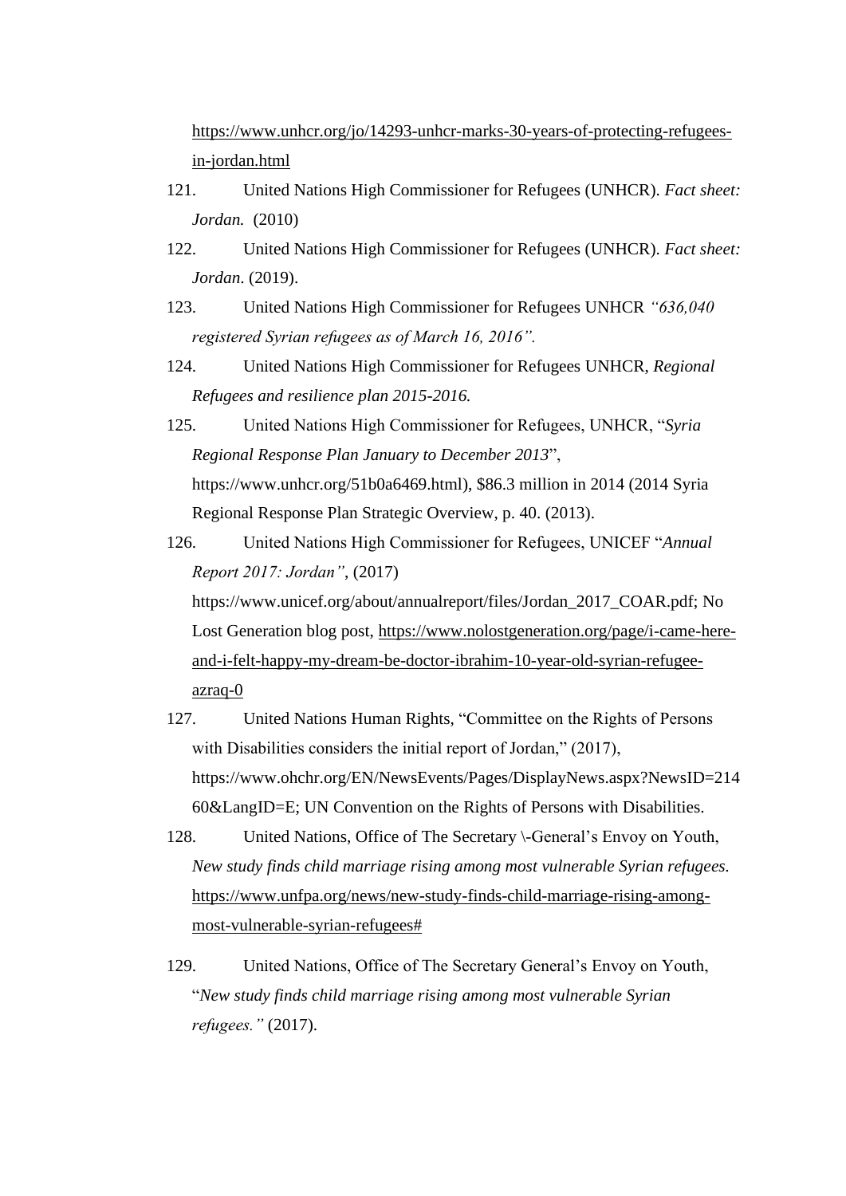https://www.unhcr.org/jo/14293-unhcr-marks-30-years-of-protecting-refugees-in-jordan.html

121. United Nations High Commissioner for Refugees (UNHCR). *Fact sheet: Jordan.* (2010)

122. United Nations High Commissioner for Refugees (UNHCR). *Fact sheet: Jordan*. (2019).

123. United Nations High Commissioner for Refugees UNHCR *"636,040 registered Syrian refugees as of March 16, 2016".*

124. United Nations High Commissioner for Refugees UNHCR, *Regional Refugees and resilience plan 2015-2016.*

125. United Nations High Commissioner for Refugees, UNHCR, "*Syria Regional Response Plan January to December 2013*", https://www.unhcr.org/51b0a6469.html), $86.3 million in 2014 (2014 Syria Regional Response Plan Strategic Overview, p. 40. (2013).

126. United Nations High Commissioner for Refugees, UNICEF "*Annual Report 2017: Jordan"*, (2017) https://www.unicef.org/about/annualreport/files/Jordan_2017_COAR.pdf; No Lost Generation blog post, https://www.nolostgeneration.org/page/i-came-here-and-i-felt-happy-my-dream-be-doctor-ibrahim-10-year-old-syrian-refugee-azraq-0

127. United Nations Human Rights, "Committee on the Rights of Persons with Disabilities considers the initial report of Jordan," (2017), https://www.ohchr.org/EN/NewsEvents/Pages/DisplayNews.aspx?NewsID=21460&LangID=E; UN Convention on the Rights of Persons with Disabilities.

128. United Nations, Office of The Secretary \-General's Envoy on Youth, *New study finds child marriage rising among most vulnerable Syrian refugees.* https://www.unfpa.org/news/new-study-finds-child-marriage-rising-among-most-vulnerable-syrian-refugees#

129. United Nations, Office of The Secretary General's Envoy on Youth, "*New study finds child marriage rising among most vulnerable Syrian refugees."* (2017).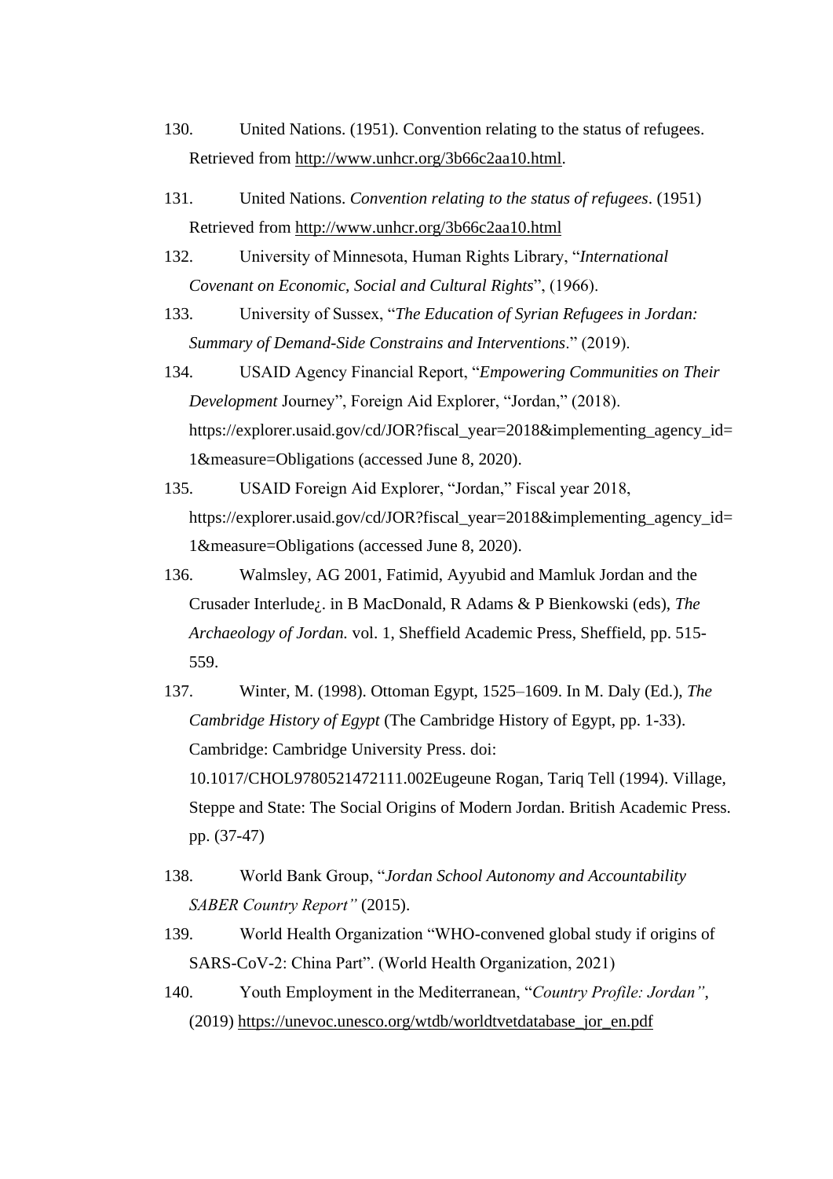130. United Nations. (1951). Convention relating to the status of refugees. Retrieved from http://www.unhcr.org/3b66c2aa10.html.

131. United Nations. *Convention relating to the status of refugees*. (1951) Retrieved from http://www.unhcr.org/3b66c2aa10.html

132. University of Minnesota, Human Rights Library, "*International Covenant on Economic, Social and Cultural Rights*", (1966).

133. University of Sussex, "*The Education of Syrian Refugees in Jordan: Summary of Demand-Side Constrains and Interventions*." (2019).

134. USAID Agency Financial Report, "*Empowering Communities on Their Development* Journey", Foreign Aid Explorer, "Jordan," (2018). https://explorer.usaid.gov/cd/JOR?fiscal_year=2018&implementing_agency_id=1&measure=Obligations (accessed June 8, 2020).

135. USAID Foreign Aid Explorer, "Jordan," Fiscal year 2018, https://explorer.usaid.gov/cd/JOR?fiscal_year=2018&implementing_agency_id=1&measure=Obligations (accessed June 8, 2020).

136. Walmsley, AG 2001, Fatimid, Ayyubid and Mamluk Jordan and the Crusader Interlude¿. in B MacDonald, R Adams & P Bienkowski (eds), *The Archaeology of Jordan.* vol. 1, Sheffield Academic Press, Sheffield, pp. 515-559.

137. Winter, M. (1998). Ottoman Egypt, 1525–1609. In M. Daly (Ed.), *The Cambridge History of Egypt* (The Cambridge History of Egypt, pp. 1-33). Cambridge: Cambridge University Press. doi: 10.1017/CHOL9780521472111.002Eugeune Rogan, Tariq Tell (1994). Village, Steppe and State: The Social Origins of Modern Jordan. British Academic Press. pp. (37-47)

138. World Bank Group, "*Jordan School Autonomy and Accountability SABER Country Report"* (2015).

139. World Health Organization "WHO-convened global study if origins of SARS-CoV-2: China Part". (World Health Organization, 2021)

140. Youth Employment in the Mediterranean, "*Country Profile: Jordan"*, (2019) https://unevoc.unesco.org/wtdb/worldtvetdatabase_jor_en.pdf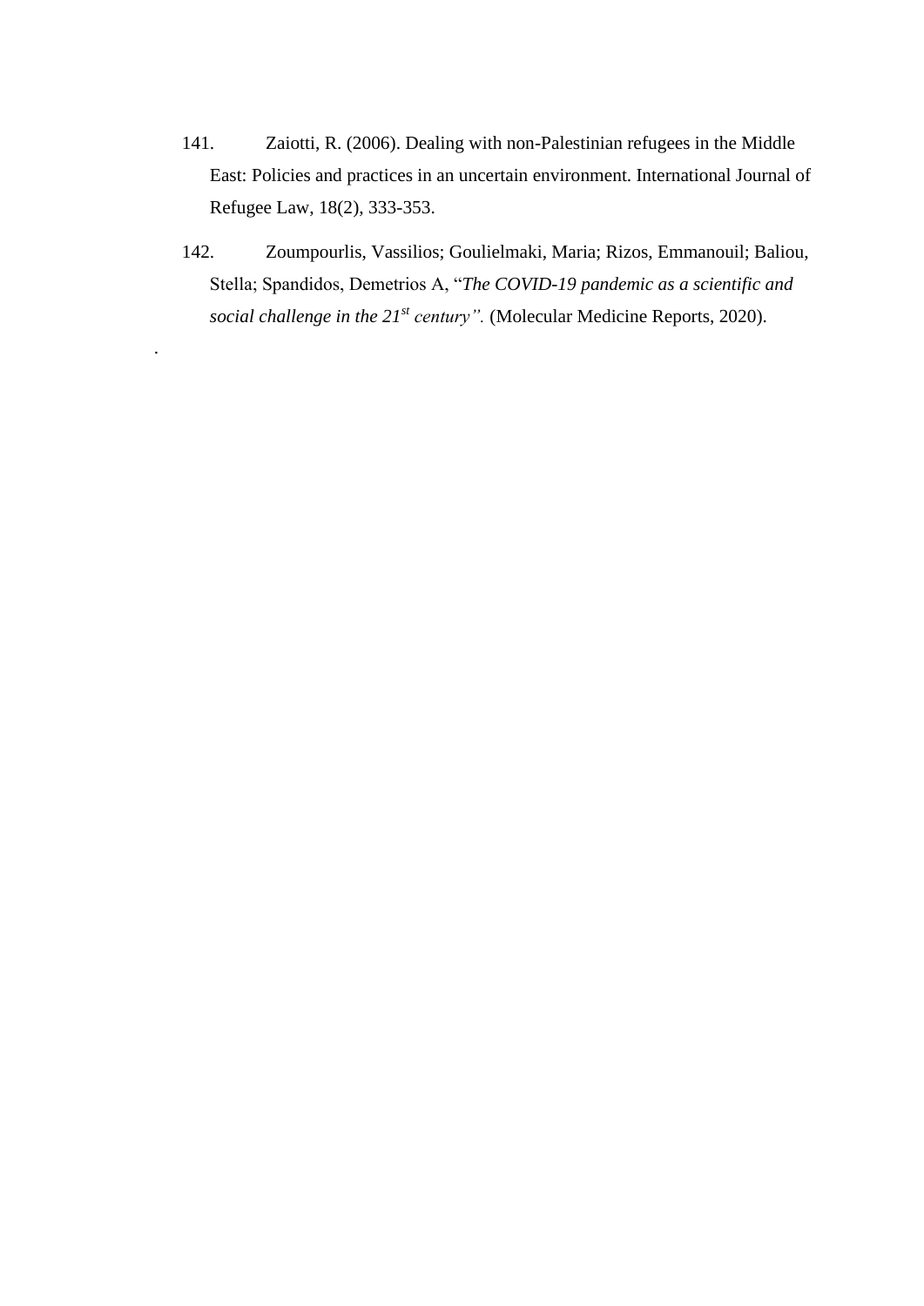141. Zaiotti, R. (2006). Dealing with non-Palestinian refugees in the Middle East: Policies and practices in an uncertain environment. International Journal of Refugee Law, 18(2), 333-353.

142. Zoumpourlis, Vassilios; Goulielmaki, Maria; Rizos, Emmanouil; Baliou, Stella; Spandidos, Demetrios A, "*The COVID-19 pandemic as a scientific and social challenge in the 21st century".* (Molecular Medicine Reports, 2020).

.